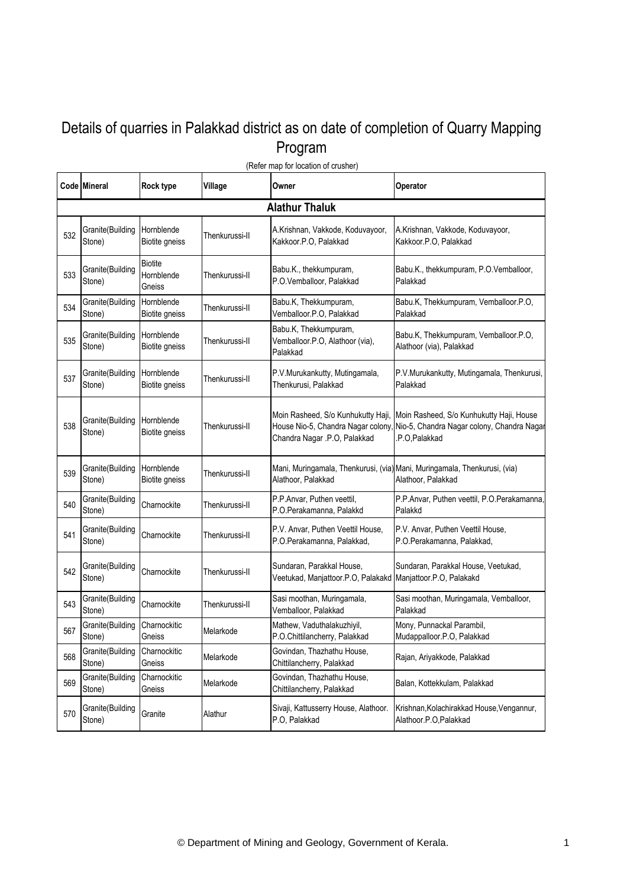# Details of quarries in Palakkad district as on date of completion of Quarry Mapping Program

(Refer map for location of crusher)

| Code | Mineral | Rock type | Village | Owner | Operator |
|---|---|---|---|---|---|
| **Alathur Thaluk** | | | | | |
| 532 | Granite(Building Stone) | Hornblende Biotite gneiss | Thenkurussi-II | A.Krishnan, Vakkode, Koduvayoor, Kakkoor.P.O, Palakkad | A.Krishnan, Vakkode, Koduvayoor, Kakkoor.P.O, Palakkad |
| 533 | Granite(Building Stone) | Biotite Hornblende Gneiss | Thenkurussi-II | Babu.K., thekkumpuram, P.O.Vemballoor, Palakkad | Babu.K., thekkumpuram, P.O.Vemballoor, Palakkad |
| 534 | Granite(Building Stone) | Hornblende Biotite gneiss | Thenkurussi-II | Babu.K, Thekkumpuram, Vemballoor.P.O, Palakkad | Babu.K, Thekkumpuram, Vemballoor.P.O, Palakkad |
| 535 | Granite(Building Stone) | Hornblende Biotite gneiss | Thenkurussi-II | Babu.K, Thekkumpuram, Vemballoor.P.O, Alathoor (via), Palakkad | Babu.K, Thekkumpuram, Vemballoor.P.O, Alathoor (via), Palakkad |
| 537 | Granite(Building Stone) | Hornblende Biotite gneiss | Thenkurussi-II | P.V.Murukankutty, Mutingamala, Thenkurusi, Palakkad | P.V.Murukankutty, Mutingamala, Thenkurusi, Palakkad |
| 538 | Granite(Building Stone) | Hornblende Biotite gneiss | Thenkurussi-II | Moin Rasheed, S/o Kunhukutty Haji, House Nio-5, Chandra Nagar colony, Chandra Nagar .P.O, Palakkad | Moin Rasheed, S/o Kunhukutty Haji, House Nio-5, Chandra Nagar colony, Chandra Nagar .P.O,Palakkad |
| 539 | Granite(Building Stone) | Hornblende Biotite gneiss | Thenkurussi-II | Mani, Muringamala, Thenkurusi, (via) Alathoor, Palakkad | Mani, Muringamala, Thenkurusi, (via) Alathoor, Palakkad |
| 540 | Granite(Building Stone) | Charnockite | Thenkurussi-II | P.P.Anvar, Puthen veettil, P.O.Perakamanna, Palakkd | P.P.Anvar, Puthen veettil, P.O.Perakamanna, Palakkd |
| 541 | Granite(Building Stone) | Charnockite | Thenkurussi-II | P.V. Anvar, Puthen Veettil House, P.O.Perakamanna, Palakkad, | P.V. Anvar, Puthen Veettil House, P.O.Perakamanna, Palakkad, |
| 542 | Granite(Building Stone) | Charnockite | Thenkurussi-II | Sundaran, Parakkal House, Veetukad, Manjattoor.P.O, Palakakd | Sundaran, Parakkal House, Veetukad, Manjattoor.P.O, Palakakd |
| 543 | Granite(Building Stone) | Charnockite | Thenkurussi-II | Sasi moothan, Muringamala, Vemballoor, Palakkad | Sasi moothan, Muringamala, Vemballoor, Palakkad |
| 567 | Granite(Building Stone) | Charnockitic Gneiss | Melarkode | Mathew, Vaduthalakuzhiyil, P.O.Chittilancherry, Palakkad | Mony, Punnackal Parambil, Mudappalloor.P.O, Palakkad |
| 568 | Granite(Building Stone) | Charnockitic Gneiss | Melarkode | Govindan, Thazhathu House, Chittilancherry, Palakkad | Rajan, Ariyakkode, Palakkad |
| 569 | Granite(Building Stone) | Charnockitic Gneiss | Melarkode | Govindan, Thazhathu House, Chittilancherry, Palakkad | Balan, Kottekkulam, Palakkad |
| 570 | Granite(Building Stone) | Granite | Alathur | Sivaji, Kattusserry House, Alathoor. P.O, Palakkad | Krishnan,Kolachirakkad House,Vengannur, Alathoor.P.O,Palakkad |

© Department of Mining and Geology, Government of Kerala.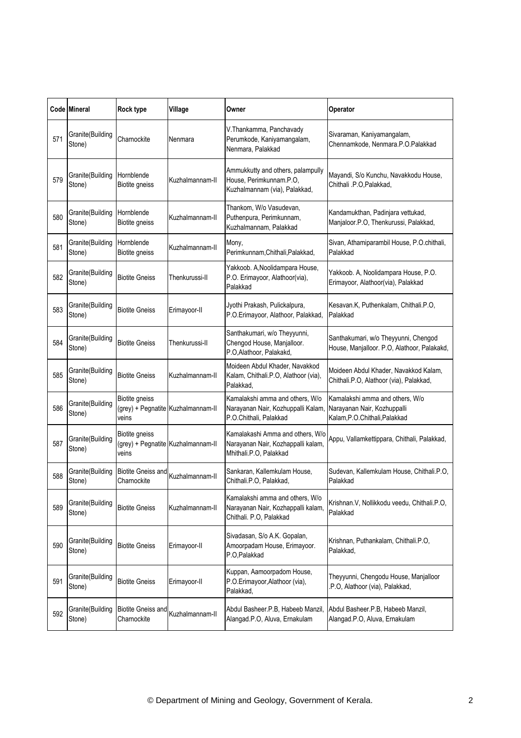| Code | Mineral | Rock type | Village | Owner | Operator |
| --- | --- | --- | --- | --- | --- |
| 571 | Granite(Building Stone) | Charnockite | Nenmara | V.Thankamma, Panchavady Perumkode, Kaniyamangalam, Nenmara, Palakkad | Sivaraman, Kaniyamangalam, Chennamkode, Nenmara.P.O.Palakkad |
| 579 | Granite(Building Stone) | Hornblende Biotite gneiss | Kuzhalmannam-II | Ammukkutty and others, palampully House, Perimkunnam.P.O, Kuzhalmannam (via), Palakkad, | Mayandi, S/o Kunchu, Navakkodu House, Chithali .P.O,Palakkad, |
| 580 | Granite(Building Stone) | Hornblende Biotite gneiss | Kuzhalmannam-II | Thankom, W/o Vasudevan, Puthenpura, Perimkunnam, Kuzhalmannam, Palakkad | Kandamukthan, Padinjara vettukad, Manjaloor.P.O, Thenkurussi, Palakkad, |
| 581 | Granite(Building Stone) | Hornblende Biotite gneiss | Kuzhalmannam-II | Mony, Perimkunnam,Chithali,Palakkad, | Sivan, Athamiparambil House, P.O.chithali, Palakkad |
| 582 | Granite(Building Stone) | Biotite Gneiss | Thenkurussi-II | Yakkoob. A,Noolidampara House, P.O. Erimayoor, Alathoor(via), Palakkad | Yakkoob. A, Noolidampara House, P.O. Erimayoor, Alathoor(via), Palakkad |
| 583 | Granite(Building Stone) | Biotite Gneiss | Erimayoor-II | Jyothi Prakash, Pulickalpura, P.O.Erimayoor, Alathoor, Palakkad, | Kesavan.K, Puthenkalam, Chithali.P.O, Palakkad |
| 584 | Granite(Building Stone) | Biotite Gneiss | Thenkurussi-II | Santhakumari, w/o Theyyunni, Chengod House, Manjalloor. P.O,Alathoor, Palakakd, | Santhakumari, w/o Theyyunni, Chengod House, Manjalloor. P.O, Alathoor, Palakakd, |
| 585 | Granite(Building Stone) | Biotite Gneiss | Kuzhalmannam-II | Moideen Abdul Khader, Navakkod Kalam, Chithali.P.O, Alathoor (via), Palakkad, | Moideen Abdul Khader, Navakkod Kalam, Chithali.P.O, Alathoor (via), Palakkad, |
| 586 | Granite(Building Stone) | Biotite gneiss (grey) + Pegnatite veins | Kuzhalmannam-II | Kamalakshi amma and others, W/o Narayanan Nair, Kozhuppalli Kalam, P.O.Chithali, Palakkad | Kamalakshi amma and others, W/o Narayanan Nair, Kozhuppalli Kalam,P.O.Chithali,Palakkad |
| 587 | Granite(Building Stone) | Biotite gneiss (grey) + Pegnatite veins | Kuzhalmannam-II | Kamalakashi Amma and others, W/o Narayanan Nair, Kozhappalli kalam, Mhithali.P.O, Palakkad | Appu, Vallamkettippara, Chithali, Palakkad, |
| 588 | Granite(Building Stone) | Biotite Gneiss and Charnockite | Kuzhalmannam-II | Sankaran, Kallemkulam House, Chithali.P.O, Palakkad, | Sudevan, Kallemkulam House, Chithali.P.O, Palakkad |
| 589 | Granite(Building Stone) | Biotite Gneiss | Kuzhalmannam-II | Kamalakshi amma and others, W/o Narayanan Nair, Kozhappalli kalam, Chithali. P.O, Palakkad | Krishnan.V, Nollikkodu veedu, Chithali.P.O, Palakkad |
| 590 | Granite(Building Stone) | Biotite Gneiss | Erimayoor-II | Sivadasan, S/o A.K. Gopalan, Amoorpadam House, Erimayoor. P.O,Palakkad | Krishnan, Puthankalam, Chithali.P.O, Palakkad, |
| 591 | Granite(Building Stone) | Biotite Gneiss | Erimayoor-II | Kuppan, Aamoorpadom House, P.O.Erimayoor,Alathoor (via), Palakkad, | Theyyunni, Chengodu House, Manjalloor .P.O, Alathoor (via), Palakkad, |
| 592 | Granite(Building Stone) | Biotite Gneiss and Charnockite | Kuzhalmannam-II | Abdul Basheer.P.B, Habeeb Manzil, Alangad.P.O, Aluva, Ernakulam | Abdul Basheer.P.B, Habeeb Manzil, Alangad.P.O, Aluva, Ernakulam |

© Department of Mining and Geology, Government of Kerala.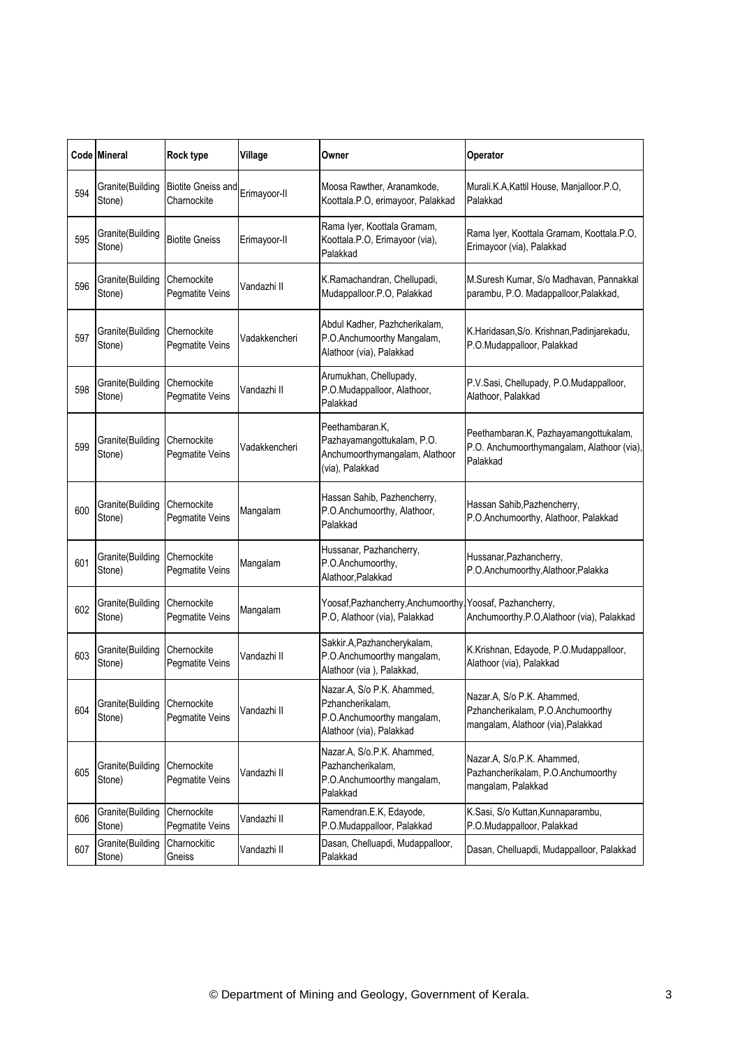| Code | Mineral | Rock type | Village | Owner | Operator |
|---|---|---|---|---|---|
| 594 | Granite(Building Stone) | Biotite Gneiss and Charnockite | Erimayoor-II | Moosa Rawther, Aranamkode, Koottala.P.O, erimayoor, Palakkad | Murali.K.A,Kattil House, Manjalloor.P.O, Palakkad |
| 595 | Granite(Building Stone) | Biotite Gneiss | Erimayoor-II | Rama Iyer, Koottala Gramam, Koottala.P.O, Erimayoor (via), Palakkad | Rama Iyer, Koottala Gramam, Koottala.P.O, Erimayoor (via), Palakkad |
| 596 | Granite(Building Stone) | Chernockite Pegmatite Veins | Vandazhi II | K.Ramachandran, Chellupadi, Mudappalloor.P.O, Palakkad | M.Suresh Kumar, S/o Madhavan, Pannakkal parambu, P.O. Madappalloor,Palakkad, |
| 597 | Granite(Building Stone) | Chernockite Pegmatite Veins | Vadakkencheri | Abdul Kadher, Pazhcherikalam, P.O.Anchumoorthy Mangalam, Alathoor (via), Palakkad | K.Haridasan,S/o. Krishnan,Padinjarekadu, P.O.Mudappalloor, Palakkad |
| 598 | Granite(Building Stone) | Chernockite Pegmatite Veins | Vandazhi II | Arumukhan, Chellupady, P.O.Mudappalloor, Alathoor, Palakkad | P.V.Sasi, Chellupady, P.O.Mudappalloor, Alathoor, Palakkad |
| 599 | Granite(Building Stone) | Chernockite Pegmatite Veins | Vadakkencheri | Peethambaran.K, Pazhayamangottukalam, P.O. Anchumoorthymangalam, Alathoor (via), Palakkad | Peethambaran.K, Pazhayamangottukalam, P.O. Anchumoorthymangalam, Alathoor (via), Palakkad |
| 600 | Granite(Building Stone) | Chernockite Pegmatite Veins | Mangalam | Hassan Sahib, Pazhencherry, P.O.Anchumoorthy, Alathoor, Palakkad | Hassan Sahib,Pazhencherry, P.O.Anchumoorthy, Alathoor, Palakkad |
| 601 | Granite(Building Stone) | Chernockite Pegmatite Veins | Mangalam | Hussanar, Pazhancherry, P.O.Anchumoorthy, Alathoor,Palakkad | Hussanar,Pazhancherry, P.O.Anchumoorthy,Alathoor,Palakka |
| 602 | Granite(Building Stone) | Chernockite Pegmatite Veins | Mangalam | Yoosaf,Pazhancherry,Anchumoorthy. P.O, Alathoor (via), Palakkad | Yoosaf, Pazhancherry, Anchumoorthy.P.O,Alathoor (via), Palakkad |
| 603 | Granite(Building Stone) | Chernockite Pegmatite Veins | Vandazhi II | Sakkir.A,Pazhancherykalam, P.O.Anchumoorthy mangalam, Alathoor (via ), Palakkad, | K.Krishnan, Edayode, P.O.Mudappalloor, Alathoor (via), Palakkad |
| 604 | Granite(Building Stone) | Chernockite Pegmatite Veins | Vandazhi II | Nazar.A, S/o P.K. Ahammed, Pzhancherikalam, P.O.Anchumoorthy mangalam, Alathoor (via), Palakkad | Nazar.A, S/o P.K. Ahammed, Pzhancherikalam, P.O.Anchumoorthy mangalam, Alathoor (via),Palakkad |
| 605 | Granite(Building Stone) | Chernockite Pegmatite Veins | Vandazhi II | Nazar.A, S/o.P.K. Ahammed, Pazhancherikalam, P.O.Anchumoorthy mangalam, Palakkad | Nazar.A, S/o.P.K. Ahammed, Pazhancherikalam, P.O.Anchumoorthy mangalam, Palakkad |
| 606 | Granite(Building Stone) | Chernockite Pegmatite Veins | Vandazhi II | Ramendran.E.K, Edayode, P.O.Mudappalloor, Palakkad | K.Sasi, S/o Kuttan,Kunnaparambu, P.O.Mudappalloor, Palakkad |
| 607 | Granite(Building Stone) | Charnockitic Gneiss | Vandazhi II | Dasan, Chelluapdi, Mudappalloor, Palakkad | Dasan, Chelluapdi, Mudappalloor, Palakkad |

© Department of Mining and Geology, Government of Kerala.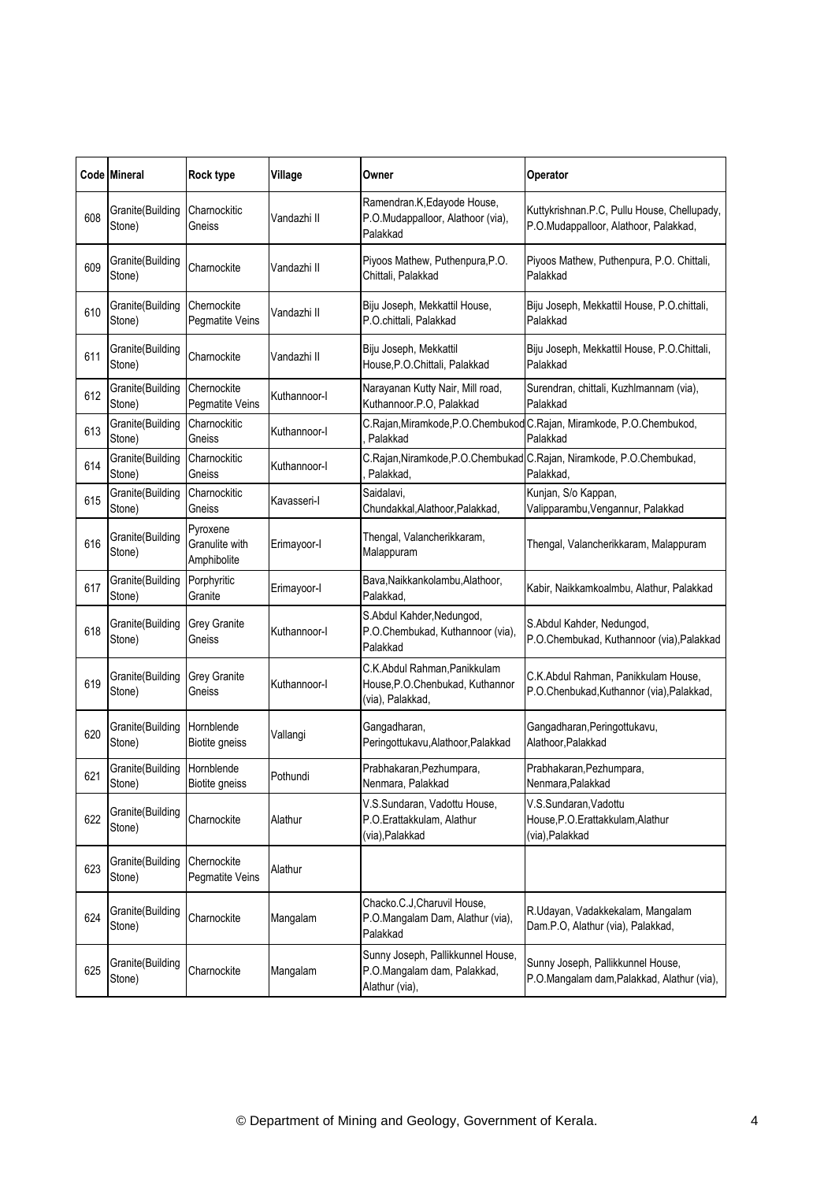| Code | Mineral | Rock type | Village | Owner | Operator |
| --- | --- | --- | --- | --- | --- |
| 608 | Granite(Building Stone) | Charnockitic Gneiss | Vandazhi II | Ramendran.K,Edayode House, P.O.Mudappalloor, Alathoor (via), Palakkad | Kuttykrishnan.P.C, Pullu House, Chellupady, P.O.Mudappalloor, Alathoor, Palakkad, |
| 609 | Granite(Building Stone) | Charnockite | Vandazhi II | Piyoos Mathew, Puthenpura,P.O. Chittali, Palakkad | Piyoos Mathew, Puthenpura, P.O. Chittali, Palakkad |
| 610 | Granite(Building Stone) | Chernockite Pegmatite Veins | Vandazhi II | Biju Joseph, Mekkattil House, P.O.chittali, Palakkad | Biju Joseph, Mekkattil House, P.O.chittali, Palakkad |
| 611 | Granite(Building Stone) | Charnockite | Vandazhi II | Biju Joseph, Mekkattil House,P.O.Chittali, Palakkad | Biju Joseph, Mekkattil House, P.O.Chittali, Palakkad |
| 612 | Granite(Building Stone) | Chernockite Pegmatite Veins | Kuthannoor-I | Narayanan Kutty Nair, Mill road, Kuthannoor.P.O, Palakkad | Surendran, chittali, Kuzhlmannam (via), Palakkad |
| 613 | Granite(Building Stone) | Charnockitic Gneiss | Kuthannoor-I | C.Rajan,Miramkode,P.O.Chembukod , Palakkad | C.Rajan, Miramkode, P.O.Chembukod, Palakkad |
| 614 | Granite(Building Stone) | Charnockitic Gneiss | Kuthannoor-I | C.Rajan,Niramkode,P.O.Chembukad , Palakkad, | C.Rajan, Niramkode, P.O.Chembukad, Palakkad, |
| 615 | Granite(Building Stone) | Charnockitic Gneiss | Kavasseri-I | Saidalavi, Chundakkal,Alathoor,Palakkad, | Kunjan, S/o Kappan, Valipparambu,Vengannur, Palakkad |
| 616 | Granite(Building Stone) | Pyroxene Granulite with Amphibolite | Erimayoor-I | Thengal, Valancherikkaram, Malappuram | Thengal, Valancherikkaram, Malappuram |
| 617 | Granite(Building Stone) | Porphyritic Granite | Erimayoor-I | Bava,Naikkankolambu,Alathoor, Palakkad, | Kabir, Naikkamkoalmbu, Alathur, Palakkad |
| 618 | Granite(Building Stone) | Grey Granite Gneiss | Kuthannoor-I | S.Abdul Kahder,Nedungod, P.O.Chembukad, Kuthannoor (via), Palakkad | S.Abdul Kahder, Nedungod, P.O.Chembukad, Kuthannoor (via),Palakkad |
| 619 | Granite(Building Stone) | Grey Granite Gneiss | Kuthannoor-I | C.K.Abdul Rahman,Panikkulam House,P.O.Chenbukad, Kuthannor (via), Palakkad, | C.K.Abdul Rahman, Panikkulam House, P.O.Chenbukad,Kuthannor (via),Palakkad, |
| 620 | Granite(Building Stone) | Hornblende Biotite gneiss | Vallangi | Gangadharan, Peringottukavu,Alathoor,Palakkad | Gangadharan,Peringottukavu, Alathoor,Palakkad |
| 621 | Granite(Building Stone) | Hornblende Biotite gneiss | Pothundi | Prabhakaran,Pezhumpara, Nenmara, Palakkad | Prabhakaran,Pezhumpara, Nenmara,Palakkad |
| 622 | Granite(Building Stone) | Charnockite | Alathur | V.S.Sundaran, Vadottu House, P.O.Erattakkulam, Alathur (via),Palakkad | V.S.Sundaran,Vadottu House,P.O.Erattakkulam,Alathur (via),Palakkad |
| 623 | Granite(Building Stone) | Chernockite Pegmatite Veins | Alathur | | |
| 624 | Granite(Building Stone) | Charnockite | Mangalam | Chacko.C.J,Charuvil House, P.O.Mangalam Dam, Alathur (via), Palakkad | R.Udayan, Vadakkekalam, Mangalam Dam.P.O, Alathur (via), Palakkad, |
| 625 | Granite(Building Stone) | Charnockite | Mangalam | Sunny Joseph, Pallikkunnel House, P.O.Mangalam dam, Palakkad, Alathur (via), | Sunny Joseph, Pallikkunnel House, P.O.Mangalam dam,Palakkad, Alathur (via), |

© Department of Mining and Geology, Government of Kerala.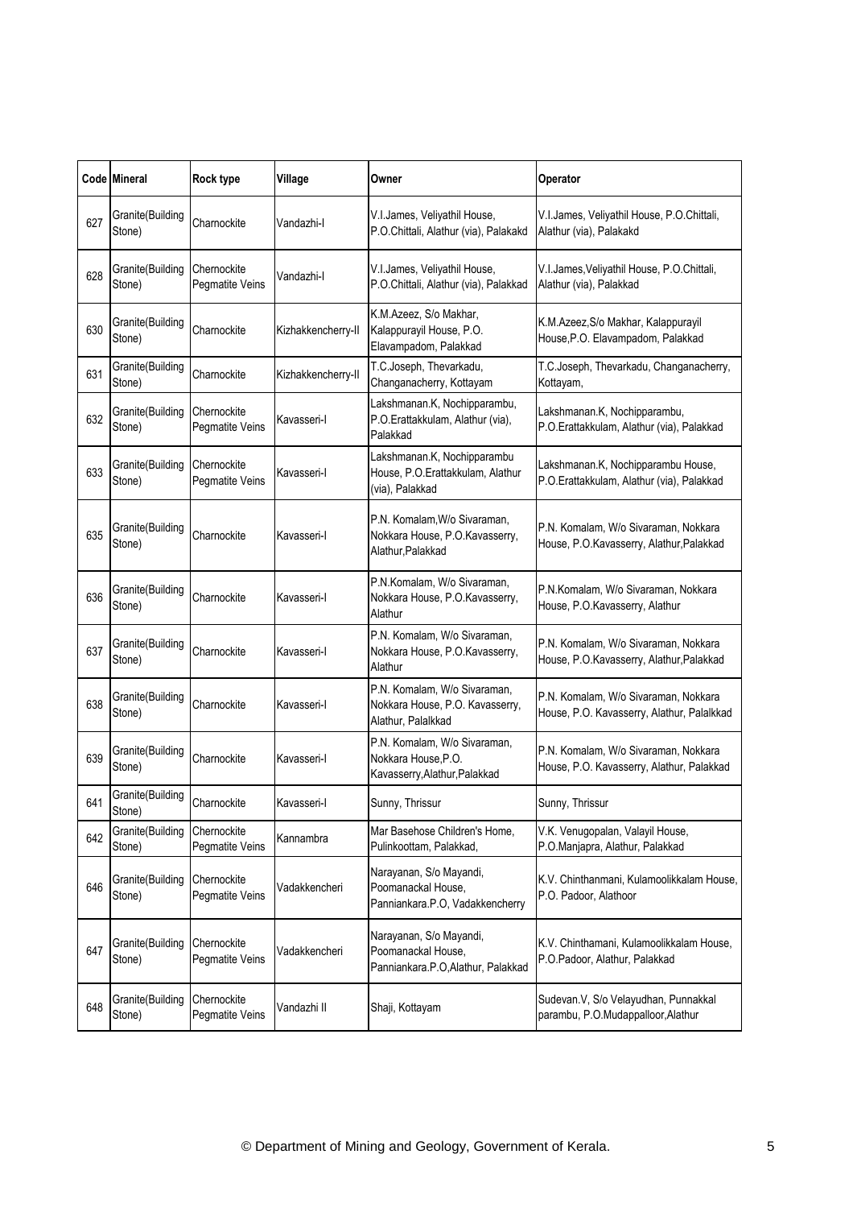| Code | Mineral | Rock type | Village | Owner | Operator |
|---|---|---|---|---|---|
| 627 | Granite(Building Stone) | Charnockite | Vandazhi-I | V.I.James, Veliyathil House, P.O.Chittali, Alathur (via), Palakakd | V.I.James, Veliyathil House, P.O.Chittali, Alathur (via), Palakakd |
| 628 | Granite(Building Stone) | Chernockite Pegmatite Veins | Vandazhi-I | V.I.James, Veliyathil House, P.O.Chittali, Alathur (via), Palakkad | V.I.James,Veliyathil House, P.O.Chittali, Alathur (via), Palakkad |
| 630 | Granite(Building Stone) | Charnockite | Kizhakkencherry-II | K.M.Azeez, S/o Makhar, Kalappurayil House, P.O. Elavampadom, Palakkad | K.M.Azeez,S/o Makhar, Kalappurayil House,P.O. Elavampadom, Palakkad |
| 631 | Granite(Building Stone) | Charnockite | Kizhakkencherry-II | T.C.Joseph, Thevarkadu, Changanacherry, Kottayam | T.C.Joseph, Thevarkadu, Changanacherry, Kottayam, |
| 632 | Granite(Building Stone) | Chernockite Pegmatite Veins | Kavasseri-I | Lakshmanan.K, Nochipparambu, P.O.Erattakkulam, Alathur (via), Palakkad | Lakshmanan.K, Nochipparambu, P.O.Erattakkulam, Alathur (via), Palakkad |
| 633 | Granite(Building Stone) | Chernockite Pegmatite Veins | Kavasseri-I | Lakshmanan.K, Nochipparambu House, P.O.Erattakkulam, Alathur (via), Palakkad | Lakshmanan.K, Nochipparambu House, P.O.Erattakkulam, Alathur (via), Palakkad |
| 635 | Granite(Building Stone) | Charnockite | Kavasseri-I | P.N. Komalam,W/o Sivaraman, Nokkara House, P.O.Kavasserry, Alathur,Palakkad | P.N. Komalam, W/o Sivaraman, Nokkara House, P.O.Kavasserry, Alathur,Palakkad |
| 636 | Granite(Building Stone) | Charnockite | Kavasseri-I | P.N.Komalam, W/o Sivaraman, Nokkara House, P.O.Kavasserry, Alathur | P.N.Komalam, W/o Sivaraman, Nokkara House, P.O.Kavasserry, Alathur |
| 637 | Granite(Building Stone) | Charnockite | Kavasseri-I | P.N. Komalam, W/o Sivaraman, Nokkara House, P.O.Kavasserry, Alathur | P.N. Komalam, W/o Sivaraman, Nokkara House, P.O.Kavasserry, Alathur,Palakkad |
| 638 | Granite(Building Stone) | Charnockite | Kavasseri-I | P.N. Komalam, W/o Sivaraman, Nokkara House, P.O. Kavasserry, Alathur, Palalkkad | P.N. Komalam, W/o Sivaraman, Nokkara House, P.O. Kavasserry, Alathur, Palalkkad |
| 639 | Granite(Building Stone) | Charnockite | Kavasseri-I | P.N. Komalam, W/o Sivaraman, Nokkara House,P.O. Kavasserry,Alathur,Palakkad | P.N. Komalam, W/o Sivaraman, Nokkara House, P.O. Kavasserry, Alathur, Palakkad |
| 641 | Granite(Building Stone) | Charnockite | Kavasseri-I | Sunny, Thrissur | Sunny, Thrissur |
| 642 | Granite(Building Stone) | Chernockite Pegmatite Veins | Kannambra | Mar Basehose Children's Home, Pulinkoottam, Palakkad, | V.K. Venugopalan, Valayil House, P.O.Manjapra, Alathur, Palakkad |
| 646 | Granite(Building Stone) | Chernockite Pegmatite Veins | Vadakkencheri | Narayanan, S/o Mayandi, Poomanackal House, Panniankara.P.O, Vadakkencherry | K.V. Chinthanmani, Kulamoolikkalam House, P.O. Padoor, Alathoor |
| 647 | Granite(Building Stone) | Chernockite Pegmatite Veins | Vadakkencheri | Narayanan, S/o Mayandi, Poomanackal House, Panniankara.P.O,Alathur, Palakkad | K.V. Chinthamani, Kulamoolikkalam House, P.O.Padoor, Alathur, Palakkad |
| 648 | Granite(Building Stone) | Chernockite Pegmatite Veins | Vandazhi II | Shaji, Kottayam | Sudevan.V, S/o Velayudhan, Punnakkal parambu, P.O.Mudappalloor,Alathur |

© Department of Mining and Geology, Government of Kerala.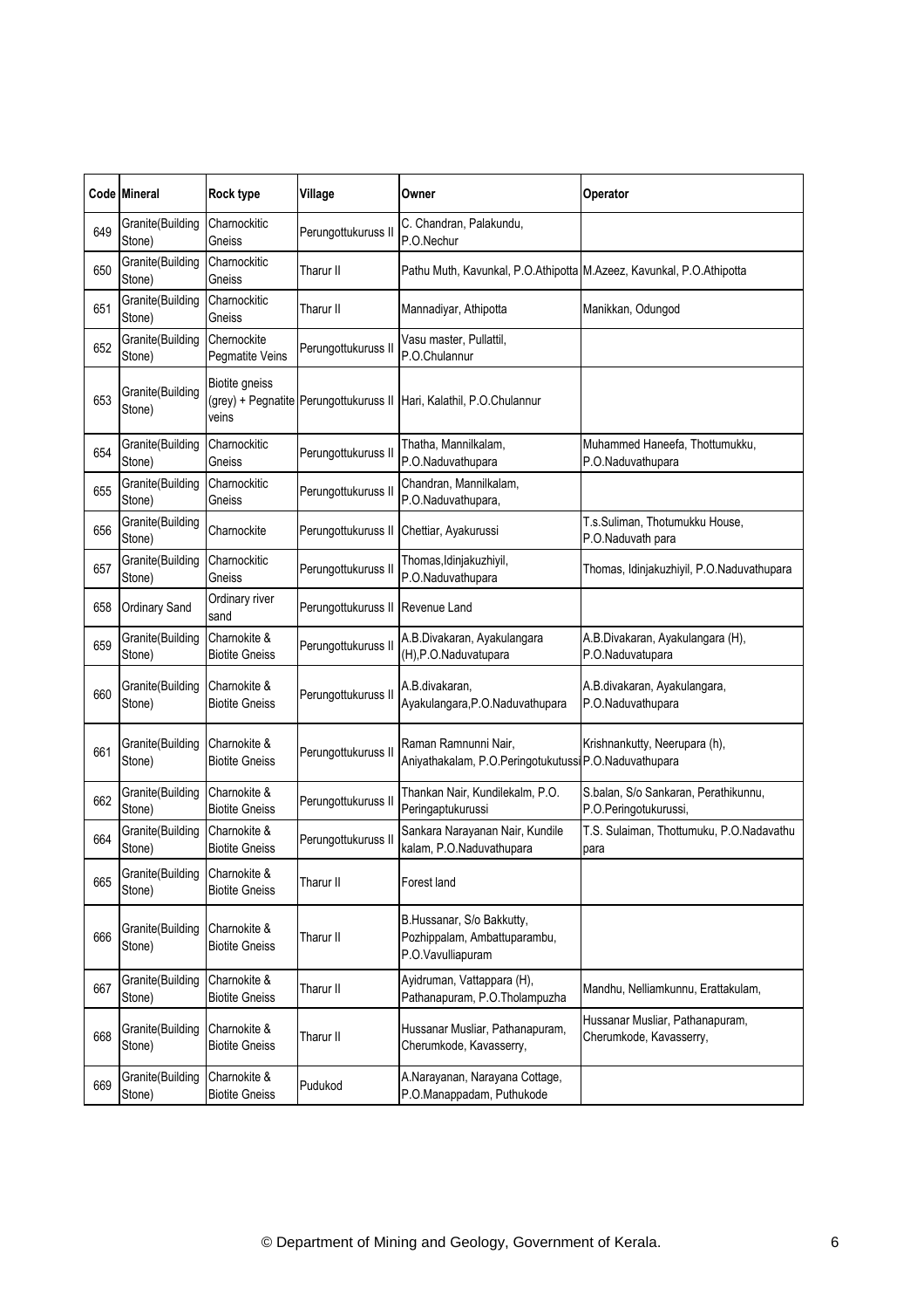| Code | Mineral | Rock type | Village | Owner | Operator |
|---|---|---|---|---|---|
| 649 | Granite(Building Stone) | Charnockitic Gneiss | Perungottukuruss II | C. Chandran, Palakundu, P.O.Nechur | |
| 650 | Granite(Building Stone) | Charnockitic Gneiss | Tharur II | Pathu Muth, Kavunkal, P.O.Athipotta | M.Azeez, Kavunkal, P.O.Athipotta |
| 651 | Granite(Building Stone) | Charnockitic Gneiss | Tharur II | Mannadiyar, Athipotta | Manikkan, Odungod |
| 652 | Granite(Building Stone) | Chernockite Pegmatite Veins | Perungottukuruss II | Vasu master, Pullattil, P.O.Chulannur | |
| 653 | Granite(Building Stone) | Biotite gneiss (grey) + Pegnatite veins | Perungottukuruss II | Hari, Kalathil, P.O.Chulannur | |
| 654 | Granite(Building Stone) | Charnockitic Gneiss | Perungottukuruss II | Thatha, Mannilkalam, P.O.Naduvathupara | Muhammed Haneefa, Thottumukku, P.O.Naduvathupara |
| 655 | Granite(Building Stone) | Charnockitic Gneiss | Perungottukuruss II | Chandran, Mannilkalam, P.O.Naduvathupara, | |
| 656 | Granite(Building Stone) | Charnockite | Perungottukuruss II | Chettiar, Ayakurussi | T.s.Suliman, Thotumukku House, P.O.Naduvath para |
| 657 | Granite(Building Stone) | Charnockitic Gneiss | Perungottukuruss II | Thomas,Idinjakuzhiyil, P.O.Naduvathupara | Thomas, Idinjakuzhiyil, P.O.Naduvathupara |
| 658 | Ordinary Sand | Ordinary river sand | Perungottukuruss II | Revenue Land | |
| 659 | Granite(Building Stone) | Charnokite & Biotite Gneiss | Perungottukuruss II | A.B.Divakaran, Ayakulangara (H),P.O.Naduvatupara | A.B.Divakaran, Ayakulangara (H), P.O.Naduvatupara |
| 660 | Granite(Building Stone) | Charnokite & Biotite Gneiss | Perungottukuruss II | A.B.divakaran, Ayakulangara,P.O.Naduvathupara | A.B.divakaran, Ayakulangara, P.O.Naduvathupara |
| 661 | Granite(Building Stone) | Charnokite & Biotite Gneiss | Perungottukuruss II | Raman Ramnunni Nair, Aniyathakalam, P.O.Peringotukutussi | Krishnankutty, Neerupara (h), P.O.Naduvathupara |
| 662 | Granite(Building Stone) | Charnokite & Biotite Gneiss | Perungottukuruss II | Thankan Nair, Kundilekalm, P.O. Peringaptukurussi | S.balan, S/o Sankaran, Perathikunnu, P.O.Peringotukurussi, |
| 664 | Granite(Building Stone) | Charnokite & Biotite Gneiss | Perungottukuruss II | Sankara Narayanan Nair, Kundile kalam, P.O.Naduvathupara | T.S. Sulaiman, Thottumuku, P.O.Nadavathu para |
| 665 | Granite(Building Stone) | Charnokite & Biotite Gneiss | Tharur II | Forest land | |
| 666 | Granite(Building Stone) | Charnokite & Biotite Gneiss | Tharur II | B.Hussanar, S/o Bakkutty, Pozhippalam, Ambattuparambu, P.O.Vavulliapuram | |
| 667 | Granite(Building Stone) | Charnokite & Biotite Gneiss | Tharur II | Ayidruman, Vattappara (H), Pathanapuram, P.O.Tholampuzha | Mandhu, Nelliamkunnu, Erattakulam, |
| 668 | Granite(Building Stone) | Charnokite & Biotite Gneiss | Tharur II | Hussanar Musliar, Pathanapuram, Cherumkode, Kavasserry, | Hussanar Musliar, Pathanapuram, Cherumkode, Kavasserry, |
| 669 | Granite(Building Stone) | Charnokite & Biotite Gneiss | Pudukod | A.Narayanan, Narayana Cottage, P.O.Manappadam, Puthukode | |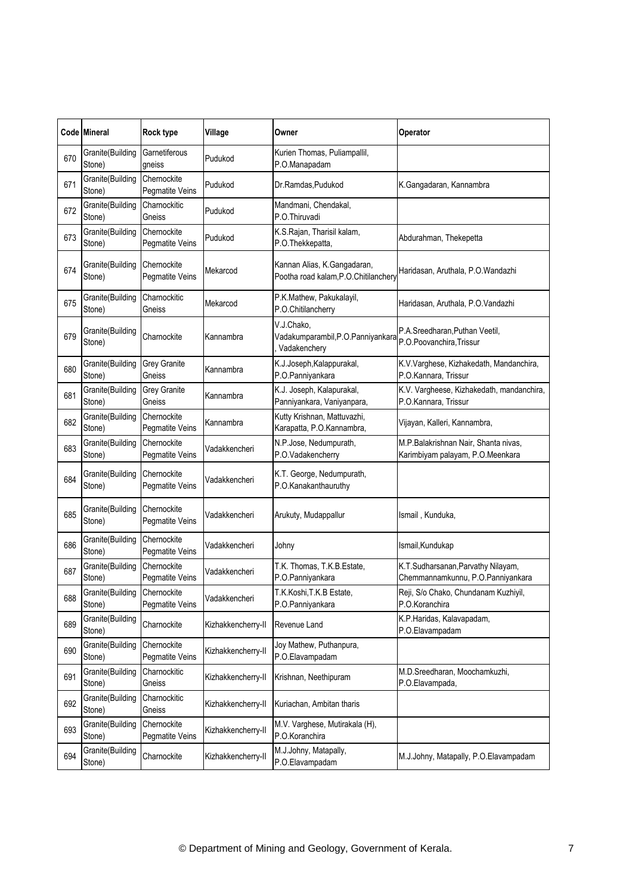| Code | Mineral | Rock type | Village | Owner | Operator |
|---|---|---|---|---|---|
| 670 | Granite(Building Stone) | Garnetiferous gneiss | Pudukod | Kurien Thomas, Puliampallil, P.O.Manapadam | |
| 671 | Granite(Building Stone) | Chernockite Pegmatite Veins | Pudukod | Dr.Ramdas,Pudukod | K.Gangadaran, Kannambra |
| 672 | Granite(Building Stone) | Charnockitic Gneiss | Pudukod | Mandmani, Chendakal, P.O.Thiruvadi | |
| 673 | Granite(Building Stone) | Chernockite Pegmatite Veins | Pudukod | K.S.Rajan, Tharisil kalam, P.O.Thekkepatta, | Abdurahman, Thekepetta |
| 674 | Granite(Building Stone) | Chernockite Pegmatite Veins | Mekarcod | Kannan Alias, K.Gangadaran, Pootha road kalam,P.O.Chitilanchery | Haridasan, Aruthala, P.O.Wandazhi |
| 675 | Granite(Building Stone) | Charnockitic Gneiss | Mekarcod | P.K.Mathew, Pakukalayil, P.O.Chitilancherry | Haridasan, Aruthala, P.O.Vandazhi |
| 679 | Granite(Building Stone) | Charnockite | Kannambra | V.J.Chako, Vadakumparambil,P.O.Panniyankara , Vadakenchery | P.A.Sreedharan,Puthan Veetil, P.O.Poovanchira,Trissur |
| 680 | Granite(Building Stone) | Grey Granite Gneiss | Kannambra | K.J.Joseph,Kalappurakal, P.O.Panniyankara | K.V.Varghese, Kizhakedath, Mandanchira, P.O.Kannara, Trissur |
| 681 | Granite(Building Stone) | Grey Granite Gneiss | Kannambra | K.J. Joseph, Kalapurakal, Panniyankara, Vaniyanpara, | K.V. Vargheese, Kizhakedath, mandanchira, P.O.Kannara, Trissur |
| 682 | Granite(Building Stone) | Chernockite Pegmatite Veins | Kannambra | Kutty Krishnan, Mattuvazhi, Karapatta, P.O.Kannambra, | Vijayan, Kalleri, Kannambra, |
| 683 | Granite(Building Stone) | Chernockite Pegmatite Veins | Vadakkencheri | N.P.Jose, Nedumpurath, P.O.Vadakencherry | M.P.Balakrishnan Nair, Shanta nivas, Karimbiyam palayam, P.O.Meenkara |
| 684 | Granite(Building Stone) | Chernockite Pegmatite Veins | Vadakkencheri | K.T. George, Nedumpurath, P.O.Kanakanthauruthy | |
| 685 | Granite(Building Stone) | Chernockite Pegmatite Veins | Vadakkencheri | Arukuty, Mudappallur | Ismail , Kunduka, |
| 686 | Granite(Building Stone) | Chernockite Pegmatite Veins | Vadakkencheri | Johny | Ismail,Kundukap |
| 687 | Granite(Building Stone) | Chernockite Pegmatite Veins | Vadakkencheri | T.K. Thomas, T.K.B.Estate, P.O.Panniyankara | K.T.Sudharsanan,Parvathy Nilayam, Chemmannamkunnu, P.O.Panniyankara |
| 688 | Granite(Building Stone) | Chernockite Pegmatite Veins | Vadakkencheri | T.K.Koshi,T.K.B Estate, P.O.Panniyankara | Reji, S/o Chako, Chundanam Kuzhiyil, P.O.Koranchira |
| 689 | Granite(Building Stone) | Charnockite | Kizhakkencherry-II | Revenue Land | K.P.Haridas, Kalavapadam, P.O.Elavampadam |
| 690 | Granite(Building Stone) | Chernockite Pegmatite Veins | Kizhakkencherry-II | Joy Mathew, Puthanpura, P.O.Elavampadam | |
| 691 | Granite(Building Stone) | Charnockitic Gneiss | Kizhakkencherry-II | Krishnan, Neethipuram | M.D.Sreedharan, Moochamkuzhi, P.O.Elavampada, |
| 692 | Granite(Building Stone) | Charnockitic Gneiss | Kizhakkencherry-II | Kuriachan, Ambitan tharis | |
| 693 | Granite(Building Stone) | Chernockite Pegmatite Veins | Kizhakkencherry-II | M.V. Varghese, Mutirakala (H), P.O.Koranchira | |
| 694 | Granite(Building Stone) | Charnockite | Kizhakkencherry-II | M.J.Johny, Matapally, P.O.Elavampadam | M.J.Johny, Matapally, P.O.Elavampadam |

© Department of Mining and Geology, Government of Kerala.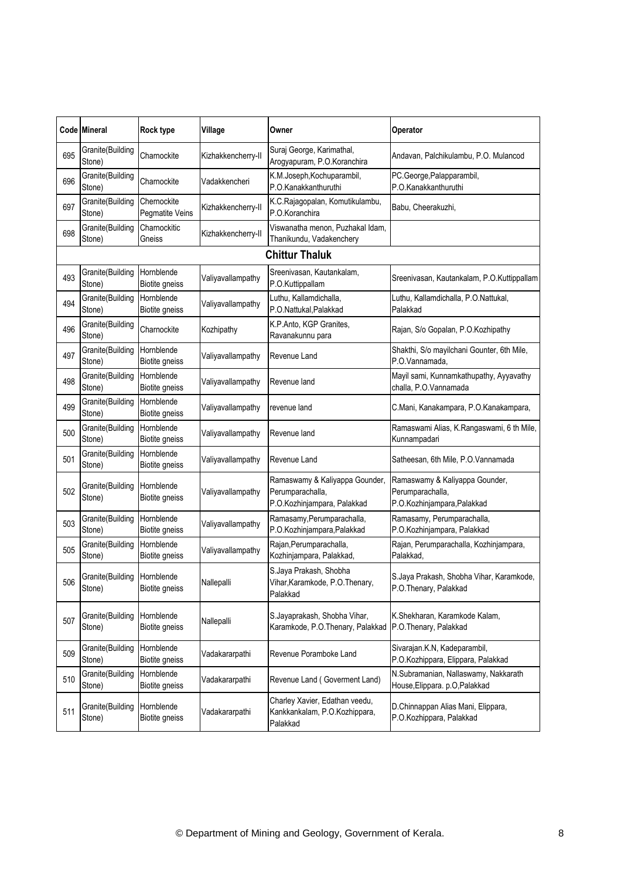| Code | Mineral | Rock type | Village | Owner | Operator |
|---|---|---|---|---|---|
| 695 | Granite(Building Stone) | Charnockite | Kizhakkencherry-II | Suraj George, Karimathal, Arogyapuram, P.O.Koranchira | Andavan, Palchikulambu, P.O. Mulancod |
| 696 | Granite(Building Stone) | Charnockite | Vadakkencheri | K.M.Joseph,Kochuparambil, P.O.Kanakkanthuruthi | PC.George,Palapparambil, P.O.Kanakkanthuruthi |
| 697 | Granite(Building Stone) | Chernockite Pegmatite Veins | Kizhakkencherry-II | K.C.Rajagopalan, Komutikulambu, P.O.Koranchira | Babu, Cheerakuzhi, |
| 698 | Granite(Building Stone) | Charnockitic Gneiss | Kizhakkencherry-II | Viswanatha menon, Puzhakal Idam, Thanikundu, Vadakenchery | |
| **Chittur Thaluk** | | | | | |
| 493 | Granite(Building Stone) | Hornblende Biotite gneiss | Valiyavallampathy | Sreenivasan, Kautankalam, P.O.Kuttippallam | Sreenivasan, Kautankalam, P.O.Kuttippallam |
| 494 | Granite(Building Stone) | Hornblende Biotite gneiss | Valiyavallampathy | Luthu, Kallamdichalla, P.O.Nattukal,Palakkad | Luthu, Kallamdichalla, P.O.Nattukal, Palakkad |
| 496 | Granite(Building Stone) | Charnockite | Kozhipathy | K.P.Anto, KGP Granites, Ravanakunnu para | Rajan, S/o Gopalan, P.O.Kozhipathy |
| 497 | Granite(Building Stone) | Hornblende Biotite gneiss | Valiyavallampathy | Revenue Land | Shakthi, S/o mayilchani Gounter, 6th Mile, P.O.Vannamada, |
| 498 | Granite(Building Stone) | Hornblende Biotite gneiss | Valiyavallampathy | Revenue land | Mayil sami, Kunnamkathupathy, Ayyavathy challa, P.O.Vannamada |
| 499 | Granite(Building Stone) | Hornblende Biotite gneiss | Valiyavallampathy | revenue land | C.Mani, Kanakampara, P.O.Kanakampara, |
| 500 | Granite(Building Stone) | Hornblende Biotite gneiss | Valiyavallampathy | Revenue land | Ramaswami Alias, K.Rangaswami, 6 th Mile, Kunnampadari |
| 501 | Granite(Building Stone) | Hornblende Biotite gneiss | Valiyavallampathy | Revenue Land | Satheesan, 6th Mile, P.O.Vannamada |
| 502 | Granite(Building Stone) | Hornblende Biotite gneiss | Valiyavallampathy | Ramaswamy & Kaliyappa Gounder, Perumparachalla, P.O.Kozhinjampara, Palakkad | Ramaswamy & Kaliyappa Gounder, Perumparachalla, P.O.Kozhinjampara,Palakkad |
| 503 | Granite(Building Stone) | Hornblende Biotite gneiss | Valiyavallampathy | Ramasamy,Perumparachalla, P.O.Kozhinjampara,Palakkad | Ramasamy, Perumparachalla, P.O.Kozhinjampara, Palakkad |
| 505 | Granite(Building Stone) | Hornblende Biotite gneiss | Valiyavallampathy | Rajan,Perumparachalla, Kozhinjampara, Palakkad, | Rajan, Perumparachalla, Kozhinjampara, Palakkad, |
| 506 | Granite(Building Stone) | Hornblende Biotite gneiss | Nallepalli | S.Jaya Prakash, Shobha Vihar,Karamkode, P.O.Thenary, Palakkad | S.Jaya Prakash, Shobha Vihar, Karamkode, P.O.Thenary, Palakkad |
| 507 | Granite(Building Stone) | Hornblende Biotite gneiss | Nallepalli | S.Jayaprakash, Shobha Vihar, Karamkode, P.O.Thenary, Palakkad | K.Shekharan, Karamkode Kalam, P.O.Thenary, Palakkad |
| 509 | Granite(Building Stone) | Hornblende Biotite gneiss | Vadakararpathi | Revenue Poramboke Land | Sivarajan.K.N, Kadeparambil, P.O.Kozhippara, Elippara, Palakkad |
| 510 | Granite(Building Stone) | Hornblende Biotite gneiss | Vadakararpathi | Revenue Land ( Goverment Land) | N.Subramanian, Nallaswamy, Nakkarath House,Elippara. p.O,Palakkad |
| 511 | Granite(Building Stone) | Hornblende Biotite gneiss | Vadakararpathi | Charley Xavier, Edathan veedu, Kankkankalam, P.O.Kozhippara, Palakkad | D.Chinnappan Alias Mani, Elippara, P.O.Kozhippara, Palakkad |

© Department of Mining and Geology, Government of Kerala.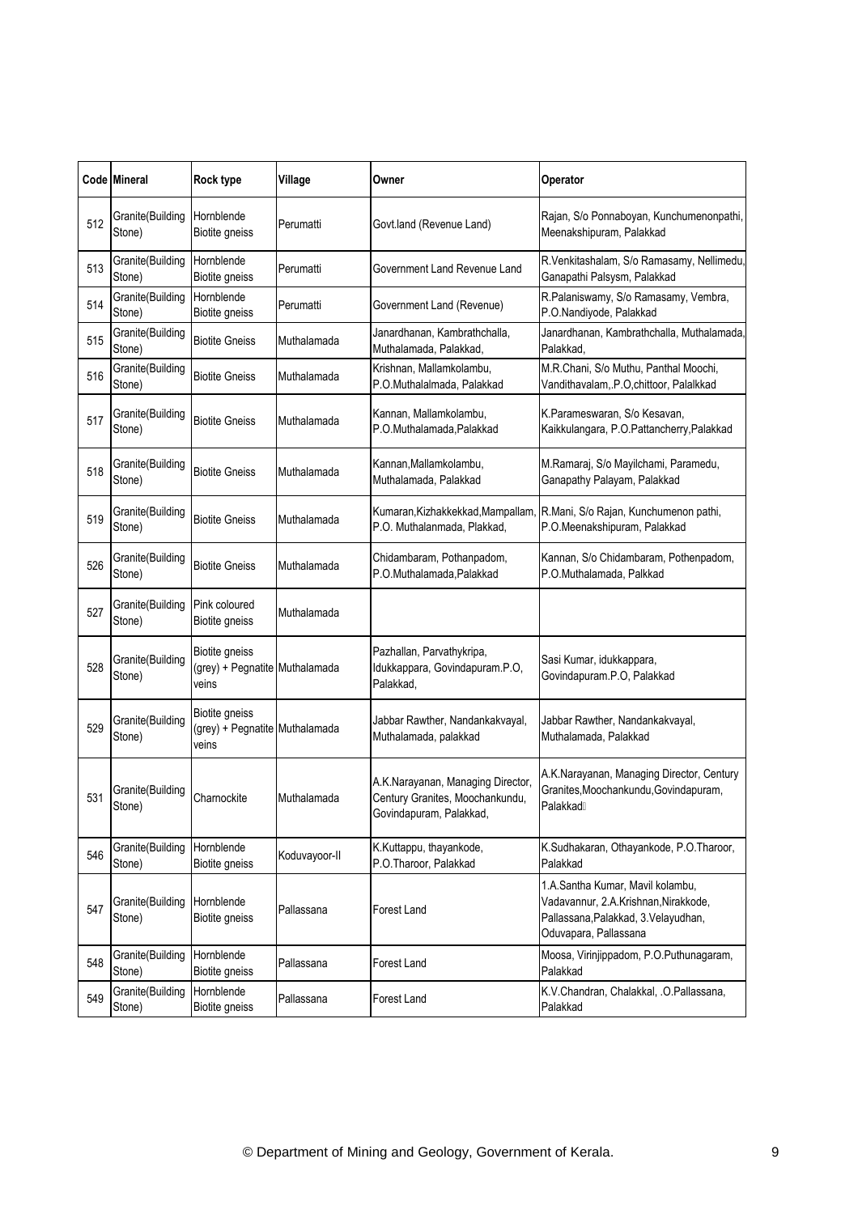| Code | Mineral | Rock type | Village | Owner | Operator |
|---|---|---|---|---|---|
| 512 | Granite(Building Stone) | Hornblende Biotite gneiss | Perumatti | Govt.land (Revenue Land) | Rajan, S/o Ponnaboyan, Kunchumenonpathi, Meenakshipuram, Palakkad |
| 513 | Granite(Building Stone) | Hornblende Biotite gneiss | Perumatti | Government Land Revenue Land | R.Venkitashalam, S/o Ramasamy, Nellimedu, Ganapathi Palsysm, Palakkad |
| 514 | Granite(Building Stone) | Hornblende Biotite gneiss | Perumatti | Government Land (Revenue) | R.Palaniswamy, S/o Ramasamy, Vembra, P.O.Nandiyode, Palakkad |
| 515 | Granite(Building Stone) | Biotite Gneiss | Muthalamada | Janardhanan, Kambrathchalla, Muthalamada, Palakkad, | Janardhanan, Kambrathchalla, Muthalamada, Palakkad, |
| 516 | Granite(Building Stone) | Biotite Gneiss | Muthalamada | Krishnan, Mallamkolambu, P.O.Muthalalmada, Palakkad | M.R.Chani, S/o Muthu, Panthal Moochi, Vandithavalam,.P.O,chittoor, Palalkkad |
| 517 | Granite(Building Stone) | Biotite Gneiss | Muthalamada | Kannan, Mallamkolambu, P.O.Muthalamada,Palakkad | K.Parameswaran, S/o Kesavan, Kaikkulangara, P.O.Pattancherry,Palakkad |
| 518 | Granite(Building Stone) | Biotite Gneiss | Muthalamada | Kannan,Mallamkolambu, Muthalamada, Palakkad | M.Ramaraj, S/o Mayilchami, Paramedu, Ganapathy Palayam, Palakkad |
| 519 | Granite(Building Stone) | Biotite Gneiss | Muthalamada | Kumaran,Kizhakkekkad,Mampallam, P.O. Muthalanmada, Plakkad, | R.Mani, S/o Rajan, Kunchumenon pathi, P.O.Meenakshipuram, Palakkad |
| 526 | Granite(Building Stone) | Biotite Gneiss | Muthalamada | Chidambaram, Pothanpadom, P.O.Muthalamada,Palakkad | Kannan, S/o Chidambaram, Pothenpadom, P.O.Muthalamada, Palkkad |
| 527 | Granite(Building Stone) | Pink coloured Biotite gneiss | Muthalamada | | |
| 528 | Granite(Building Stone) | Biotite gneiss (grey) + Pegnatite veins | Muthalamada | Pazhallan, Parvathykripa, Idukkappara, Govindapuram.P.O, Palakkad, | Sasi Kumar, idukkappara, Govindapuram.P.O, Palakkad |
| 529 | Granite(Building Stone) | Biotite gneiss (grey) + Pegnatite veins | Muthalamada | Jabbar Rawther, Nandankakvayal, Muthalamada, palakkad | Jabbar Rawther, Nandankakvayal, Muthalamada, Palakkad |
| 531 | Granite(Building Stone) | Charnockite | Muthalamada | A.K.Narayanan, Managing Director, Century Granites, Moochankundu, Govindapuram, Palakkad, | A.K.Narayanan, Managing Director, Century Granites,Moochankundu,Govindapuram, Palakkad |
| 546 | Granite(Building Stone) | Hornblende Biotite gneiss | Koduvayoor-II | K.Kuttappu, thayankode, P.O.Tharoor, Palakkad | K.Sudhakaran, Othayankode, P.O.Tharoor, Palakkad |
| 547 | Granite(Building Stone) | Hornblende Biotite gneiss | Pallassana | Forest Land | 1.A.Santha Kumar, Mavil kolambu, Vadavannur, 2.A.Krishnan,Nirakkode, Pallassana,Palakkad, 3.Velayudhan, Oduvapara, Pallassana |
| 548 | Granite(Building Stone) | Hornblende Biotite gneiss | Pallassana | Forest Land | Moosa, Virinjippadom, P.O.Puthunagaram, Palakkad |
| 549 | Granite(Building Stone) | Hornblende Biotite gneiss | Pallassana | Forest Land | K.V.Chandran, Chalakkal, .O.Pallassana, Palakkad |

© Department of Mining and Geology, Government of Kerala.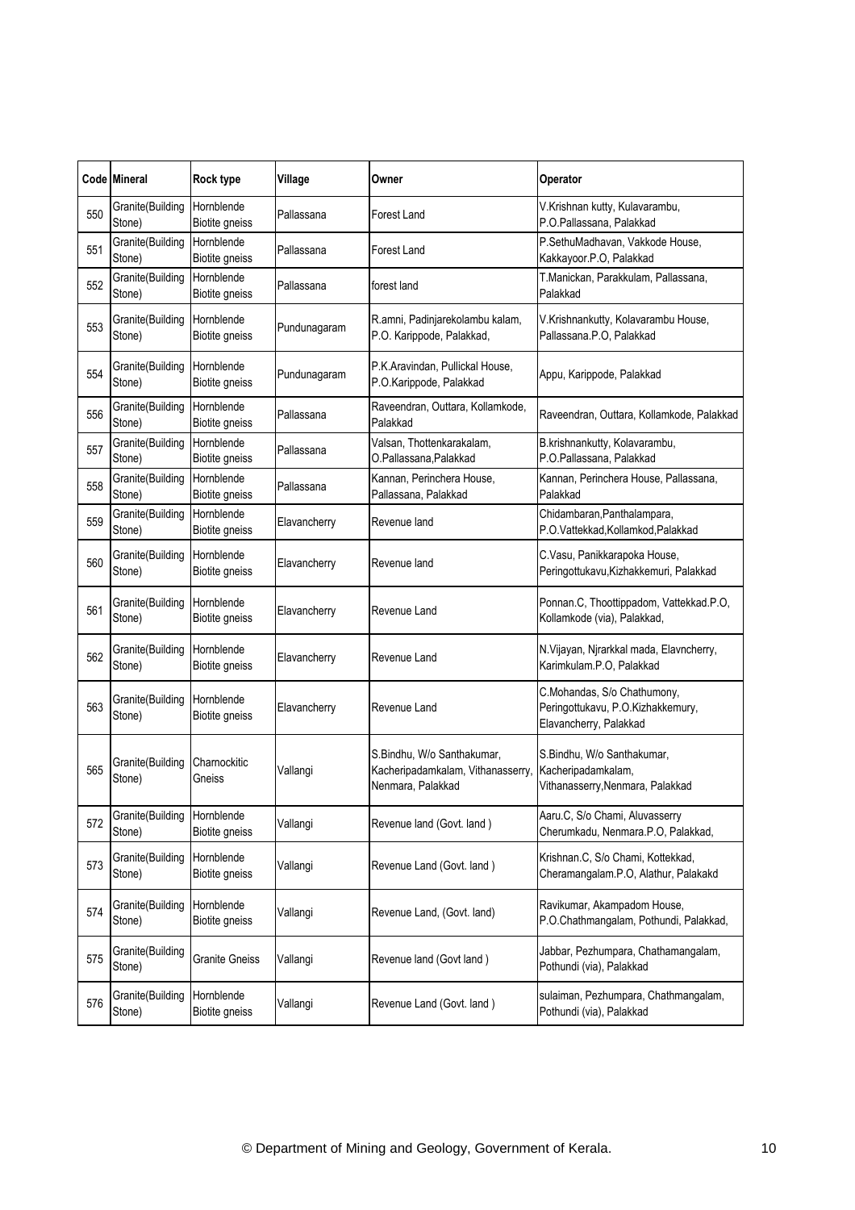| Code | Mineral | Rock type | Village | Owner | Operator |
|---|---|---|---|---|---|
| 550 | Granite(Building Stone) | Hornblende Biotite gneiss | Pallassana | Forest Land | V.Krishnan kutty, Kulavarambu, P.O.Pallassana, Palakkad |
| 551 | Granite(Building Stone) | Hornblende Biotite gneiss | Pallassana | Forest Land | P.SethuMadhavan, Vakkode House, Kakkayoor.P.O, Palakkad |
| 552 | Granite(Building Stone) | Hornblende Biotite gneiss | Pallassana | forest land | T.Manickan, Parakkulam, Pallassana, Palakkad |
| 553 | Granite(Building Stone) | Hornblende Biotite gneiss | Pundunagaram | R.amni, Padinjarekolambu kalam, P.O. Karippode, Palakkad, | V.Krishnankutty, Kolavarambu House, Pallassana.P.O, Palakkad |
| 554 | Granite(Building Stone) | Hornblende Biotite gneiss | Pundunagaram | P.K.Aravindan, Pullickal House, P.O.Karippode, Palakkad | Appu, Karippode, Palakkad |
| 556 | Granite(Building Stone) | Hornblende Biotite gneiss | Pallassana | Raveendran, Outtara, Kollamkode, Palakkad | Raveendran, Outtara, Kollamkode, Palakkad |
| 557 | Granite(Building Stone) | Hornblende Biotite gneiss | Pallassana | Valsan, Thottenkarakalam, O.Pallassana,Palakkad | B.krishnankutty, Kolavarambu, P.O.Pallassana, Palakkad |
| 558 | Granite(Building Stone) | Hornblende Biotite gneiss | Pallassana | Kannan, Perinchera House, Pallassana, Palakkad | Kannan, Perinchera House, Pallassana, Palakkad |
| 559 | Granite(Building Stone) | Hornblende Biotite gneiss | Elavancherry | Revenue land | Chidambaran,Panthalampara, P.O.Vattekkad,Kollamkod,Palakkad |
| 560 | Granite(Building Stone) | Hornblende Biotite gneiss | Elavancherry | Revenue land | C.Vasu, Panikkarapoka House, Peringottukavu,Kizhakkemuri, Palakkad |
| 561 | Granite(Building Stone) | Hornblende Biotite gneiss | Elavancherry | Revenue Land | Ponnan.C, Thoottippadom, Vattekkad.P.O, Kollamkode (via), Palakkad, |
| 562 | Granite(Building Stone) | Hornblende Biotite gneiss | Elavancherry | Revenue Land | N.Vijayan, Njrarkkal mada, Elavncherry, Karimkulam.P.O, Palakkad |
| 563 | Granite(Building Stone) | Hornblende Biotite gneiss | Elavancherry | Revenue Land | C.Mohandas, S/o Chathumony, Peringottukavu, P.O.Kizhakkemury, Elavancherry, Palakkad |
| 565 | Granite(Building Stone) | Charnockitic Gneiss | Vallangi | S.Bindhu, W/o Santhakumar, Kacheripadamkalam, Vithanasserry, Nenmara, Palakkad | S.Bindhu, W/o Santhakumar, Kacheripadamkalam, Vithanasserry,Nenmara, Palakkad |
| 572 | Granite(Building Stone) | Hornblende Biotite gneiss | Vallangi | Revenue land (Govt. land ) | Aaru.C, S/o Chami, Aluvasserry Cherumkadu, Nenmara.P.O, Palakkad, |
| 573 | Granite(Building Stone) | Hornblende Biotite gneiss | Vallangi | Revenue Land (Govt. land ) | Krishnan.C, S/o Chami, Kottekkad, Cheramangalam.P.O, Alathur, Palakakd |
| 574 | Granite(Building Stone) | Hornblende Biotite gneiss | Vallangi | Revenue Land, (Govt. land) | Ravikumar, Akampadom House, P.O.Chathmangalam, Pothundi, Palakkad, |
| 575 | Granite(Building Stone) | Granite Gneiss | Vallangi | Revenue land (Govt land ) | Jabbar, Pezhumpara, Chathamangalam, Pothundi (via), Palakkad |
| 576 | Granite(Building Stone) | Hornblende Biotite gneiss | Vallangi | Revenue Land (Govt. land ) | sulaiman, Pezhumpara, Chathmangalam, Pothundi (via), Palakkad |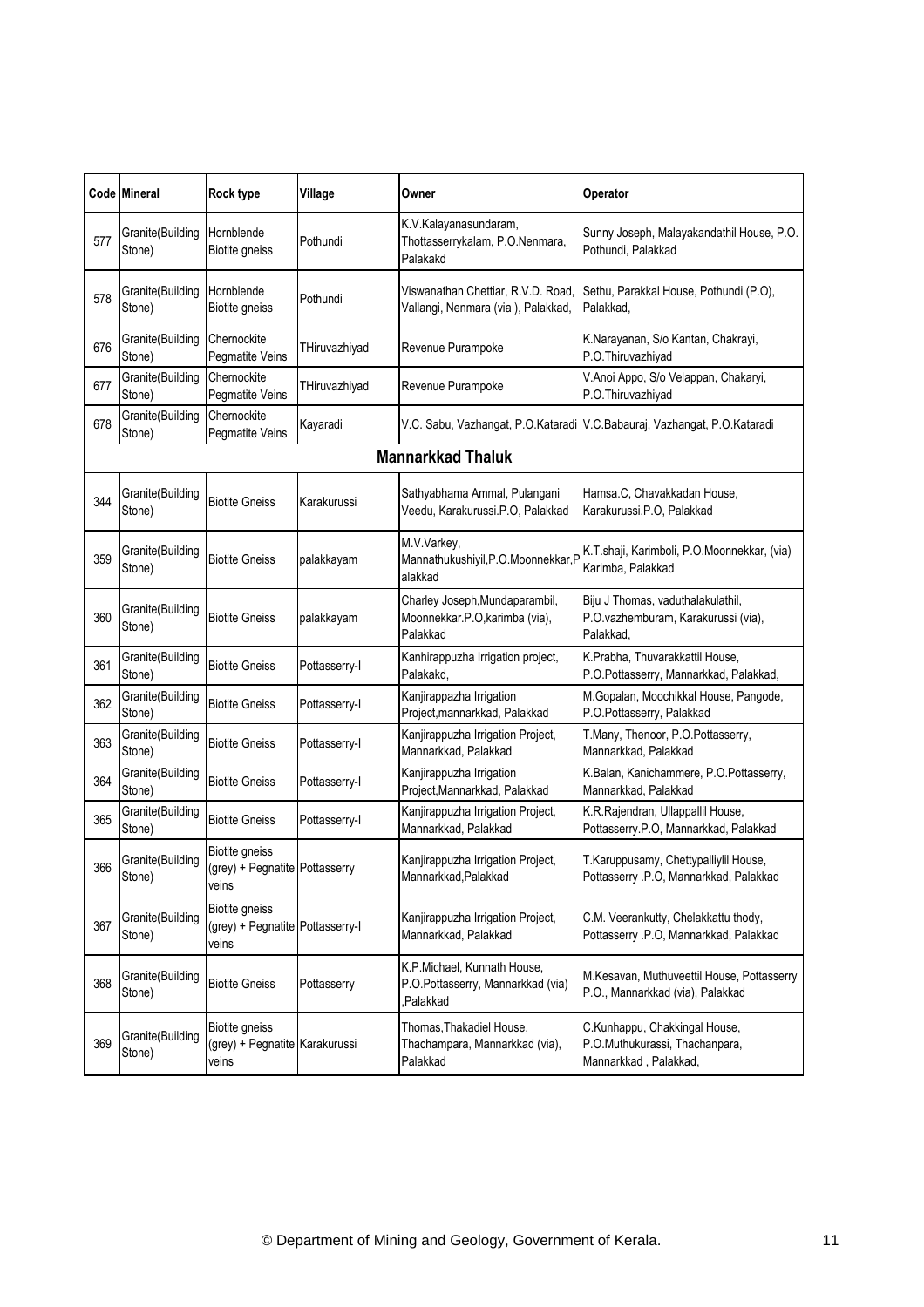| Code | Mineral | Rock type | Village | Owner | Operator |
|---|---|---|---|---|---|
| 577 | Granite(Building Stone) | Hornblende Biotite gneiss | Pothundi | K.V.Kalayanasundaram, Thottasserrykalam, P.O.Nenmara, Palakakd | Sunny Joseph, Malayakandathil House, P.O. Pothundi, Palakkad |
| 578 | Granite(Building Stone) | Hornblende Biotite gneiss | Pothundi | Viswanathan Chettiar, R.V.D. Road, Vallangi, Nenmara (via ), Palakkad, | Sethu, Parakkal House, Pothundi (P.O), Palakkad, |
| 676 | Granite(Building Stone) | Chernockite Pegmatite Veins | THiruvazhiyad | Revenue Purampoke | K.Narayanan, S/o Kantan, Chakrayi, P.O.Thiruvazhiyad |
| 677 | Granite(Building Stone) | Chernockite Pegmatite Veins | THiruvazhiyad | Revenue Purampoke | V.Anoi Appo, S/o Velappan, Chakaryi, P.O.Thiruvazhiyad |
| 678 | Granite(Building Stone) | Chernockite Pegmatite Veins | Kayaradi | V.C. Sabu, Vazhangat, P.O.Kataradi | V.C.Babauraj, Vazhangat, P.O.Kataradi |
| | | | **Mannarkkad Thaluk** | | |
| 344 | Granite(Building Stone) | Biotite Gneiss | Karakurussi | Sathyabhama Ammal, Pulangani Veedu, Karakurussi.P.O, Palakkad | Hamsa.C, Chavakkadan House, Karakurussi.P.O, Palakkad |
| 359 | Granite(Building Stone) | Biotite Gneiss | palakkayam | M.V.Varkey, Mannathukushiyil,P.O.Moonnekkar,Palakkad | K.T.shaji, Karimboli, P.O.Moonnekkar, (via) Karimba, Palakkad |
| 360 | Granite(Building Stone) | Biotite Gneiss | palakkayam | Charley Joseph,Mundaparambil, Moonnekkar.P.O,karimba (via), Palakkad | Biju J Thomas, vaduthalakulathil, P.O.vazhemburam, Karakurussi (via), Palakkad, |
| 361 | Granite(Building Stone) | Biotite Gneiss | Pottasserry-I | Kanhirappuzha Irrigation project, Palakakd, | K.Prabha, Thuvarakkattil House, P.O.Pottasserry, Mannarkkad, Palakkad, |
| 362 | Granite(Building Stone) | Biotite Gneiss | Pottasserry-I | Kanjirappazha Irrigation Project,mannarkkad, Palakkad | M.Gopalan, Moochikkal House, Pangode, P.O.Pottasserry, Palakkad |
| 363 | Granite(Building Stone) | Biotite Gneiss | Pottasserry-I | Kanjirappuzha Irrigation Project, Mannarkkad, Palakkad | T.Many, Thenoor, P.O.Pottasserry, Mannarkkad, Palakkad |
| 364 | Granite(Building Stone) | Biotite Gneiss | Pottasserry-I | Kanjirappuzha Irrigation Project,Mannarkkad, Palakkad | K.Balan, Kanichammere, P.O.Pottasserry, Mannarkkad, Palakkad |
| 365 | Granite(Building Stone) | Biotite Gneiss | Pottasserry-I | Kanjirappuzha Irrigation Project, Mannarkkad, Palakkad | K.R.Rajendran, Ullappallil House, Pottasserry.P.O, Mannarkkad, Palakkad |
| 366 | Granite(Building Stone) | Biotite gneiss (grey) + Pegnatite veins | Pottasserry | Kanjirappuzha Irrigation Project, Mannarkkad,Palakkad | T.Karuppusamy, Chettypalliylil House, Pottasserry .P.O, Mannarkkad, Palakkad |
| 367 | Granite(Building Stone) | Biotite gneiss (grey) + Pegnatite veins | Pottasserry-I | Kanjirappuzha Irrigation Project, Mannarkkad, Palakkad | C.M. Veerankutty, Chelakkattu thody, Pottasserry .P.O, Mannarkkad, Palakkad |
| 368 | Granite(Building Stone) | Biotite Gneiss | Pottasserry | K.P.Michael, Kunnath House, P.O.Pottasserry, Mannarkkad (via) ,Palakkad | M.Kesavan, Muthuveettil House, Pottasserry P.O., Mannarkkad (via), Palakkad |
| 369 | Granite(Building Stone) | Biotite gneiss (grey) + Pegnatite veins | Karakurussi | Thomas,Thakadiel House, Thachampara, Mannarkkad (via), Palakkad | C.Kunhappu, Chakkingal House, P.O.Muthukurassi, Thachanpara, Mannarkkad , Palakkad, |

© Department of Mining and Geology, Government of Kerala.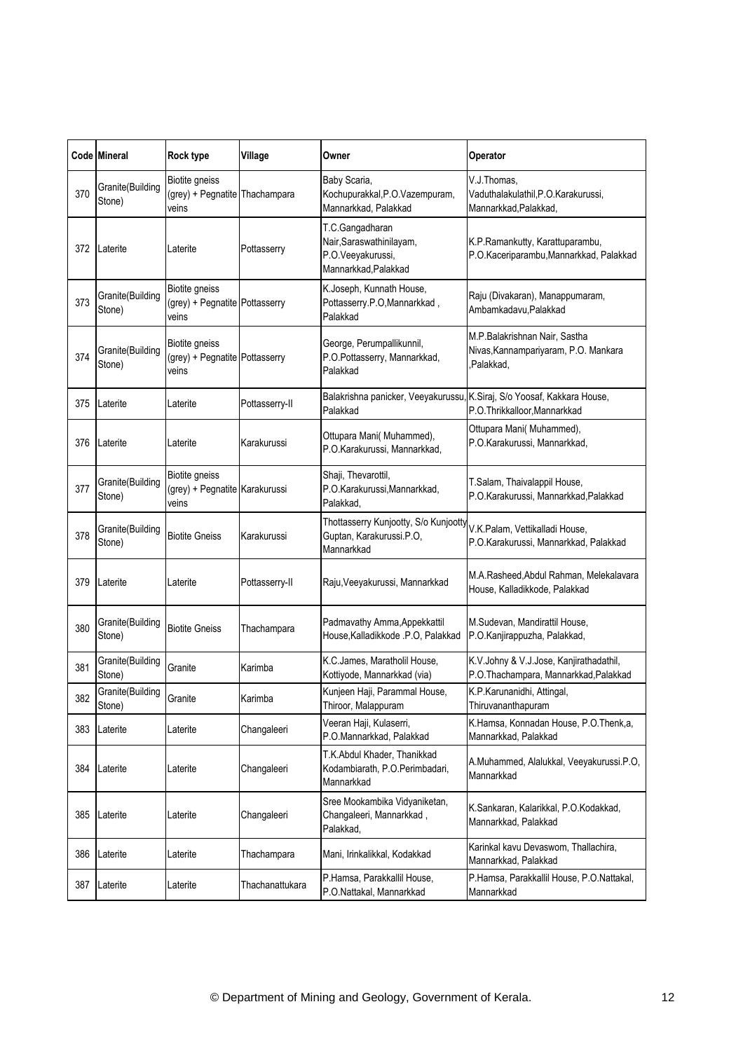| Code | Mineral | Rock type | Village | Owner | Operator |
|---|---|---|---|---|---|
| 370 | Granite(Building Stone) | Biotite gneiss (grey) + Pegnatite veins | Thachampara | Baby Scaria, Kochupurakkal,P.O.Vazempuram, Mannarkkad, Palakkad | V.J.Thomas, Vaduthalakulathil,P.O.Karakurussi, Mannarkkad,Palakkad, |
| 372 | Laterite | Laterite | Pottasserry | T.C.Gangadharan Nair,Saraswathinilayam, P.O.Veeyakurussi, Mannarkkad,Palakkad | K.P.Ramankutty, Karattuparambu, P.O.Kaceriparambu,Mannarkkad, Palakkad |
| 373 | Granite(Building Stone) | Biotite gneiss (grey) + Pegnatite veins | Pottasserry | K.Joseph, Kunnath House, Pottasserry.P.O,Mannarkkad , Palakkad | Raju (Divakaran), Manappumaram, Ambamkadavu,Palakkad |
| 374 | Granite(Building Stone) | Biotite gneiss (grey) + Pegnatite veins | Pottasserry | George, Perumpallikunnil, P.O.Pottasserry, Mannarkkad, Palakkad | M.P.Balakrishnan Nair, Sastha Nivas,Kannampariyaram, P.O. Mankara ,Palakkad, |
| 375 | Laterite | Laterite | Pottasserry-II | Balakrishna panicker, Veeyakurussu, Palakkad | K.Siraj, S/o Yoosaf, Kakkara House, P.O.Thrikkalloor,Mannarkkad |
| 376 | Laterite | Laterite | Karakurussi | Ottupara Mani( Muhammed), P.O.Karakurussi, Mannarkkad, | Ottupara Mani( Muhammed), P.O.Karakurussi, Mannarkkad, |
| 377 | Granite(Building Stone) | Biotite gneiss (grey) + Pegnatite veins | Karakurussi | Shaji, Thevarottil, P.O.Karakurussi,Mannarkkad, Palakkad, | T.Salam, Thaivalappil House, P.O.Karakurussi, Mannarkkad,Palakkad |
| 378 | Granite(Building Stone) | Biotite Gneiss | Karakurussi | Thottasserry Kunjootty, S/o Kunjootty Guptan, Karakurussi.P.O, Mannarkkad | V.K.Palam, Vettikalladi House, P.O.Karakurussi, Mannarkkad, Palakkad |
| 379 | Laterite | Laterite | Pottasserry-II | Raju,Veeyakurussi, Mannarkkad | M.A.Rasheed,Abdul Rahman, Melekalavara House, Kalladikkode, Palakkad |
| 380 | Granite(Building Stone) | Biotite Gneiss | Thachampara | Padmavathy Amma,Appekkattil House,Kalladikkode .P.O, Palakkad | M.Sudevan, Mandirattil House, P.O.Kanjirappuzha, Palakkad, |
| 381 | Granite(Building Stone) | Granite | Karimba | K.C.James, Maratholil House, Kottiyode, Mannarkkad (via) | K.V.Johny & V.J.Jose, Kanjirathadathil, P.O.Thachampara, Mannarkkad,Palakkad |
| 382 | Granite(Building Stone) | Granite | Karimba | Kunjeen Haji, Parammal House, Thiroor, Malappuram | K.P.Karunanidhi, Attingal, Thiruvananthapuram |
| 383 | Laterite | Laterite | Changaleeri | Veeran Haji, Kulaserri, P.O.Mannarkkad, Palakkad | K.Hamsa, Konnadan House, P.O.Thenk,a, Mannarkkad, Palakkad |
| 384 | Laterite | Laterite | Changaleeri | T.K.Abdul Khader, Thanikkad Kodambiarath, P.O.Perimbadari, Mannarkkad | A.Muhammed, Alalukkal, Veeyakurussi.P.O, Mannarkkad |
| 385 | Laterite | Laterite | Changaleeri | Sree Mookambika Vidyaniketan, Changaleeri, Mannarkkad , Palakkad, | K.Sankaran, Kalarikkal, P.O.Kodakkad, Mannarkkad, Palakkad |
| 386 | Laterite | Laterite | Thachampara | Mani, Irinkalikkal, Kodakkad | Karinkal kavu Devaswom, Thallachira, Mannarkkad, Palakkad |
| 387 | Laterite | Laterite | Thachanattukara | P.Hamsa, Parakkallil House, P.O.Nattakal, Mannarkkad | P.Hamsa, Parakkallil House, P.O.Nattakal, Mannarkkad |

© Department of Mining and Geology, Government of Kerala.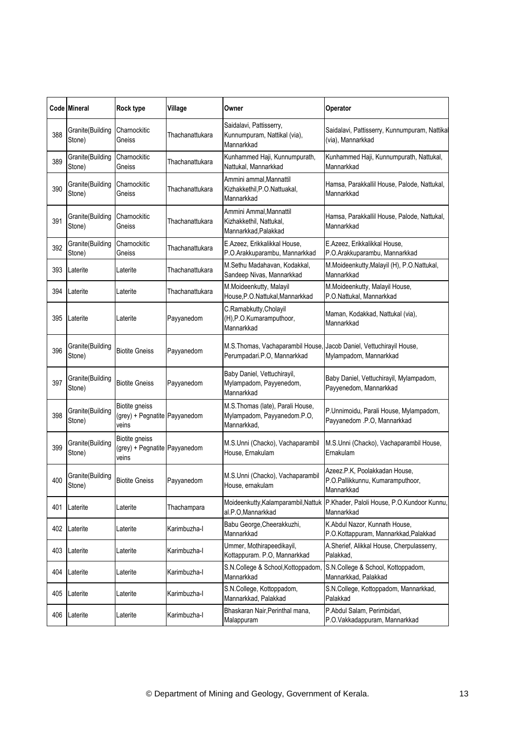| Code | Mineral | Rock type | Village | Owner | Operator |
|---|---|---|---|---|---|
| 388 | Granite(Building Stone) | Charnockitic Gneiss | Thachanattukara | Saidalavi, Pattisserry, Kunnumpuram, Nattikal (via), Mannarkkad | Saidalavi, Pattisserry, Kunnumpuram, Nattikal (via), Mannarkkad |
| 389 | Granite(Building Stone) | Charnockitic Gneiss | Thachanattukara | Kunhammed Haji, Kunnumpurath, Nattukal, Mannarkkad | Kunhammed Haji, Kunnumpurath, Nattukal, Mannarkkad |
| 390 | Granite(Building Stone) | Charnockitic Gneiss | Thachanattukara | Ammini ammal,Mannattil Kizhakkethil,P.O.Nattuakal, Mannarkkad | Hamsa, Parakkallil House, Palode, Nattukal, Mannarkkad |
| 391 | Granite(Building Stone) | Charnockitic Gneiss | Thachanattukara | Ammini Ammal,Mannattil Kizhakkethil, Nattukal, Mannarkkad,Palakkad | Hamsa, Parakkallil House, Palode, Nattukal, Mannarkkad |
| 392 | Granite(Building Stone) | Charnockitic Gneiss | Thachanattukara | E.Azeez, Erikkalikkal House, P.O.Arakkuparambu, Mannarkkad | E.Azeez, Erikkalikkal House, P.O.Arakkuparambu, Mannarkkad |
| 393 | Laterite | Laterite | Thachanattukara | M.Sethu Madahavan, Kodakkal, Sandeep Nivas, Mannarkkad | M.Moideenkutty,Malayil (H), P.O.Nattukal, Mannarkkad |
| 394 | Laterite | Laterite | Thachanattukara | M.Moideenkutty, Malayil House,P.O.Nattukal,Mannarkkad | M.Moideenkutty, Malayil House, P.O.Nattukal, Mannarkkad |
| 395 | Laterite | Laterite | Payyanedom | C.Ramabkutty,Cholayil (H),P.O.Kumaramputhoor, Mannarkkad | Maman, Kodakkad, Nattukal (via), Mannarkkad |
| 396 | Granite(Building Stone) | Biotite Gneiss | Payyanedom | M.S.Thomas, Vachaparambil House, Perumpadari.P.O, Mannarkkad | Jacob Daniel, Vettuchirayil House, Mylampadom, Mannarkkad |
| 397 | Granite(Building Stone) | Biotite Gneiss | Payyanedom | Baby Daniel, Vettuchirayil, Mylampadom, Payyenedom, Mannarkkad | Baby Daniel, Vettuchirayil, Mylampadom, Payyenedom, Mannarkkad |
| 398 | Granite(Building Stone) | Biotite gneiss (grey) + Pegnatite veins | Payyanedom | M.S.Thomas (late), Parali House, Mylampadom, Payyanedom.P.O, Mannarkkad, | P.Unnimoidu, Parali House, Mylampadom, Payyanedom .P.O, Mannarkkad |
| 399 | Granite(Building Stone) | Biotite gneiss (grey) + Pegnatite veins | Payyanedom | M.S.Unni (Chacko), Vachaparambil House, Ernakulam | M.S.Unni (Chacko), Vachaparambil House, Ernakulam |
| 400 | Granite(Building Stone) | Biotite Gneiss | Payyanedom | M.S.Unni (Chacko), Vachaparambil House, ernakulam | Azeez.P.K, Poolakkadan House, P.O.Pallikkunnu, Kumaramputhoor, Mannarkkad |
| 401 | Laterite | Laterite | Thachampara | Moideenkutty,Kalamparambil,Nattukal.P.O,Mannarkkad | P.Khader, Paloli House, P.O.Kundoor Kunnu, Mannarkkad |
| 402 | Laterite | Laterite | Karimbuzha-I | Babu George,Cheerakkuzhi, Mannarkkad | K.Abdul Nazor, Kunnath House, P.O.Kottappuram, Mannarkkad,Palakkad |
| 403 | Laterite | Laterite | Karimbuzha-I | Ummer, Mothirapeedikayil, Kottappuram. P.O, Mannarkkad | A.Sherief, Alikkal House, Cherpulasserry, Palakkad, |
| 404 | Laterite | Laterite | Karimbuzha-I | S.N.College & School,Kottoppadom, Mannarkkad | S.N.College & School, Kottoppadom, Mannarkkad, Palakkad |
| 405 | Laterite | Laterite | Karimbuzha-I | S.N.College, Kottoppadom, Mannarkkad, Palakkad | S.N.College, Kottoppadom, Mannarkkad, Palakkad |
| 406 | Laterite | Laterite | Karimbuzha-I | Bhaskaran Nair,Perinthal mana, Malappuram | P.Abdul Salam, Perimbidari, P.O.Vakkadappuram, Mannarkkad |

© Department of Mining and Geology, Government of Kerala.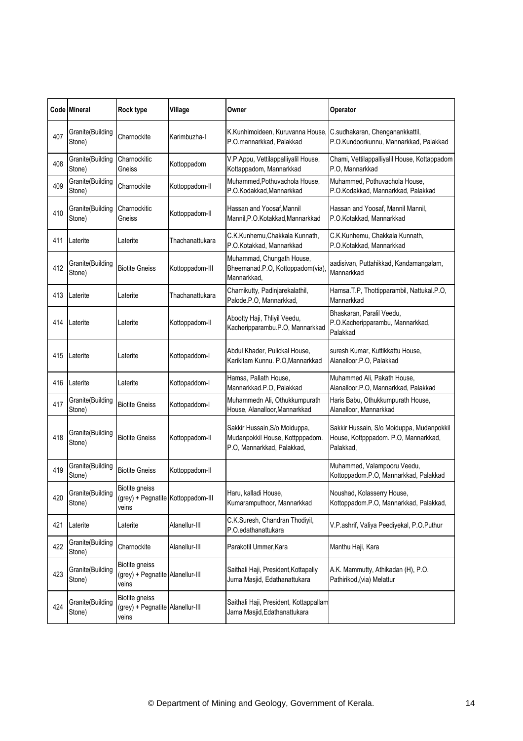| Code | Mineral | Rock type | Village | Owner | Operator |
|---|---|---|---|---|---|
| 407 | Granite(Building Stone) | Charnockite | Karimbuzha-I | K.Kunhimoideen, Kuruvanna House, P.O.mannarkkad, Palakkad | C.sudhakaran, Chenganankkattil, P.O.Kundoorkunnu, Mannarkkad, Palakkad |
| 408 | Granite(Building Stone) | Charnockitic Gneiss | Kottoppadom | V.P.Appu, Vettilappalliyalil House, Kottappadom, Mannarkkad | Chami, Vettilappalliyalil House, Kottappadom P.O, Mannarkkad |
| 409 | Granite(Building Stone) | Charnockite | Kottoppadom-II | Muhammed,Pothuvachola House, P.O.Kodakkad,Mannarkkad | Muhammed, Pothuvachola House, P.O.Kodakkad, Mannarkkad, Palakkad |
| 410 | Granite(Building Stone) | Charnockitic Gneiss | Kottoppadom-II | Hassan and Yoosaf,Mannil Mannil,P.O.Kotakkad,Mannarkkad | Hassan and Yoosaf, Mannil Mannil, P.O.Kotakkad, Mannarkkad |
| 411 | Laterite | Laterite | Thachanattukara | C.K.Kunhemu,Chakkala Kunnath, P.O.Kotakkad, Mannarkkad | C.K.Kunhemu, Chakkala Kunnath, P.O.Kotakkad, Mannarkkad |
| 412 | Granite(Building Stone) | Biotite Gneiss | Kottoppadom-III | Muhammad, Chungath House, Bheemanad.P.O, Kottoppadom(via), Mannarkkad, | aadisivan, Puttahikkad, Kandamangalam, Mannarkkad |
| 413 | Laterite | Laterite | Thachanattukara | Chamikutty, Padinjarekalathil, Palode.P.O, Mannarkkad, | Hamsa.T.P, Thottipparambil, Nattukal.P.O, Mannarkkad |
| 414 | Laterite | Laterite | Kottoppadom-II | Abootty Haji, Thliyil Veedu, Kacheripparambu.P.O, Mannarkkad | Bhaskaran, Paralil Veedu, P.O.Kacheripparambu, Mannarkkad, Palakkad |
| 415 | Laterite | Laterite | Kottopaddom-I | Abdul Khader, Pulickal House, Karikitam Kunnu. P.O,Mannarkkad | suresh Kumar, Kuttikkattu House, Alanalloor.P.O, Palakkad |
| 416 | Laterite | Laterite | Kottopaddom-I | Hamsa, Pallath House, Mannarkkad.P.O, Palakkad | Muhammed Ali, Pakath House, Alanalloor.P.O, Mannarkkad, Palakkad |
| 417 | Granite(Building Stone) | Biotite Gneiss | Kottopaddom-I | Muhammedn Ali, Othukkumpurath House, Alanalloor,Mannarkkad | Haris Babu, Othukkumpurath House, Alanalloor, Mannarkkad |
| 418 | Granite(Building Stone) | Biotite Gneiss | Kottoppadom-II | Sakkir Hussain,S/o Moiduppa, Mudanpokkil House, Kottpppadom. P.O, Mannarkkad, Palakkad, | Sakkir Hussain, S/o Moiduppa, Mudanpokkil House, Kottpppadom. P.O, Mannarkkad, Palakkad, |
| 419 | Granite(Building Stone) | Biotite Gneiss | Kottoppadom-II | | Muhammed, Valampooru Veedu, Kottoppadom.P.O, Mannarkkad, Palakkad |
| 420 | Granite(Building Stone) | Biotite gneiss (grey) + Pegnatite veins | Kottoppadom-III | Haru, kalladi House, Kumaramputhoor, Mannarkkad | Noushad, Kolasserry House, Kottoppadom.P.O, Mannarkkad, Palakkad, |
| 421 | Laterite | Laterite | Alanellur-III | C.K.Suresh, Chandran Thodiyil, P.O.edathanattukara | V.P.ashrif, Valiya Peediyekal, P.O.Puthur |
| 422 | Granite(Building Stone) | Charnockite | Alanellur-III | Parakotil Ummer,Kara | Manthu Haji, Kara |
| 423 | Granite(Building Stone) | Biotite gneiss (grey) + Pegnatite veins | Alanellur-III | Saithali Haji, President,Kottapally Juma Masjid, Edathanattukara | A.K. Mammutty, Athikadan (H), P.O. Pathirikod,(via) Melattur |
| 424 | Granite(Building Stone) | Biotite gneiss (grey) + Pegnatite veins | Alanellur-III | Saithali Haji, President, Kottappallam Jama Masjid,Edathanattukara | |

© Department of Mining and Geology, Government of Kerala.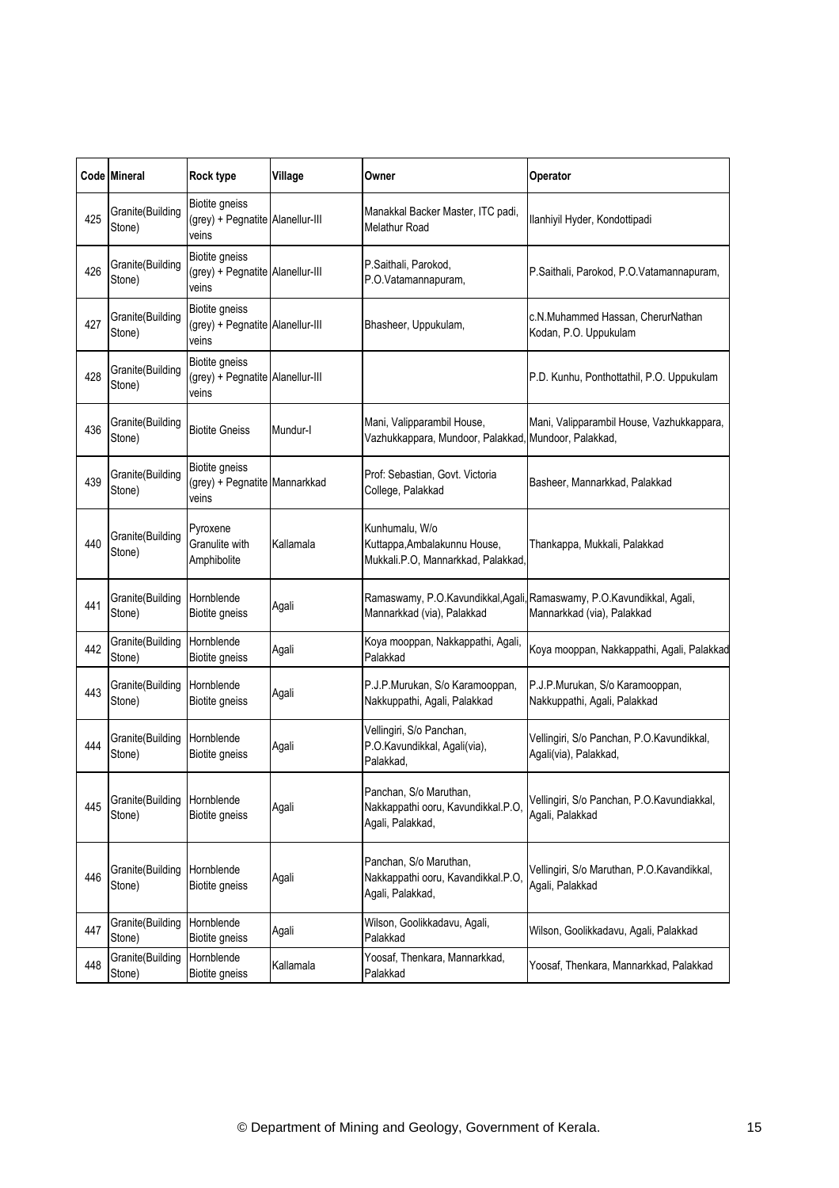| Code | Mineral | Rock type | Village | Owner | Operator |
|---|---|---|---|---|---|
| 425 | Granite(Building Stone) | Biotite gneiss (grey) + Pegnatite veins | Alanellur-III | Manakkal Backer Master, ITC padi, Melathur Road | Ilanhiyil Hyder, Kondottipadi |
| 426 | Granite(Building Stone) | Biotite gneiss (grey) + Pegnatite veins | Alanellur-III | P.Saithali, Parokod, P.O.Vatamannapuram, | P.Saithali, Parokod, P.O.Vatamannapuram, |
| 427 | Granite(Building Stone) | Biotite gneiss (grey) + Pegnatite veins | Alanellur-III | Bhasheer, Uppukulam, | c.N.Muhammed Hassan, CherurNathan Kodan, P.O. Uppukulam |
| 428 | Granite(Building Stone) | Biotite gneiss (grey) + Pegnatite veins | Alanellur-III | | P.D. Kunhu, Ponthottathil, P.O. Uppukulam |
| 436 | Granite(Building Stone) | Biotite Gneiss | Mundur-I | Mani, Valipparambil House, Vazhukkappara, Mundoor, Palakkad, | Mani, Valipparambil House, Vazhukkappara, Mundoor, Palakkad, |
| 439 | Granite(Building Stone) | Biotite gneiss (grey) + Pegnatite veins | Mannarkkad | Prof: Sebastian, Govt. Victoria College, Palakkad | Basheer, Mannarkkad, Palakkad |
| 440 | Granite(Building Stone) | Pyroxene Granulite with Amphibolite | Kallamala | Kunhumalu, W/o Kuttappa,Ambalakunnu House, Mukkali.P.O, Mannarkkad, Palakkad, | Thankappa, Mukkali, Palakkad |
| 441 | Granite(Building Stone) | Hornblende Biotite gneiss | Agali | Ramaswamy, P.O.Kavundikkal,Agali, Mannarkkad (via), Palakkad | Ramaswamy, P.O.Kavundikkal, Agali, Mannarkkad (via), Palakkad |
| 442 | Granite(Building Stone) | Hornblende Biotite gneiss | Agali | Koya mooppan, Nakkappathi, Agali, Palakkad | Koya mooppan, Nakkappathi, Agali, Palakkad |
| 443 | Granite(Building Stone) | Hornblende Biotite gneiss | Agali | P.J.P.Murukan, S/o Karamooppan, Nakkuppathi, Agali, Palakkad | P.J.P.Murukan, S/o Karamooppan, Nakkuppathi, Agali, Palakkad |
| 444 | Granite(Building Stone) | Hornblende Biotite gneiss | Agali | Vellingiri, S/o Panchan, P.O.Kavundikkal, Agali(via), Palakkad, | Vellingiri, S/o Panchan, P.O.Kavundikkal, Agali(via), Palakkad, |
| 445 | Granite(Building Stone) | Hornblende Biotite gneiss | Agali | Panchan, S/o Maruthan, Nakkappathi ooru, Kavundikkal.P.O, Agali, Palakkad, | Vellingiri, S/o Panchan, P.O.Kavundiakkal, Agali, Palakkad |
| 446 | Granite(Building Stone) | Hornblende Biotite gneiss | Agali | Panchan, S/o Maruthan, Nakkappathi ooru, Kavandikkal.P.O, Agali, Palakkad, | Vellingiri, S/o Maruthan, P.O.Kavandikkal, Agali, Palakkad |
| 447 | Granite(Building Stone) | Hornblende Biotite gneiss | Agali | Wilson, Goolikkadavu, Agali, Palakkad | Wilson, Goolikkadavu, Agali, Palakkad |
| 448 | Granite(Building Stone) | Hornblende Biotite gneiss | Kallamala | Yoosaf, Thenkara, Mannarkkad, Palakkad | Yoosaf, Thenkara, Mannarkkad, Palakkad |

© Department of Mining and Geology, Government of Kerala.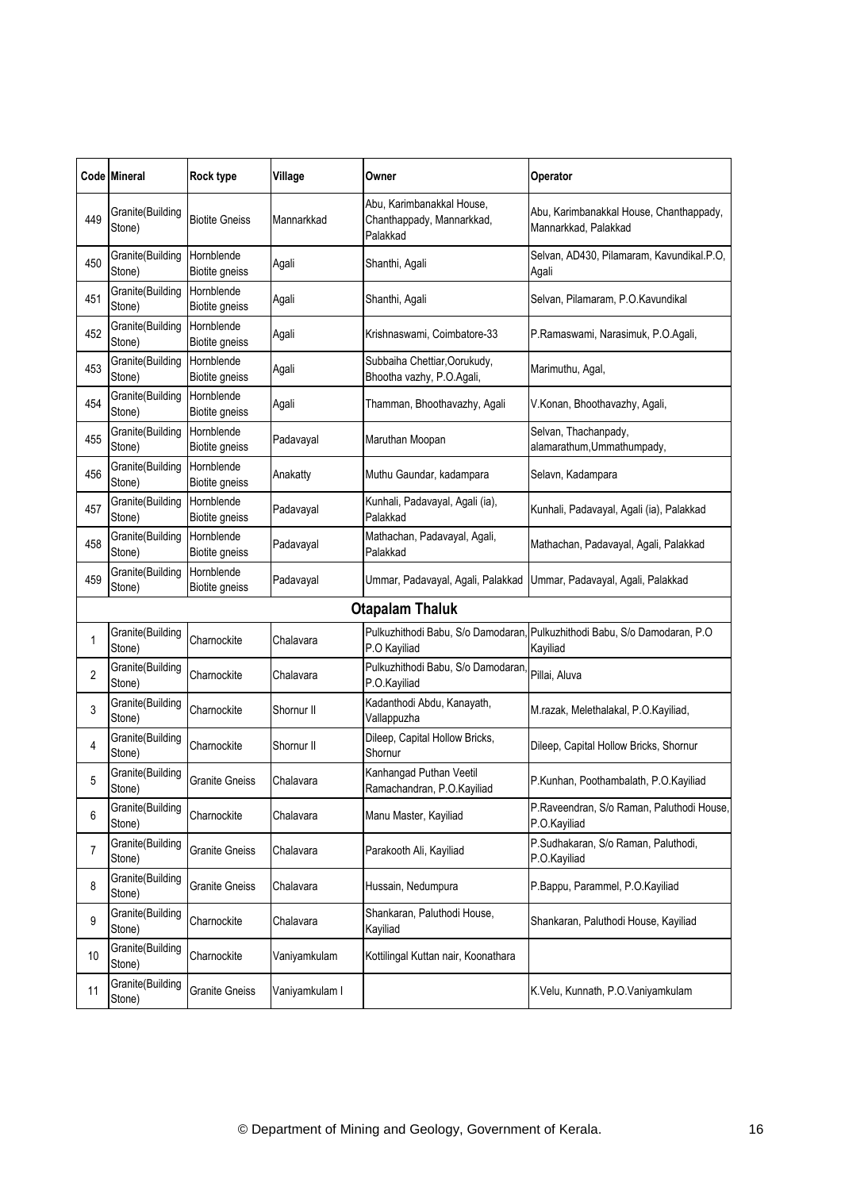| Code | Mineral | Rock type | Village | Owner | Operator |
|---|---|---|---|---|---|
| 449 | Granite(Building Stone) | Biotite Gneiss | Mannarkkad | Abu, Karimbanakkal House, Chanthappady, Mannarkkad, Palakkad | Abu, Karimbanakkal House, Chanthappady, Mannarkkad, Palakkad |
| 450 | Granite(Building Stone) | Hornblende Biotite gneiss | Agali | Shanthi, Agali | Selvan, AD430, Pilamaram, Kavundikal.P.O, Agali |
| 451 | Granite(Building Stone) | Hornblende Biotite gneiss | Agali | Shanthi, Agali | Selvan, Pilamaram, P.O.Kavundikal |
| 452 | Granite(Building Stone) | Hornblende Biotite gneiss | Agali | Krishnaswami, Coimbatore-33 | P.Ramaswami, Narasimuk, P.O.Agali, |
| 453 | Granite(Building Stone) | Hornblende Biotite gneiss | Agali | Subbaiha Chettiar,Oorukudy, Bhootha vazhy, P.O.Agali, | Marimuthu, Agal, |
| 454 | Granite(Building Stone) | Hornblende Biotite gneiss | Agali | Thamman, Bhoothavazhy, Agali | V.Konan, Bhoothavazhy, Agali, |
| 455 | Granite(Building Stone) | Hornblende Biotite gneiss | Padavayal | Maruthan Moopan | Selvan, Thachanpady, alamarathum,Ummathumpady, |
| 456 | Granite(Building Stone) | Hornblende Biotite gneiss | Anakatty | Muthu Gaundar, kadampara | Selavn, Kadampara |
| 457 | Granite(Building Stone) | Hornblende Biotite gneiss | Padavayal | Kunhali, Padavayal, Agali (ia), Palakkad | Kunhali, Padavayal, Agali (ia), Palakkad |
| 458 | Granite(Building Stone) | Hornblende Biotite gneiss | Padavayal | Mathachan, Padavayal, Agali, Palakkad | Mathachan, Padavayal, Agali, Palakkad |
| 459 | Granite(Building Stone) | Hornblende Biotite gneiss | Padavayal | Ummar, Padavayal, Agali, Palakkad | Ummar, Padavayal, Agali, Palakkad |
| | | | **Otapalam Thaluk** | | |
| 1 | Granite(Building Stone) | Charnockite | Chalavara | Pulkuzhithodi Babu, S/o Damodaran, P.O Kayiliad | Pulkuzhithodi Babu, S/o Damodaran, P.O Kayiliad |
| 2 | Granite(Building Stone) | Charnockite | Chalavara | Pulkuzhithodi Babu, S/o Damodaran, P.O.Kayiliad | Pillai, Aluva |
| 3 | Granite(Building Stone) | Charnockite | Shornur II | Kadanthodi Abdu, Kanayath, Vallappuzha | M.razak, Melethalakal, P.O.Kayiliad, |
| 4 | Granite(Building Stone) | Charnockite | Shornur II | Dileep, Capital Hollow Bricks, Shornur | Dileep, Capital Hollow Bricks, Shornur |
| 5 | Granite(Building Stone) | Granite Gneiss | Chalavara | Kanhangad Puthan Veetil Ramachandran, P.O.Kayiliad | P.Kunhan, Poothambalath, P.O.Kayiliad |
| 6 | Granite(Building Stone) | Charnockite | Chalavara | Manu Master, Kayiliad | P.Raveendran, S/o Raman, Paluthodi House, P.O.Kayiliad |
| 7 | Granite(Building Stone) | Granite Gneiss | Chalavara | Parakooth Ali, Kayiliad | P.Sudhakaran, S/o Raman, Paluthodi, P.O.Kayiliad |
| 8 | Granite(Building Stone) | Granite Gneiss | Chalavara | Hussain, Nedumpura | P.Bappu, Parammel, P.O.Kayiliad |
| 9 | Granite(Building Stone) | Charnockite | Chalavara | Shankaran, Paluthodi House, Kayiliad | Shankaran, Paluthodi House, Kayiliad |
| 10 | Granite(Building Stone) | Charnockite | Vaniyamkulam | Kottilingal Kuttan nair, Koonathara | |
| 11 | Granite(Building Stone) | Granite Gneiss | Vaniyamkulam I | | K.Velu, Kunnath, P.O.Vaniyamkulam |

© Department of Mining and Geology, Government of Kerala.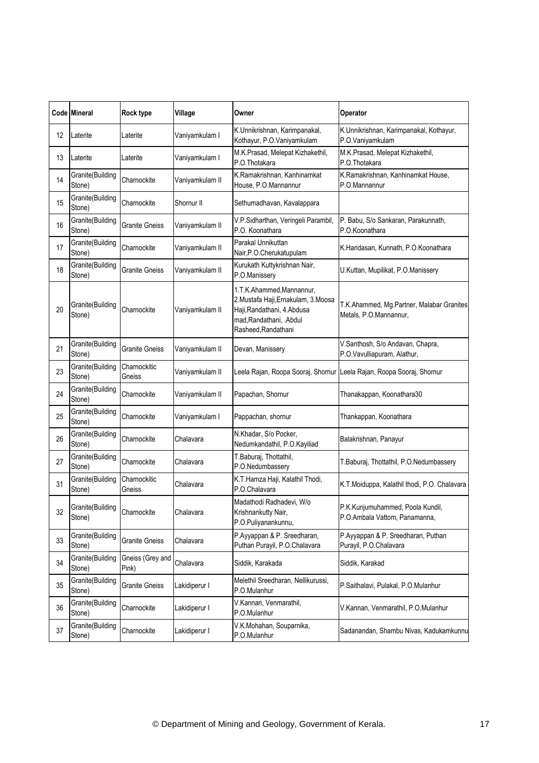| Code | Mineral | Rock type | Village | Owner | Operator |
|---|---|---|---|---|---|
| 12 | Laterite | Laterite | Vaniyamkulam I | K.Unnikrishnan, Karimpanakal, Kothayur, P.O.Vaniyamkulam | K.Unnikrishnan, Karimpanakal, Kothayur, P.O.Vaniyamkulam |
| 13 | Laterite | Laterite | Vaniyamkulam I | M.K.Prasad, Melepat Kizhakethil, P.O.Thotakara | M.K.Prasad, Melepat Kizhakethil, P.O.Thotakara |
| 14 | Granite(Building Stone) | Charnockite | Vaniyamkulam II | K.Ramakrishnan, Kanhinamkat House, P.O.Mannannur | K.Ramakrishnan, Kanhinamkat House, P.O.Mannannur |
| 15 | Granite(Building Stone) | Charnockite | Shornur II | Sethumadhavan, Kavalappara | |
| 16 | Granite(Building Stone) | Granite Gneiss | Vaniyamkulam II | V.P.Sidharthan, Veringeli Parambil, P.O. Koonathara | P. Babu, S/o Sankaran, Parakunnath, P.O.Koonathara |
| 17 | Granite(Building Stone) | Charnockite | Vaniyamkulam II | Parakal Unnikuttan Nair,P.O.Cherukatupulam | K.Haridasan, Kunnath, P.O.Koonathara |
| 18 | Granite(Building Stone) | Granite Gneiss | Vaniyamkulam II | Kurukath Kuttykrishnan Nair, P.O.Manissery | U.Kuttan, Mupilikat, P.O.Manissery |
| 20 | Granite(Building Stone) | Charnockite | Vaniyamkulam II | 1.T.K.Ahammed,Mannannur, 2.Mustafa Haji,Ernakulam, 3.Moosa Haji,Randathani, 4.Abdusa mad,Randathani, .Abdul Rasheed,Randathani | T.K.Ahammed, Mg.Partner, Malabar Granites Metals, P.O.Mannannur, |
| 21 | Granite(Building Stone) | Granite Gneiss | Vaniyamkulam II | Devan, Manissery | V.Santhosh, S/o Andavan, Chapra, P.O.Vavulliapuram, Alathur, |
| 23 | Granite(Building Stone) | Charnockitic Gneiss | Vaniyamkulam II | Leela Rajan, Roopa Sooraj, Shornur | Leela Rajan, Roopa Sooraj, Shornur |
| 24 | Granite(Building Stone) | Charnockite | Vaniyamkulam II | Papachan, Shornur | Thanakappan, Koonathara30 |
| 25 | Granite(Building Stone) | Charnockite | Vaniyamkulam I | Pappachan, shornur | Thankappan, Koonathara |
| 26 | Granite(Building Stone) | Charnockite | Chalavara | N.Khadar, S/o Pocker, Nedumkandathil, P.O.Kayiliad | Balakrishnan, Panayur |
| 27 | Granite(Building Stone) | Charnockite | Chalavara | T.Baburaj, Thottathil, P.O.Nedumbassery | T.Baburaj, Thottathil, P.O.Nedumbassery |
| 31 | Granite(Building Stone) | Charnockitic Gneiss | Chalavara | K.T.Hamza Haji, Kalathil Thodi, P.O.Chalavara | K.T.Moiduppa, Kalathil thodi, P.O. Chalavara |
| 32 | Granite(Building Stone) | Charnockite | Chalavara | Madathodi Radhadevi, W/o Krishnankutty Nair, P.O.Puliyanankunnu, | P.K.Kunjumuhammed, Poola Kundil, P.O.Ambala Vattom, Panamanna, |
| 33 | Granite(Building Stone) | Granite Gneiss | Chalavara | P.Ayyappan & P. Sreedharan, Puthan Purayil, P.O.Chalavara | P.Ayyappan & P. Sreedharan, Puthan Purayil, P.O.Chalavara |
| 34 | Granite(Building Stone) | Gneiss (Grey and Pink) | Chalavara | Siddik, Karakada | Siddik, Karakad |
| 35 | Granite(Building Stone) | Granite Gneiss | Lakidiperur I | Melethil Sreedharan, Nellikurussi, P.O.Mulanhur | P.Saithalavi, Pulakal, P.O.Mulanhur |
| 36 | Granite(Building Stone) | Charnockite | Lakidiperur I | V.Kannan, Venmarathil, P.O.Mulanhur | V.Kannan, Venmarathil, P.O.Mulanhur |
| 37 | Granite(Building Stone) | Charnockite | Lakidiperur I | V.K.Mohahan, Souparnika, P.O.Mulanhur | Sadanandan, Shambu Nivas, Kadukamkunnu |

© Department of Mining and Geology, Government of Kerala.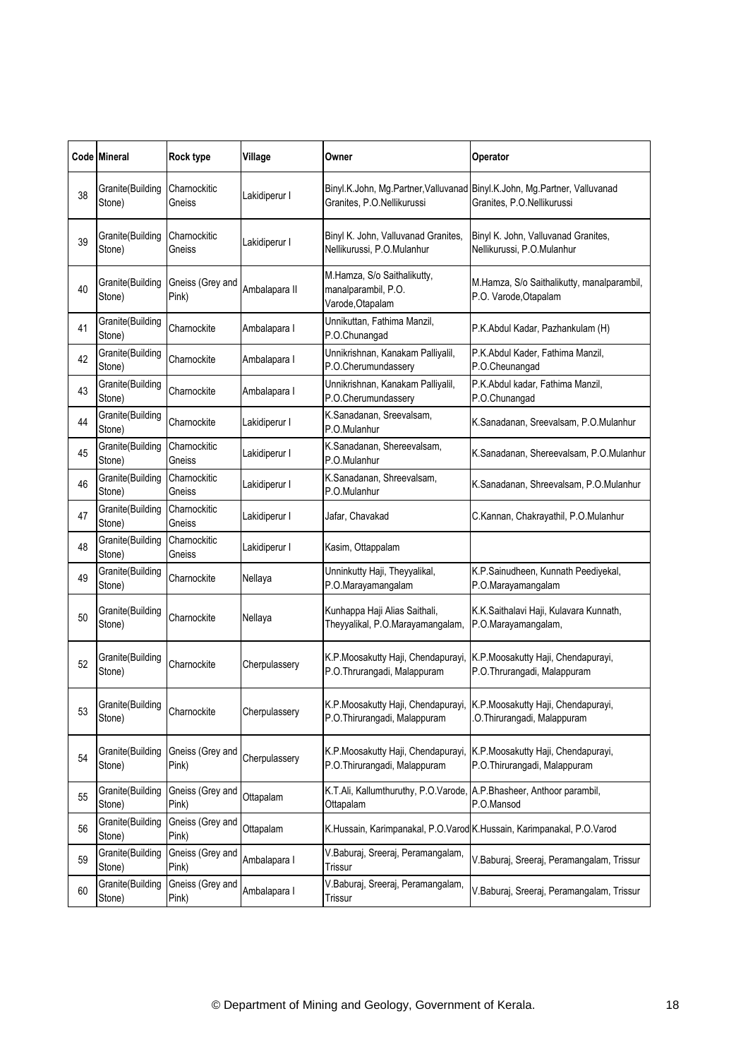| Code | Mineral | Rock type | Village | Owner | Operator |
|---|---|---|---|---|---|
| 38 | Granite(Building Stone) | Charnockitic Gneiss | Lakidiperur I | Binyl.K.John, Mg.Partner,Valluvanad Granites, P.O.Nellikurussi | Binyl.K.John, Mg.Partner, Valluvanad Granites, P.O.Nellikurussi |
| 39 | Granite(Building Stone) | Charnockitic Gneiss | Lakidiperur I | Binyl K. John, Valluvanad Granites, Nellikurussi, P.O.Mulanhur | Binyl K. John, Valluvanad Granites, Nellikurussi, P.O.Mulanhur |
| 40 | Granite(Building Stone) | Gneiss (Grey and Pink) | Ambalapara II | M.Hamza, S/o Saithalikutty, manalparambil, P.O. Varode,Otapalam | M.Hamza, S/o Saithalikutty, manalparambil, P.O. Varode,Otapalam |
| 41 | Granite(Building Stone) | Charnockite | Ambalapara I | Unnikuttan, Fathima Manzil, P.O.Chunangad | P.K.Abdul Kadar, Pazhankulam (H) |
| 42 | Granite(Building Stone) | Charnockite | Ambalapara I | Unnikrishnan, Kanakam Palliyalil, P.O.Cherumundassery | P.K.Abdul Kader, Fathima Manzil, P.O.Cheunangad |
| 43 | Granite(Building Stone) | Charnockite | Ambalapara I | Unnikrishnan, Kanakam Palliyalil, P.O.Cherumundassery | P.K.Abdul kadar, Fathima Manzil, P.O.Chunangad |
| 44 | Granite(Building Stone) | Charnockite | Lakidiperur I | K.Sanadanan, Sreevalsam, P.O.Mulanhur | K.Sanadanan, Sreevalsam, P.O.Mulanhur |
| 45 | Granite(Building Stone) | Charnockitic Gneiss | Lakidiperur I | K.Sanadanan, Shereevalsam, P.O.Mulanhur | K.Sanadanan, Shereevalsam, P.O.Mulanhur |
| 46 | Granite(Building Stone) | Charnockitic Gneiss | Lakidiperur I | K.Sanadanan, Shreevalsam, P.O.Mulanhur | K.Sanadanan, Shreevalsam, P.O.Mulanhur |
| 47 | Granite(Building Stone) | Charnockitic Gneiss | Lakidiperur I | Jafar, Chavakad | C.Kannan, Chakrayathil, P.O.Mulanhur |
| 48 | Granite(Building Stone) | Charnockitic Gneiss | Lakidiperur I | Kasim, Ottappalam | |
| 49 | Granite(Building Stone) | Charnockite | Nellaya | Unninkutty Haji, Theyyalikal, P.O.Marayamangalam | K.P.Sainudheen, Kunnath Peediyekal, P.O.Marayamangalam |
| 50 | Granite(Building Stone) | Charnockite | Nellaya | Kunhappa Haji Alias Saithali, Theyyalikal, P.O.Marayamangalam, | K.K.Saithalavi Haji, Kulavara Kunnath, P.O.Marayamangalam, |
| 52 | Granite(Building Stone) | Charnockite | Cherpulassery | K.P.Moosakutty Haji, Chendapurayi, P.O.Thrurangadi, Malappuram | K.P.Moosakutty Haji, Chendapurayi, P.O.Thrurangadi, Malappuram |
| 53 | Granite(Building Stone) | Charnockite | Cherpulassery | K.P.Moosakutty Haji, Chendapurayi, P.O.Thirurangadi, Malappuram | K.P.Moosakutty Haji, Chendapurayi, .O.Thirurangadi, Malappuram |
| 54 | Granite(Building Stone) | Gneiss (Grey and Pink) | Cherpulassery | K.P.Moosakutty Haji, Chendapurayi, P.O.Thirurangadi, Malappuram | K.P.Moosakutty Haji, Chendapurayi, P.O.Thirurangadi, Malappuram |
| 55 | Granite(Building Stone) | Gneiss (Grey and Pink) | Ottapalam | K.T.Ali, Kallumthuruthy, P.O.Varode, Ottapalam | A.P.Bhasheer, Anthoor parambil, P.O.Mansod |
| 56 | Granite(Building Stone) | Gneiss (Grey and Pink) | Ottapalam | K.Hussain, Karimpanakal, P.O.Varod | K.Hussain, Karimpanakal, P.O.Varod |
| 59 | Granite(Building Stone) | Gneiss (Grey and Pink) | Ambalapara I | V.Baburaj, Sreeraj, Peramangalam, Trissur | V.Baburaj, Sreeraj, Peramangalam, Trissur |
| 60 | Granite(Building Stone) | Gneiss (Grey and Pink) | Ambalapara I | V.Baburaj, Sreeraj, Peramangalam, Trissur | V.Baburaj, Sreeraj, Peramangalam, Trissur |

© Department of Mining and Geology, Government of Kerala.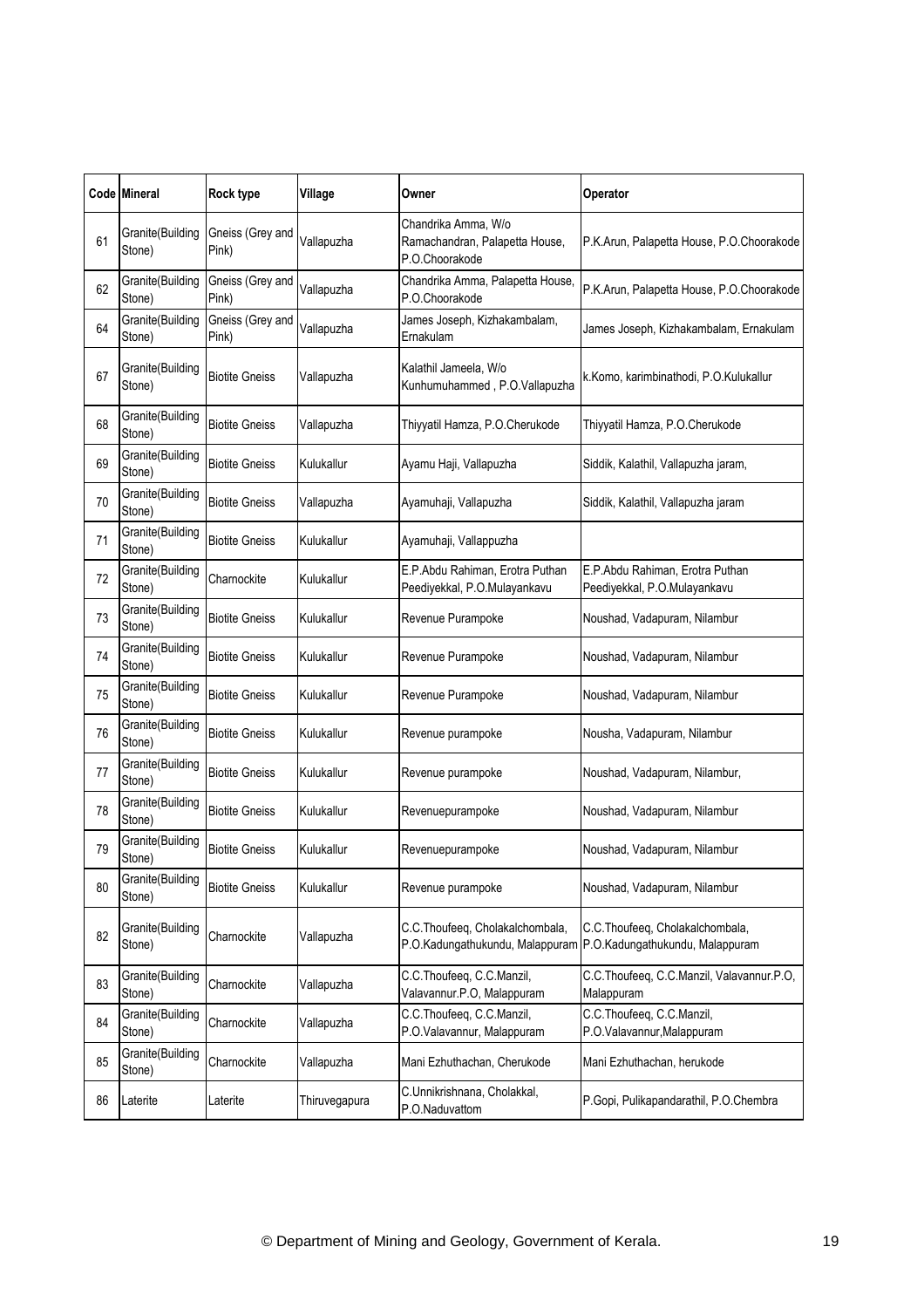| Code | Mineral | Rock type | Village | Owner | Operator |
|---|---|---|---|---|---|
| 61 | Granite(Building Stone) | Gneiss (Grey and Pink) | Vallapuzha | Chandrika Amma, W/o Ramachandran, Palapetta House, P.O.Choorakode | P.K.Arun, Palapetta House, P.O.Choorakode |
| 62 | Granite(Building Stone) | Gneiss (Grey and Pink) | Vallapuzha | Chandrika Amma, Palapetta House, P.O.Choorakode | P.K.Arun, Palapetta House, P.O.Choorakode |
| 64 | Granite(Building Stone) | Gneiss (Grey and Pink) | Vallapuzha | James Joseph, Kizhakambalam, Ernakulam | James Joseph, Kizhakambalam, Ernakulam |
| 67 | Granite(Building Stone) | Biotite Gneiss | Vallapuzha | Kalathil Jameela, W/o Kunhumuhammed , P.O.Vallapuzha | k.Komo, karimbinathodi, P.O.Kulukallur |
| 68 | Granite(Building Stone) | Biotite Gneiss | Vallapuzha | Thiyyatil Hamza, P.O.Cherukode | Thiyyatil Hamza, P.O.Cherukode |
| 69 | Granite(Building Stone) | Biotite Gneiss | Kulukallur | Ayamu Haji, Vallapuzha | Siddik, Kalathil, Vallapuzha jaram, |
| 70 | Granite(Building Stone) | Biotite Gneiss | Vallapuzha | Ayamuhaji, Vallapuzha | Siddik, Kalathil, Vallapuzha jaram |
| 71 | Granite(Building Stone) | Biotite Gneiss | Kulukallur | Ayamuhaji, Vallappuzha | |
| 72 | Granite(Building Stone) | Charnockite | Kulukallur | E.P.Abdu Rahiman, Erotra Puthan Peediyekkal, P.O.Mulayankavu | E.P.Abdu Rahiman, Erotra Puthan Peediyekkal, P.O.Mulayankavu |
| 73 | Granite(Building Stone) | Biotite Gneiss | Kulukallur | Revenue Purampoke | Noushad, Vadapuram, Nilambur |
| 74 | Granite(Building Stone) | Biotite Gneiss | Kulukallur | Revenue Purampoke | Noushad, Vadapuram, Nilambur |
| 75 | Granite(Building Stone) | Biotite Gneiss | Kulukallur | Revenue Purampoke | Noushad, Vadapuram, Nilambur |
| 76 | Granite(Building Stone) | Biotite Gneiss | Kulukallur | Revenue purampoke | Nousha, Vadapuram, Nilambur |
| 77 | Granite(Building Stone) | Biotite Gneiss | Kulukallur | Revenue purampoke | Noushad, Vadapuram, Nilambur, |
| 78 | Granite(Building Stone) | Biotite Gneiss | Kulukallur | Revenuepurampoke | Noushad, Vadapuram, Nilambur |
| 79 | Granite(Building Stone) | Biotite Gneiss | Kulukallur | Revenuepurampoke | Noushad, Vadapuram, Nilambur |
| 80 | Granite(Building Stone) | Biotite Gneiss | Kulukallur | Revenue purampoke | Noushad, Vadapuram, Nilambur |
| 82 | Granite(Building Stone) | Charnockite | Vallapuzha | C.C.Thoufeeq, Cholakalchombala, P.O.Kadungathukundu, Malappuram | C.C.Thoufeeq, Cholakalchombala, P.O.Kadungathukundu, Malappuram |
| 83 | Granite(Building Stone) | Charnockite | Vallapuzha | C.C.Thoufeeq, C.C.Manzil, Valavannur.P.O, Malappuram | C.C.Thoufeeq, C.C.Manzil, Valavannur.P.O, Malappuram |
| 84 | Granite(Building Stone) | Charnockite | Vallapuzha | C.C.Thoufeeq, C.C.Manzil, P.O.Valavannur, Malappuram | C.C.Thoufeeq, C.C.Manzil, P.O.Valavannur,Malappuram |
| 85 | Granite(Building Stone) | Charnockite | Vallapuzha | Mani Ezhuthachan, Cherukode | Mani Ezhuthachan, herukode |
| 86 | Laterite | Laterite | Thiruvegapura | C.Unnikrishnana, Cholakkal, P.O.Naduvattom | P.Gopi, Pulikapandarathil, P.O.Chembra |

© Department of Mining and Geology, Government of Kerala.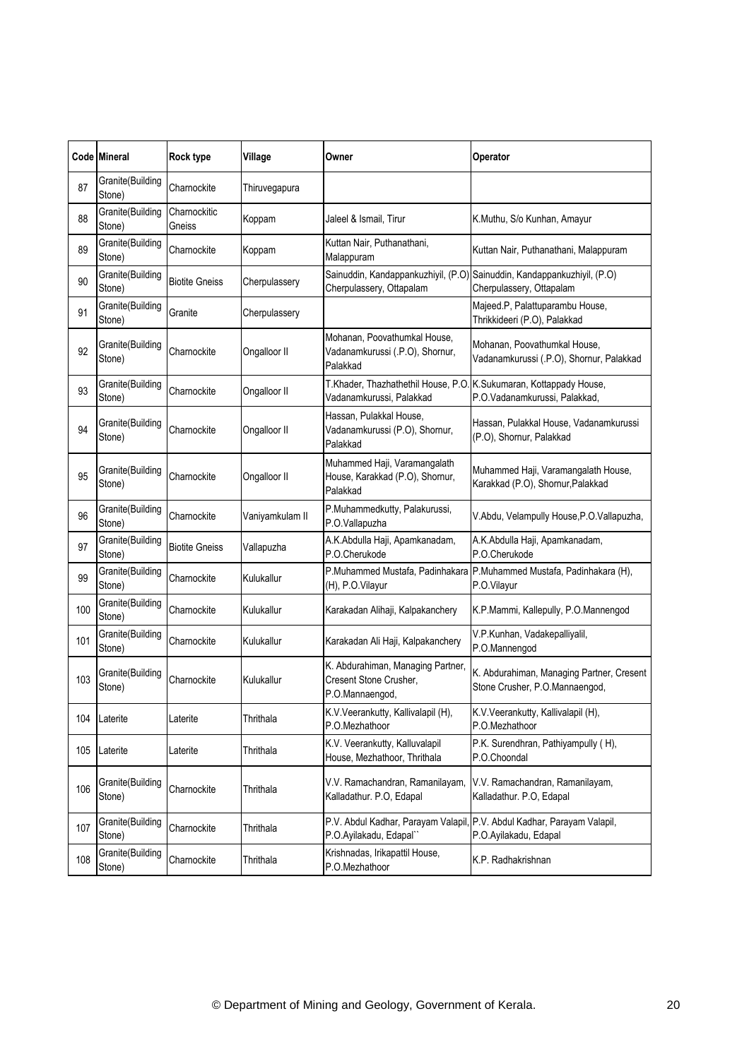| Code | Mineral | Rock type | Village | Owner | Operator |
|---|---|---|---|---|---|
| 87 | Granite(Building Stone) | Charnockite | Thiruvegapura | | |
| 88 | Granite(Building Stone) | Charnockitic Gneiss | Koppam | Jaleel & Ismail, Tirur | K.Muthu, S/o Kunhan, Amayur |
| 89 | Granite(Building Stone) | Charnockite | Koppam | Kuttan Nair, Puthanathani, Malappuram | Kuttan Nair, Puthanathani, Malappuram |
| 90 | Granite(Building Stone) | Biotite Gneiss | Cherpulassery | Sainuddin, Kandappankuzhiyil, (P.O) Cherpulassery, Ottapalam | Sainuddin, Kandappankuzhiyil, (P.O) Cherpulassery, Ottapalam |
| 91 | Granite(Building Stone) | Granite | Cherpulassery | | Majeed.P, Palattuparambu House, Thrikkideeri (P.O), Palakkad |
| 92 | Granite(Building Stone) | Charnockite | Ongalloor II | Mohanan, Poovathumkal House, Vadanamkurussi (.P.O), Shornur, Palakkad | Mohanan, Poovathumkal House, Vadanamkurussi (.P.O), Shornur, Palakkad |
| 93 | Granite(Building Stone) | Charnockite | Ongalloor II | T.Khader, Thazhathethil House, P.O. Vadanamkurussi, Palakkad | K.Sukumaran, Kottappady House, P.O.Vadanamkurussi, Palakkad, |
| 94 | Granite(Building Stone) | Charnockite | Ongalloor II | Hassan, Pulakkal House, Vadanamkurussi (P.O), Shornur, Palakkad | Hassan, Pulakkal House, Vadanamkurussi (P.O), Shornur, Palakkad |
| 95 | Granite(Building Stone) | Charnockite | Ongalloor II | Muhammed Haji, Varamangalath House, Karakkad (P.O), Shornur, Palakkad | Muhammed Haji, Varamangalath House, Karakkad (P.O), Shornur,Palakkad |
| 96 | Granite(Building Stone) | Charnockite | Vaniyamkulam II | P.Muhammedkutty, Palakurussi, P.O.Vallapuzha | V.Abdu, Velampully House,P.O.Vallapuzha, |
| 97 | Granite(Building Stone) | Biotite Gneiss | Vallapuzha | A.K.Abdulla Haji, Apamkanadam, P.O.Cherukode | A.K.Abdulla Haji, Apamkanadam, P.O.Cherukode |
| 99 | Granite(Building Stone) | Charnockite | Kulukallur | P.Muhammed Mustafa, Padinhakara (H), P.O.Vilayur | P.Muhammed Mustafa, Padinhakara (H), P.O.Vilayur |
| 100 | Granite(Building Stone) | Charnockite | Kulukallur | Karakadan Alihaji, Kalpakanchery | K.P.Mammi, Kallepully, P.O.Mannengod |
| 101 | Granite(Building Stone) | Charnockite | Kulukallur | Karakadan Ali Haji, Kalpakanchery | V.P.Kunhan, Vadakepalliyalil, P.O.Mannengod |
| 103 | Granite(Building Stone) | Charnockite | Kulukallur | K. Abdurahiman, Managing Partner, Cresent Stone Crusher, P.O.Mannaengod, | K. Abdurahiman, Managing Partner, Cresent Stone Crusher, P.O.Mannaengod, |
| 104 | Laterite | Laterite | Thrithala | K.V.Veerankutty, Kallivalapil (H), P.O.Mezhathoor | K.V.Veerankutty, Kallivalapil (H), P.O.Mezhathoor |
| 105 | Laterite | Laterite | Thrithala | K.V. Veerankutty, Kalluvalapil House, Mezhathoor, Thrithala | P.K. Surendhran, Pathiyampully ( H), P.O.Choondal |
| 106 | Granite(Building Stone) | Charnockite | Thrithala | V.V. Ramachandran, Ramanilayam, Kalladathur. P.O, Edapal | V.V. Ramachandran, Ramanilayam, Kalladathur. P.O, Edapal |
| 107 | Granite(Building Stone) | Charnockite | Thrithala | P.V. Abdul Kadhar, Parayam Valapil, P.O.Ayilakadu, Edapal`` | P.V. Abdul Kadhar, Parayam Valapil, P.O.Ayilakadu, Edapal |
| 108 | Granite(Building Stone) | Charnockite | Thrithala | Krishnadas, Irikapattil House, P.O.Mezhathoor | K.P. Radhakrishnan |

© Department of Mining and Geology, Government of Kerala.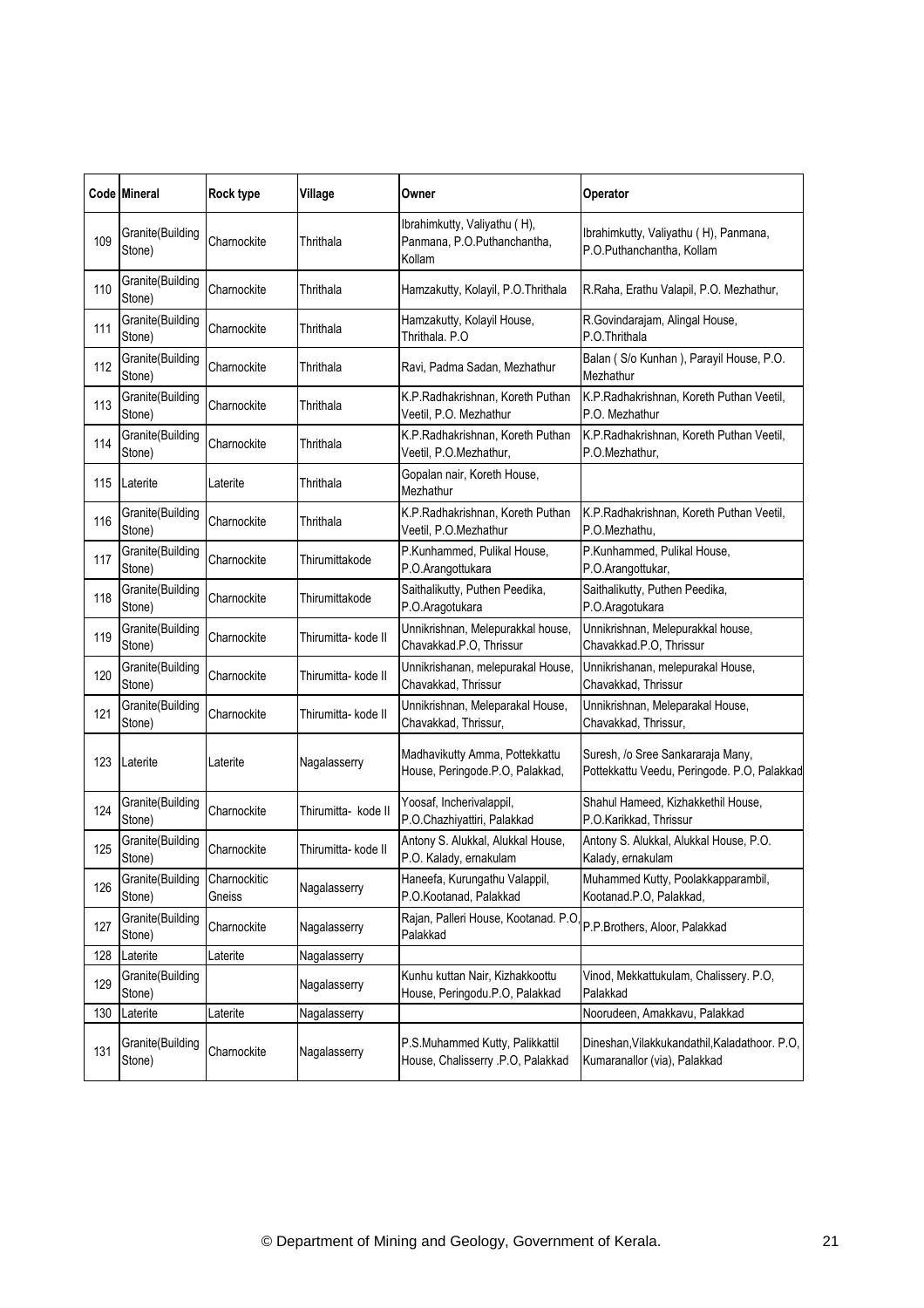| Code | Mineral | Rock type | Village | Owner | Operator |
|---|---|---|---|---|---|
| 109 | Granite(Building Stone) | Charnockite | Thrithala | Ibrahimkutty, Valiyathu ( H), Panmana, P.O.Puthanchantha, Kollam | Ibrahimkutty, Valiyathu ( H), Panmana, P.O.Puthanchantha, Kollam |
| 110 | Granite(Building Stone) | Charnockite | Thrithala | Hamzakutty, Kolayil, P.O.Thrithala | R.Raha, Erathu Valapil, P.O. Mezhathur, |
| 111 | Granite(Building Stone) | Charnockite | Thrithala | Hamzakutty, Kolayil House, Thrithala. P.O | R.Govindarajam, Alingal House, P.O.Thrithala |
| 112 | Granite(Building Stone) | Charnockite | Thrithala | Ravi, Padma Sadan, Mezhathur | Balan ( S/o Kunhan ), Parayil House, P.O. Mezhathur |
| 113 | Granite(Building Stone) | Charnockite | Thrithala | K.P.Radhakrishnan, Koreth Puthan Veetil, P.O. Mezhathur | K.P.Radhakrishnan, Koreth Puthan Veetil, P.O. Mezhathur |
| 114 | Granite(Building Stone) | Charnockite | Thrithala | K.P.Radhakrishnan, Koreth Puthan Veetil, P.O.Mezhathur, | K.P.Radhakrishnan, Koreth Puthan Veetil, P.O.Mezhathur, |
| 115 | Laterite | Laterite | Thrithala | Gopalan nair, Koreth House, Mezhathur | |
| 116 | Granite(Building Stone) | Charnockite | Thrithala | K.P.Radhakrishnan, Koreth Puthan Veetil, P.O.Mezhathur | K.P.Radhakrishnan, Koreth Puthan Veetil, P.O.Mezhathu, |
| 117 | Granite(Building Stone) | Charnockite | Thirumittakode | P.Kunhammed, Pulikal House, P.O.Arangottukara | P.Kunhammed, Pulikal House, P.O.Arangottukar, |
| 118 | Granite(Building Stone) | Charnockite | Thirumittakode | Saithalikutty, Puthen Peedika, P.O.Aragotukara | Saithalikutty, Puthen Peedika, P.O.Aragotukara |
| 119 | Granite(Building Stone) | Charnockite | Thirumitta- kode II | Unnikrishnan, Melepurakkal house, Chavakkad.P.O, Thrissur | Unnikrishnan, Melepurakkal house, Chavakkad.P.O, Thrissur |
| 120 | Granite(Building Stone) | Charnockite | Thirumitta- kode II | Unnikrishanan, melepurakal House, Chavakkad, Thrissur | Unnikrishanan, melepurakal House, Chavakkad, Thrissur |
| 121 | Granite(Building Stone) | Charnockite | Thirumitta- kode II | Unnikrishnan, Meleparakal House, Chavakkad, Thrissur, | Unnikrishnan, Meleparakal House, Chavakkad, Thrissur, |
| 123 | Laterite | Laterite | Nagalasserry | Madhavikutty Amma, Pottekkattu House, Peringode.P.O, Palakkad, | Suresh, /o Sree Sankararaja Many, Pottekkattu Veedu, Peringode. P.O, Palakkad |
| 124 | Granite(Building Stone) | Charnockite | Thirumitta- kode II | Yoosaf, Incherivalappil, P.O.Chazhiyattiri, Palakkad | Shahul Hameed, Kizhakkethil House, P.O.Karikkad, Thrissur |
| 125 | Granite(Building Stone) | Charnockite | Thirumitta- kode II | Antony S. Alukkal, Alukkal House, P.O. Kalady, ernakulam | Antony S. Alukkal, Alukkal House, P.O. Kalady, ernakulam |
| 126 | Granite(Building Stone) | Charnockitic Gneiss | Nagalasserry | Haneefa, Kurungathu Valappil, P.O.Kootanad, Palakkad | Muhammed Kutty, Poolakkapparambil, Kootanad.P.O, Palakkad, |
| 127 | Granite(Building Stone) | Charnockite | Nagalasserry | Rajan, Palleri House, Kootanad. P.O, Palakkad | P.P.Brothers, Aloor, Palakkad |
| 128 | Laterite | Laterite | Nagalasserry | | |
| 129 | Granite(Building Stone) | | Nagalasserry | Kunhu kuttan Nair, Kizhakkoottu House, Peringodu.P.O, Palakkad | Vinod, Mekkattukulam, Chalissery. P.O, Palakkad |
| 130 | Laterite | Laterite | Nagalasserry | | Noorudeen, Amakkavu, Palakkad |
| 131 | Granite(Building Stone) | Charnockite | Nagalasserry | P.S.Muhammed Kutty, Palikkattil House, Chalisserry .P.O, Palakkad | Dineshan,Vilakkukandathil,Kaladathoor. P.O, Kumaranallor (via), Palakkad |

© Department of Mining and Geology, Government of Kerala.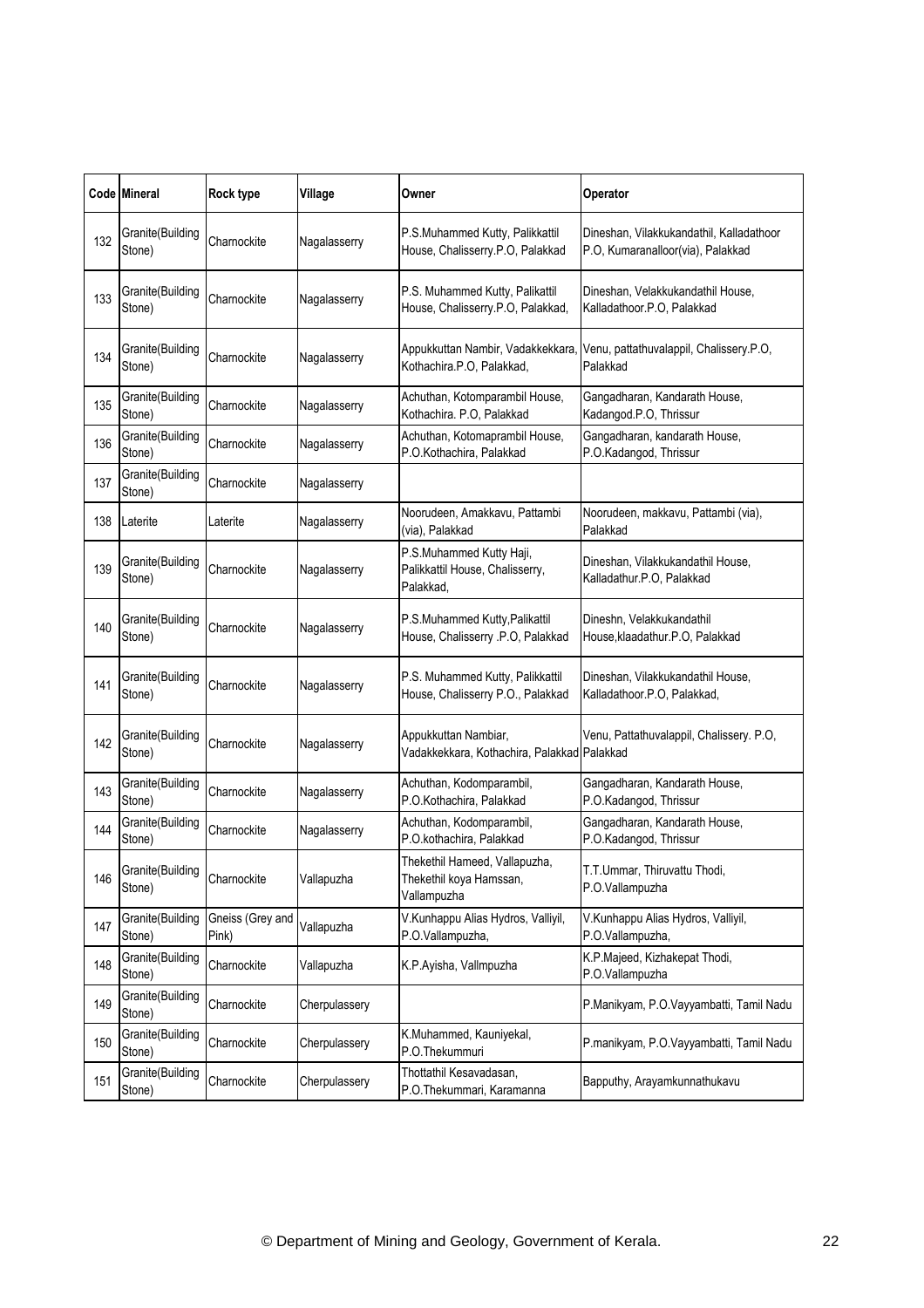| Code | Mineral | Rock type | Village | Owner | Operator |
|---|---|---|---|---|---|
| 132 | Granite(Building Stone) | Charnockite | Nagalasserry | P.S.Muhammed Kutty, Palikkattil House, Chalisserry.P.O, Palakkad | Dineshan, Vilakkukandathil, Kalladathoor P.O, Kumaranalloor(via), Palakkad |
| 133 | Granite(Building Stone) | Charnockite | Nagalasserry | P.S. Muhammed Kutty, Palikattil House, Chalisserry.P.O, Palakkad, | Dineshan, Velakkukandathil House, Kalladathoor.P.O, Palakkad |
| 134 | Granite(Building Stone) | Charnockite | Nagalasserry | Appukkuttan Nambir, Vadakkekkara, Kothachira.P.O, Palakkad, | Venu, pattathuvalappil, Chalissery.P.O, Palakkad |
| 135 | Granite(Building Stone) | Charnockite | Nagalasserry | Achuthan, Kotomparambil House, Kothachira. P.O, Palakkad | Gangadharan, Kandarath House, Kadangod.P.O, Thrissur |
| 136 | Granite(Building Stone) | Charnockite | Nagalasserry | Achuthan, Kotomaprambil House, P.O.Kothachira, Palakkad | Gangadharan, kandarath House, P.O.Kadangod, Thrissur |
| 137 | Granite(Building Stone) | Charnockite | Nagalasserry | | |
| 138 | Laterite | Laterite | Nagalasserry | Noorudeen, Amakkavu, Pattambi (via), Palakkad | Noorudeen, makkavu, Pattambi (via), Palakkad |
| 139 | Granite(Building Stone) | Charnockite | Nagalasserry | P.S.Muhammed Kutty Haji, Palikkattil House, Chalisserry, Palakkad, | Dineshan, Vilakkukandathil House, Kalladathur.P.O, Palakkad |
| 140 | Granite(Building Stone) | Charnockite | Nagalasserry | P.S.Muhammed Kutty,Palikattil House, Chalisserry .P.O, Palakkad | Dineshn, Velakkukandathil House,klaadathur.P.O, Palakkad |
| 141 | Granite(Building Stone) | Charnockite | Nagalasserry | P.S. Muhammed Kutty, Palikkattil House, Chalisserry P.O., Palakkad | Dineshan, Vilakkukandathil House, Kalladathoor.P.O, Palakkad, |
| 142 | Granite(Building Stone) | Charnockite | Nagalasserry | Appukkuttan Nambiar, Vadakkekkara, Kothachira, Palakkad | Venu, Pattathuvalappil, Chalissery. P.O, Palakkad |
| 143 | Granite(Building Stone) | Charnockite | Nagalasserry | Achuthan, Kodomparambil, P.O.Kothachira, Palakkad | Gangadharan, Kandarath House, P.O.Kadangod, Thrissur |
| 144 | Granite(Building Stone) | Charnockite | Nagalasserry | Achuthan, Kodomparambil, P.O.kothachira, Palakkad | Gangadharan, Kandarath House, P.O.Kadangod, Thrissur |
| 146 | Granite(Building Stone) | Charnockite | Vallapuzha | Thekethil Hameed, Vallapuzha, Thekethil koya Hamssan, Vallampuzha | T.T.Ummar, Thiruvattu Thodi, P.O.Vallampuzha |
| 147 | Granite(Building Stone) | Gneiss (Grey and Pink) | Vallapuzha | V.Kunhappu Alias Hydros, Valliyil, P.O.Vallampuzha, | V.Kunhappu Alias Hydros, Valliyil, P.O.Vallampuzha, |
| 148 | Granite(Building Stone) | Charnockite | Vallapuzha | K.P.Ayisha, Vallmpuzha | K.P.Majeed, Kizhakepat Thodi, P.O.Vallampuzha |
| 149 | Granite(Building Stone) | Charnockite | Cherpulassery | | P.Manikyam, P.O.Vayyambatti, Tamil Nadu |
| 150 | Granite(Building Stone) | Charnockite | Cherpulassery | K.Muhammed, Kauniyekal, P.O.Thekummuri | P.manikyam, P.O.Vayyambatti, Tamil Nadu |
| 151 | Granite(Building Stone) | Charnockite | Cherpulassery | Thottathil Kesavadasan, P.O.Thekummari, Karamanna | Bapputhy, Arayamkunnathukavu |

© Department of Mining and Geology, Government of Kerala.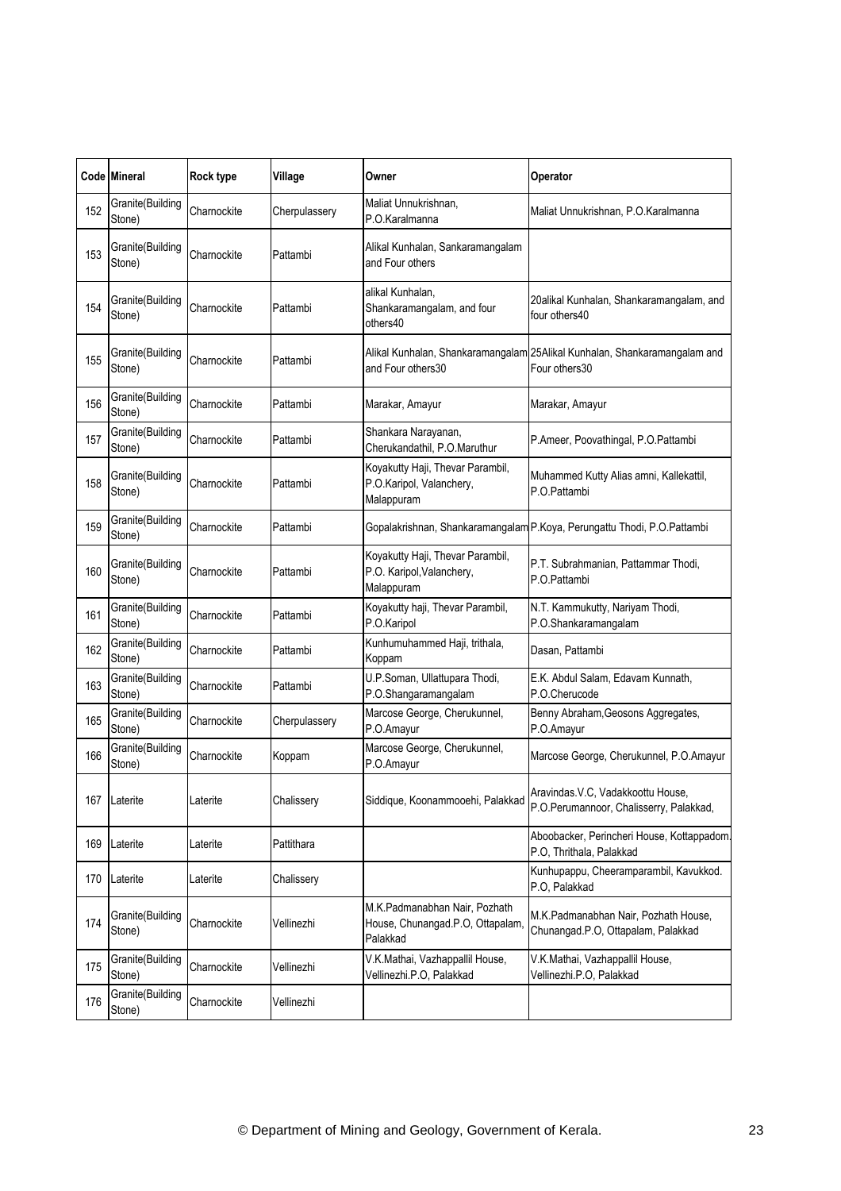| Code | Mineral | Rock type | Village | Owner | Operator |
|---|---|---|---|---|---|
| 152 | Granite(Building Stone) | Charnockite | Cherpulassery | Maliat Unnukrishnan, P.O.Karalmanna | Maliat Unnukrishnan, P.O.Karalmanna |
| 153 | Granite(Building Stone) | Charnockite | Pattambi | Alikal Kunhalan, Sankaramangalam and Four others | |
| 154 | Granite(Building Stone) | Charnockite | Pattambi | alikal Kunhalan, Shankaramangalam, and four others40 | 20alikal Kunhalan, Shankaramangalam, and four others40 |
| 155 | Granite(Building Stone) | Charnockite | Pattambi | Alikal Kunhalan, Shankaramangalam and Four others30 | 25Alikal Kunhalan, Shankaramangalam and Four others30 |
| 156 | Granite(Building Stone) | Charnockite | Pattambi | Marakar, Amayur | Marakar, Amayur |
| 157 | Granite(Building Stone) | Charnockite | Pattambi | Shankara Narayanan, Cherukandathil, P.O.Maruthur | P.Ameer, Poovathingal, P.O.Pattambi |
| 158 | Granite(Building Stone) | Charnockite | Pattambi | Koyakutty Haji, Thevar Parambil, P.O.Karipol, Valanchery, Malappuram | Muhammed Kutty Alias amni, Kallekattil, P.O.Pattambi |
| 159 | Granite(Building Stone) | Charnockite | Pattambi | Gopalakrishnan, Shankaramangalam | P.Koya, Perungattu Thodi, P.O.Pattambi |
| 160 | Granite(Building Stone) | Charnockite | Pattambi | Koyakutty Haji, Thevar Parambil, P.O. Karipol,Valanchery, Malappuram | P.T. Subrahmanian, Pattammar Thodi, P.O.Pattambi |
| 161 | Granite(Building Stone) | Charnockite | Pattambi | Koyakutty haji, Thevar Parambil, P.O.Karipol | N.T. Kammukutty, Nariyam Thodi, P.O.Shankaramangalam |
| 162 | Granite(Building Stone) | Charnockite | Pattambi | Kunhumuhammed Haji, trithala, Koppam | Dasan, Pattambi |
| 163 | Granite(Building Stone) | Charnockite | Pattambi | U.P.Soman, Ullattupara Thodi, P.O.Shangaramangalam | E.K. Abdul Salam, Edavam Kunnath, P.O.Cherucode |
| 165 | Granite(Building Stone) | Charnockite | Cherpulassery | Marcose George, Cherukunnel, P.O.Amayur | Benny Abraham,Geosons Aggregates, P.O.Amayur |
| 166 | Granite(Building Stone) | Charnockite | Koppam | Marcose George, Cherukunnel, P.O.Amayur | Marcose George, Cherukunnel, P.O.Amayur |
| 167 | Laterite | Laterite | Chalissery | Siddique, Koonammooehi, Palakkad | Aravindas.V.C, Vadakkoottu House, P.O.Perumannoor, Chalisserry, Palakkad, |
| 169 | Laterite | Laterite | Pattithara | | Aboobacker, Perincheri House, Kottappadom.P.O, Thrithala, Palakkad |
| 170 | Laterite | Laterite | Chalissery | | Kunhupappu, Cheeramparambil, Kavukkod. P.O, Palakkad |
| 174 | Granite(Building Stone) | Charnockite | Vellinezhi | M.K.Padmanabhan Nair, Pozhath House, Chunangad.P.O, Ottapalam, Palakkad | M.K.Padmanabhan Nair, Pozhath House, Chunangad.P.O, Ottapalam, Palakkad |
| 175 | Granite(Building Stone) | Charnockite | Vellinezhi | V.K.Mathai, Vazhappallil House, Vellinezhi.P.O, Palakkad | V.K.Mathai, Vazhappallil House, Vellinezhi.P.O, Palakkad |
| 176 | Granite(Building Stone) | Charnockite | Vellinezhi | | |

© Department of Mining and Geology, Government of Kerala.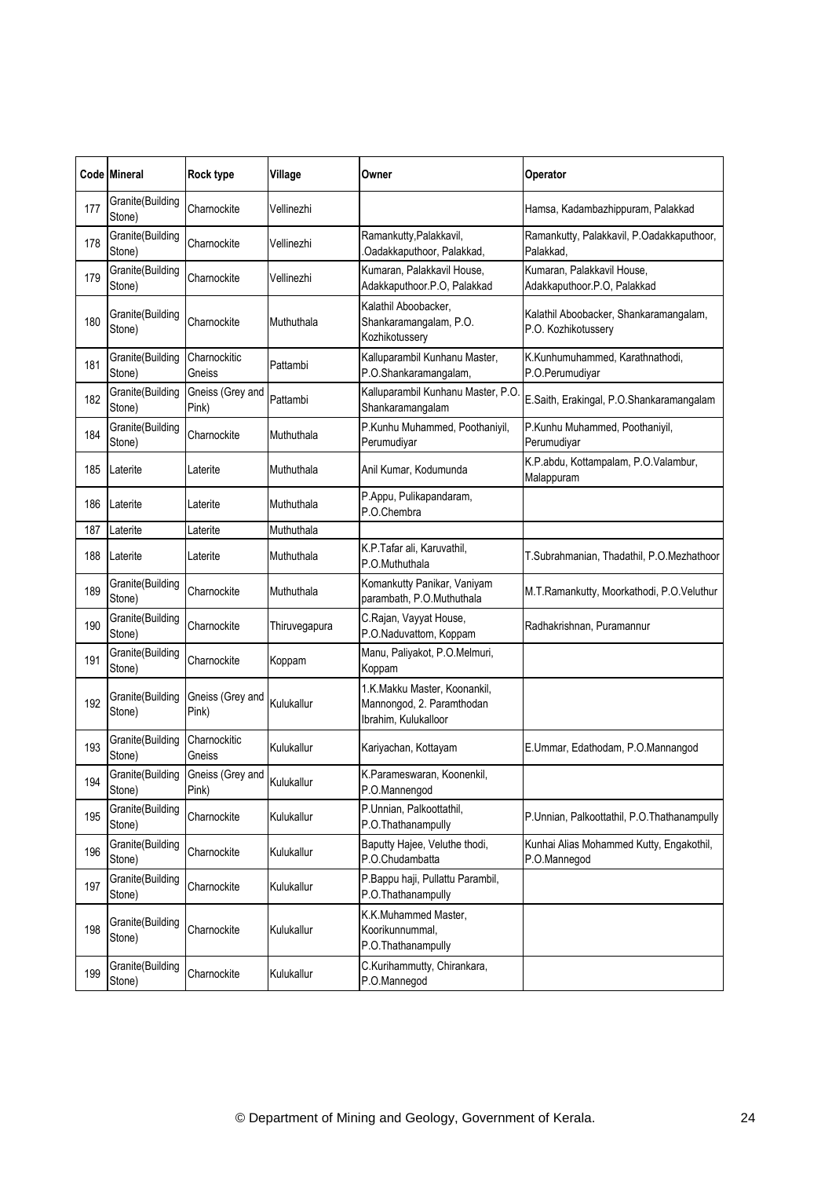| Code | Mineral | Rock type | Village | Owner | Operator |
|---|---|---|---|---|---|
| 177 | Granite(Building Stone) | Charnockite | Vellinezhi | | Hamsa, Kadambazhippuram, Palakkad |
| 178 | Granite(Building Stone) | Charnockite | Vellinezhi | Ramankutty,Palakkavil, .Oadakkaputhoor, Palakkad, | Ramankutty, Palakkavil, P.Oadakkaputhoor, Palakkad, |
| 179 | Granite(Building Stone) | Charnockite | Vellinezhi | Kumaran, Palakkavil House, Adakkaputhoor.P.O, Palakkad | Kumaran, Palakkavil House, Adakkaputhoor.P.O, Palakkad |
| 180 | Granite(Building Stone) | Charnockite | Muthuthala | Kalathil Aboobacker, Shankaramangalam, P.O. Kozhikotussery | Kalathil Aboobacker, Shankaramangalam, P.O. Kozhikotussery |
| 181 | Granite(Building Stone) | Charnockitic Gneiss | Pattambi | Kalluparambil Kunhanu Master, P.O.Shankaramangalam, | K.Kunhumuhammed, Karathnathodi, P.O.Perumudiyar |
| 182 | Granite(Building Stone) | Gneiss (Grey and Pink) | Pattambi | Kalluparambil Kunhanu Master, P.O. Shankaramangalam | E.Saith, Erakingal, P.O.Shankaramangalam |
| 184 | Granite(Building Stone) | Charnockite | Muthuthala | P.Kunhu Muhammed, Poothaniyil, Perumudiyar | P.Kunhu Muhammed, Poothaniyil, Perumudiyar |
| 185 | Laterite | Laterite | Muthuthala | Anil Kumar, Kodumunda | K.P.abdu, Kottampalam, P.O.Valambur, Malappuram |
| 186 | Laterite | Laterite | Muthuthala | P.Appu, Pulikapandaram, P.O.Chembra | |
| 187 | Laterite | Laterite | Muthuthala | | |
| 188 | Laterite | Laterite | Muthuthala | K.P.Tafar ali, Karuvathil, P.O.Muthuthala | T.Subrahmanian, Thadathil, P.O.Mezhathoor |
| 189 | Granite(Building Stone) | Charnockite | Muthuthala | Komankutty Panikar, Vaniyam parambath, P.O.Muthuthala | M.T.Ramankutty, Moorkathodi, P.O.Veluthur |
| 190 | Granite(Building Stone) | Charnockite | Thiruvegapura | C.Rajan, Vayyat House, P.O.Naduvattom, Koppam | Radhakrishnan, Puramannur |
| 191 | Granite(Building Stone) | Charnockite | Koppam | Manu, Paliyakot, P.O.Melmuri, Koppam | |
| 192 | Granite(Building Stone) | Gneiss (Grey and Pink) | Kulukallur | 1.K.Makku Master, Koonankil, Mannongod, 2. Paramthodan Ibrahim, Kulukalloor | |
| 193 | Granite(Building Stone) | Charnockitic Gneiss | Kulukallur | Kariyachan, Kottayam | E.Ummar, Edathodam, P.O.Mannangod |
| 194 | Granite(Building Stone) | Gneiss (Grey and Pink) | Kulukallur | K.Parameswaran, Koonenkil, P.O.Mannengod | |
| 195 | Granite(Building Stone) | Charnockite | Kulukallur | P.Unnian, Palkoottathil, P.O.Thathanampully | P.Unnian, Palkoottathil, P.O.Thathanampully |
| 196 | Granite(Building Stone) | Charnockite | Kulukallur | Baputty Hajee, Veluthe thodi, P.O.Chudambatta | Kunhai Alias Mohammed Kutty, Engakothil, P.O.Mannegod |
| 197 | Granite(Building Stone) | Charnockite | Kulukallur | P.Bappu haji, Pullattu Parambil, P.O.Thathanampully | |
| 198 | Granite(Building Stone) | Charnockite | Kulukallur | K.K.Muhammed Master, Koorikunnummal, P.O.Thathanampully | |
| 199 | Granite(Building Stone) | Charnockite | Kulukallur | C.Kurihammutty, Chirankara, P.O.Mannegod | |

© Department of Mining and Geology, Government of Kerala.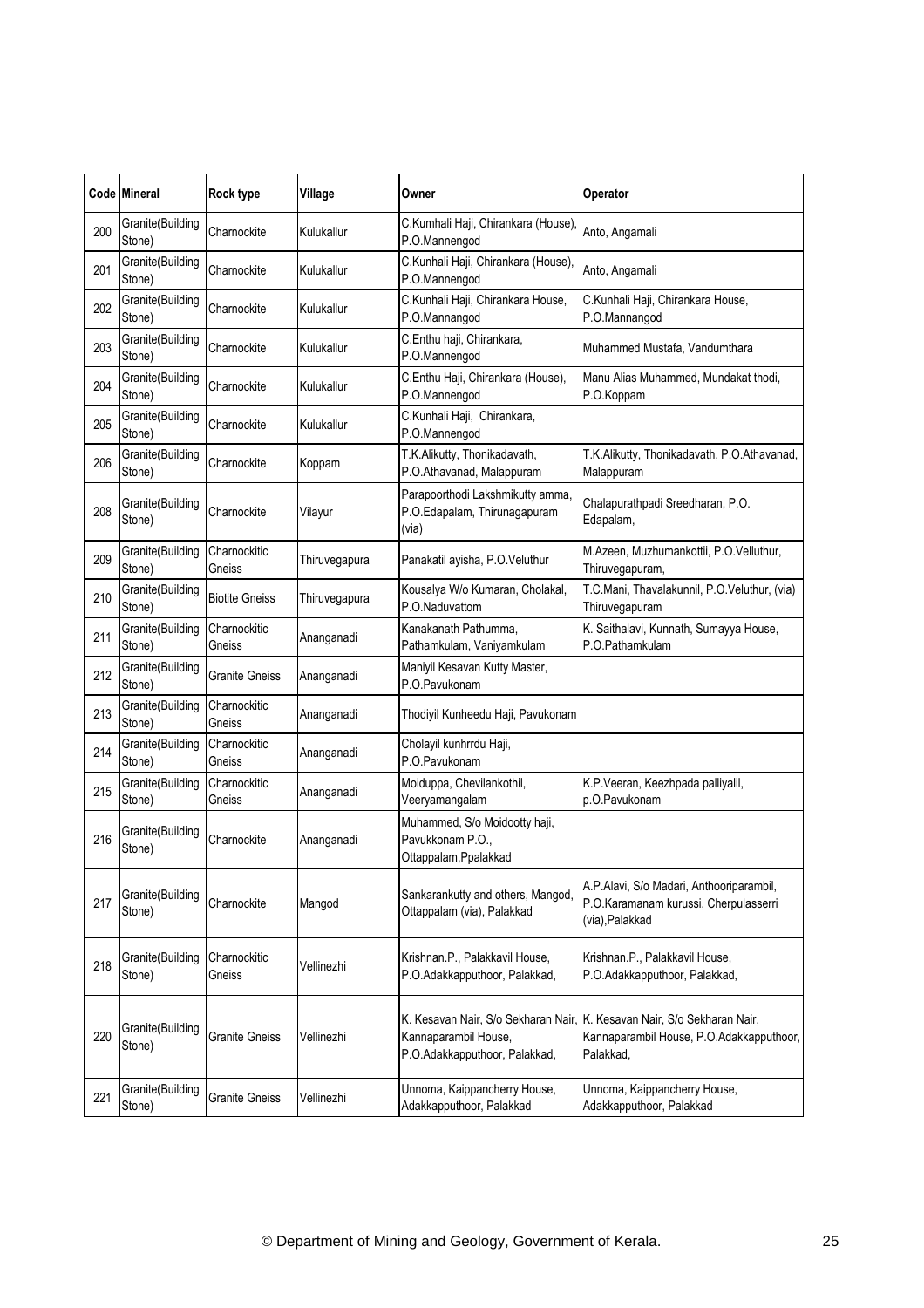| Code | Mineral | Rock type | Village | Owner | Operator |
|---|---|---|---|---|---|
| 200 | Granite(Building Stone) | Charnockite | Kulukallur | C.Kumhali Haji, Chirankara (House), P.O.Mannengod | Anto, Angamali |
| 201 | Granite(Building Stone) | Charnockite | Kulukallur | C.Kunhali Haji, Chirankara (House), P.O.Mannengod | Anto, Angamali |
| 202 | Granite(Building Stone) | Charnockite | Kulukallur | C.Kunhali Haji, Chirankara House, P.O.Mannangod | C.Kunhali Haji, Chirankara House, P.O.Mannangod |
| 203 | Granite(Building Stone) | Charnockite | Kulukallur | C.Enthu haji, Chirankara, P.O.Mannengod | Muhammed Mustafa, Vandumthara |
| 204 | Granite(Building Stone) | Charnockite | Kulukallur | C.Enthu Haji, Chirankara (House), P.O.Mannengod | Manu Alias Muhammed, Mundakat thodi, P.O.Koppam |
| 205 | Granite(Building Stone) | Charnockite | Kulukallur | C.Kunhali Haji, Chirankara, P.O.Mannengod | |
| 206 | Granite(Building Stone) | Charnockite | Koppam | T.K.Alikutty, Thonikadavath, P.O.Athavanad, Malappuram | T.K.Alikutty, Thonikadavath, P.O.Athavanad, Malappuram |
| 208 | Granite(Building Stone) | Charnockite | Vilayur | Parapoorthodi Lakshmikutty amma, P.O.Edapalam, Thirunagapuram (via) | Chalapurathpadi Sreedharan, P.O. Edapalam, |
| 209 | Granite(Building Stone) | Charnockitic Gneiss | Thiruvegapura | Panakatil ayisha, P.O.Veluthur | M.Azeen, Muzhumankottii, P.O.Velluthur, Thiruvegapuram, |
| 210 | Granite(Building Stone) | Biotite Gneiss | Thiruvegapura | Kousalya W/o Kumaran, Cholakal, P.O.Naduvattom | T.C.Mani, Thavalakunnil, P.O.Veluthur, (via) Thiruvegapuram |
| 211 | Granite(Building Stone) | Charnockitic Gneiss | Ananganadi | Kanakanath Pathumma, Pathamkulam, Vaniyamkulam | K. Saithalavi, Kunnath, Sumayya House, P.O.Pathamkulam |
| 212 | Granite(Building Stone) | Granite Gneiss | Ananganadi | Maniyil Kesavan Kutty Master, P.O.Pavukonam | |
| 213 | Granite(Building Stone) | Charnockitic Gneiss | Ananganadi | Thodiyil Kunheedu Haji, Pavukonam | |
| 214 | Granite(Building Stone) | Charnockitic Gneiss | Ananganadi | Cholayil kunhrrdu Haji, P.O.Pavukonam | |
| 215 | Granite(Building Stone) | Charnockitic Gneiss | Ananganadi | Moiduppa, Chevilankothil, Veeryamangalam | K.P.Veeran, Keezhpada palliyalil, p.O.Pavukonam |
| 216 | Granite(Building Stone) | Charnockite | Ananganadi | Muhammed, S/o Moidootty haji, Pavukkonam P.O., Ottappalam,Ppalakkad | |
| 217 | Granite(Building Stone) | Charnockite | Mangod | Sankarankutty and others, Mangod, Ottappalam (via), Palakkad | A.P.Alavi, S/o Madari, Anthooriparambil, P.O.Karamanam kurussi, Cherpulasserri (via),Palakkad |
| 218 | Granite(Building Stone) | Charnockitic Gneiss | Vellinezhi | Krishnan.P., Palakkavil House, P.O.Adakkapputhoor, Palakkad, | Krishnan.P., Palakkavil House, P.O.Adakkapputhoor, Palakkad, |
| 220 | Granite(Building Stone) | Granite Gneiss | Vellinezhi | K. Kesavan Nair, S/o Sekharan Nair, Kannaparambil House, P.O.Adakkapputhoor, Palakkad, | K. Kesavan Nair, S/o Sekharan Nair, Kannaparambil House, P.O.Adakkapputhoor, Palakkad, |
| 221 | Granite(Building Stone) | Granite Gneiss | Vellinezhi | Unnoma, Kaippancherry House, Adakkapputhoor, Palakkad | Unnoma, Kaippancherry House, Adakkapputhoor, Palakkad |

© Department of Mining and Geology, Government of Kerala.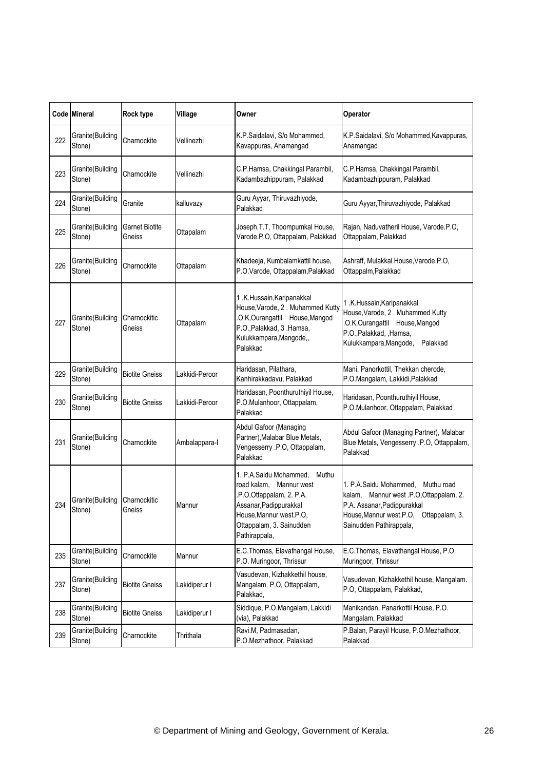| Code | Mineral | Rock type | Village | Owner | Operator |
|---|---|---|---|---|---|
| 222 | Granite(Building Stone) | Charnockite | Vellinezhi | K.P.Saidalavi, S/o Mohammed, Kavappuras, Anamangad | K.P.Saidalavi, S/o Mohammed,Kavappuras, Anamangad |
| 223 | Granite(Building Stone) | Charnockite | Vellinezhi | C.P.Hamsa, Chakkingal Parambil, Kadambazhippuram, Palakkad | C.P.Hamsa, Chakkingal Parambil, Kadambazhippuram, Palakkad |
| 224 | Granite(Building Stone) | Granite | kalluvazy | Guru Ayyar, Thiruvazhiyode, Palakkad | Guru Ayyar,Thiruvazhiyode, Palakkad |
| 225 | Granite(Building Stone) | Garnet Biotite Gneiss | Ottapalam | Joseph.T.T, Thoompumkal House, Varode.P.O, Ottappalam, Palakkad | Rajan, Naduvatheril House, Varode.P.O, Ottappalam, Palakkad |
| 226 | Granite(Building Stone) | Charnockite | Ottapalam | Khadeeja, Kumbalamkattil house, P.O.Varode, Ottappalam,Palakkad | Ashraff, Mulakkal House,Varode.P.O, Ottappalm,Palakkad |
| 227 | Granite(Building Stone) | Charnockitic Gneiss | Ottapalam | 1 .K.Hussain,Karipanakkal House,Varode, 2 . Muhammed Kutty .O.K,Ourangattil House,Mangod P.O.,Palakkad, 3 .Hamsa, Kulukkampara,Mangode,, Palakkad | 1 .K.Hussain,Karipanakkal House,Varode, 2 . Muhammed Kutty .O.K,Ourangattil House,Mangod P.O.,Palakkad, ,Hamsa, Kulukkampara,Mangode, Palakkad |
| 229 | Granite(Building Stone) | Biotite Gneiss | Lakkidi-Peroor | Haridasan, Pilathara, Kanhirakkadavu, Palakkad | Mani, Panorkottil, Thekkan cherode, P.O.Mangalam, Lakkidi,Palakkad |
| 230 | Granite(Building Stone) | Biotite Gneiss | Lakkidi-Peroor | Haridasan, Poonthuruthiyil House, P.O.Mulanhoor, Ottappalam, Palakkad | Haridasan, Poonthuruthiyil House, P.O.Mulanhoor, Ottappalam, Palakkad |
| 231 | Granite(Building Stone) | Charnockite | Ambalappara-I | Abdul Gafoor (Managing Partner),Malabar Blue Metals, Vengesserry .P.O, Ottappalam, Palakkad | Abdul Gafoor (Managing Partner), Malabar Blue Metals, Vengesserry .P.O, Ottappalam, Palakkad |
| 234 | Granite(Building Stone) | Charnockitic Gneiss | Mannur | 1. P.A.Saidu Mohammed, Muthu road kalam, Mannur west .P.O,Ottappalam, 2. P.A. Assanar,Padippurakkal House,Mannur west.P.O, Ottappalam, 3. Sainudden Pathirappala, | 1. P.A.Saidu Mohammed, Muthu road kalam, Mannur west .P.O,Ottappalam, 2. P.A. Assanar,Padippurakkal House,Mannur west.P.O, Ottappalam, 3. Sainudden Pathirappala, |
| 235 | Granite(Building Stone) | Charnockite | Mannur | E.C.Thomas, Elavathangal House, P.O. Muringoor, Thrissur | E.C.Thomas, Elavathangal House, P.O. Muringoor, Thrissur |
| 237 | Granite(Building Stone) | Biotite Gneiss | Lakidiperur I | Vasudevan, Kizhakkethil house, Mangalam. P.O, Ottappalam, Palakkad, | Vasudevan, Kizhakkethil house, Mangalam. P.O, Ottappalam, Palakkad, |
| 238 | Granite(Building Stone) | Biotite Gneiss | Lakidiperur I | Siddique, P.O.Mangalam, Lakkidi (via), Palakkad | Manikandan, Panarkottil House, P.O. Mangalam, Palakkad |
| 239 | Granite(Building Stone) | Charnockite | Thrithala | Ravi.M, Padmasadan, P.O.Mezhathoor, Palakkad | P.Balan, Parayil House, P.O.Mezhathoor, Palakkad |

© Department of Mining and Geology, Government of Kerala.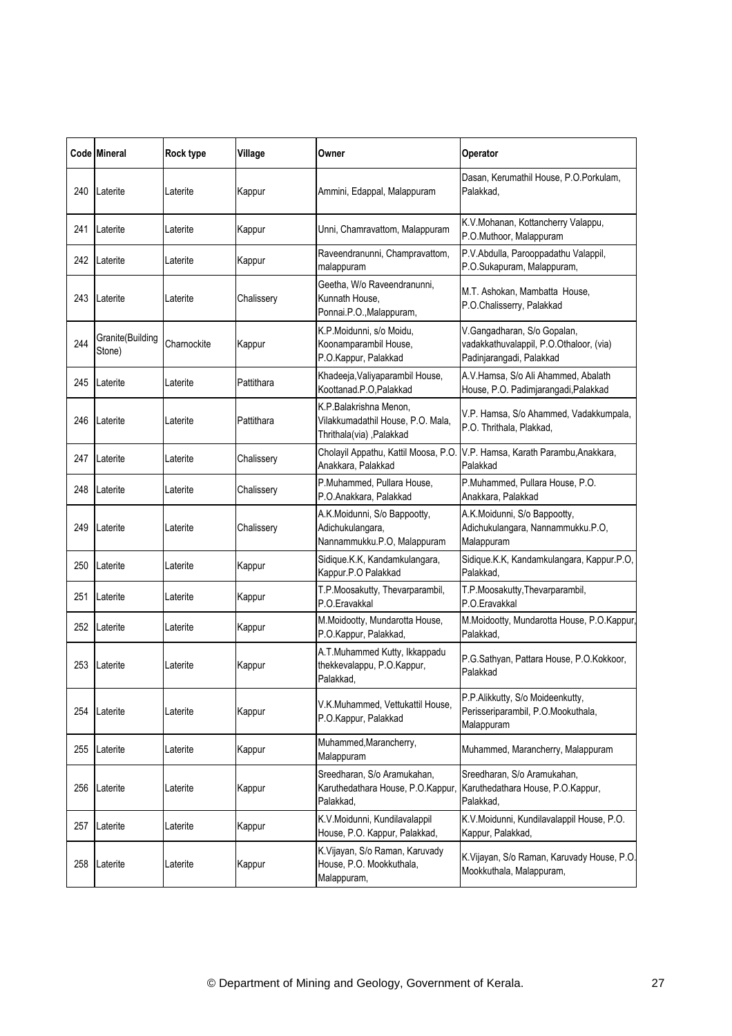| Code | Mineral | Rock type | Village | Owner | Operator |
|---|---|---|---|---|---|
| 240 | Laterite | Laterite | Kappur | Ammini, Edappal, Malappuram | Dasan, Kerumathil House, P.O.Porkulam, Palakkad, |
| 241 | Laterite | Laterite | Kappur | Unni, Chamravattom, Malappuram | K.V.Mohanan, Kottancherry Valappu, P.O.Muthoor, Malappuram |
| 242 | Laterite | Laterite | Kappur | Raveendranunni, Champravattom, malappuram | P.V.Abdulla, Parooppadathu Valappil, P.O.Sukapuram, Malappuram, |
| 243 | Laterite | Laterite | Chalissery | Geetha, W/o Raveendranunni, Kunnath House, Ponnai.P.O.,Malappuram, | M.T. Ashokan, Mambatta House, P.O.Chalisserry, Palakkad |
| 244 | Granite(Building Stone) | Charnockite | Kappur | K.P.Moidunni, s/o Moidu, Koonamparambil House, P.O.Kappur, Palakkad | V.Gangadharan, S/o Gopalan, vadakkathuvalappil, P.O.Othaloor, (via) Padinjarangadi, Palakkad |
| 245 | Laterite | Laterite | Pattithara | Khadeeja,Valiyaparambil House, Koottanad.P.O,Palakkad | A.V.Hamsa, S/o Ali Ahammed, Abalath House, P.O. Padimjarangadi,Palakkad |
| 246 | Laterite | Laterite | Pattithara | K.P.Balakrishna Menon, Vilakkumadathil House, P.O. Mala, Thrithala(via) ,Palakkad | V.P. Hamsa, S/o Ahammed, Vadakkumpala, P.O. Thrithala, Plakkad, |
| 247 | Laterite | Laterite | Chalissery | Cholayil Appathu, Kattil Moosa, P.O. Anakkara, Palakkad | V.P. Hamsa, Karath Parambu,Anakkara, Palakkad |
| 248 | Laterite | Laterite | Chalissery | P.Muhammed, Pullara House, P.O.Anakkara, Palakkad | P.Muhammed, Pullara House, P.O. Anakkara, Palakkad |
| 249 | Laterite | Laterite | Chalissery | A.K.Moidunni, S/o Bappootty, Adichukulangara, Nannammukku.P.O, Malappuram | A.K.Moidunni, S/o Bappootty, Adichukulangara, Nannammukku.P.O, Malappuram |
| 250 | Laterite | Laterite | Kappur | Sidique.K.K, Kandamkulangara, Kappur.P.O Palakkad | Sidique.K.K, Kandamkulangara, Kappur.P.O, Palakkad, |
| 251 | Laterite | Laterite | Kappur | T.P.Moosakutty, Thevarparambil, P.O.Eravakkal | T.P.Moosakutty,Thevarparambil, P.O.Eravakkal |
| 252 | Laterite | Laterite | Kappur | M.Moidootty, Mundarotta House, P.O.Kappur, Palakkad, | M.Moidootty, Mundarotta House, P.O.Kappur, Palakkad, |
| 253 | Laterite | Laterite | Kappur | A.T.Muhammed Kutty, Ikkappadu thekkevalappu, P.O.Kappur, Palakkad, | P.G.Sathyan, Pattara House, P.O.Kokkoor, Palakkad |
| 254 | Laterite | Laterite | Kappur | V.K.Muhammed, Vettukattil House, P.O.Kappur, Palakkad | P.P.Alikkutty, S/o Moideenkutty, Perisseriparambil, P.O.Mookuthala, Malappuram |
| 255 | Laterite | Laterite | Kappur | Muhammed,Marancherry, Malappuram | Muhammed, Marancherry, Malappuram |
| 256 | Laterite | Laterite | Kappur | Sreedharan, S/o Aramukahan, Karuthedathara House, P.O.Kappur, Palakkad, | Sreedharan, S/o Aramukahan, Karuthedathara House, P.O.Kappur, Palakkad, |
| 257 | Laterite | Laterite | Kappur | K.V.Moidunni, Kundilavalappil House, P.O. Kappur, Palakkad, | K.V.Moidunni, Kundilavalappil House, P.O. Kappur, Palakkad, |
| 258 | Laterite | Laterite | Kappur | K.Vijayan, S/o Raman, Karuvady House, P.O. Mookkuthala, Malappuram, | K.Vijayan, S/o Raman, Karuvady House, P.O. Mookkuthala, Malappuram, |

© Department of Mining and Geology, Government of Kerala.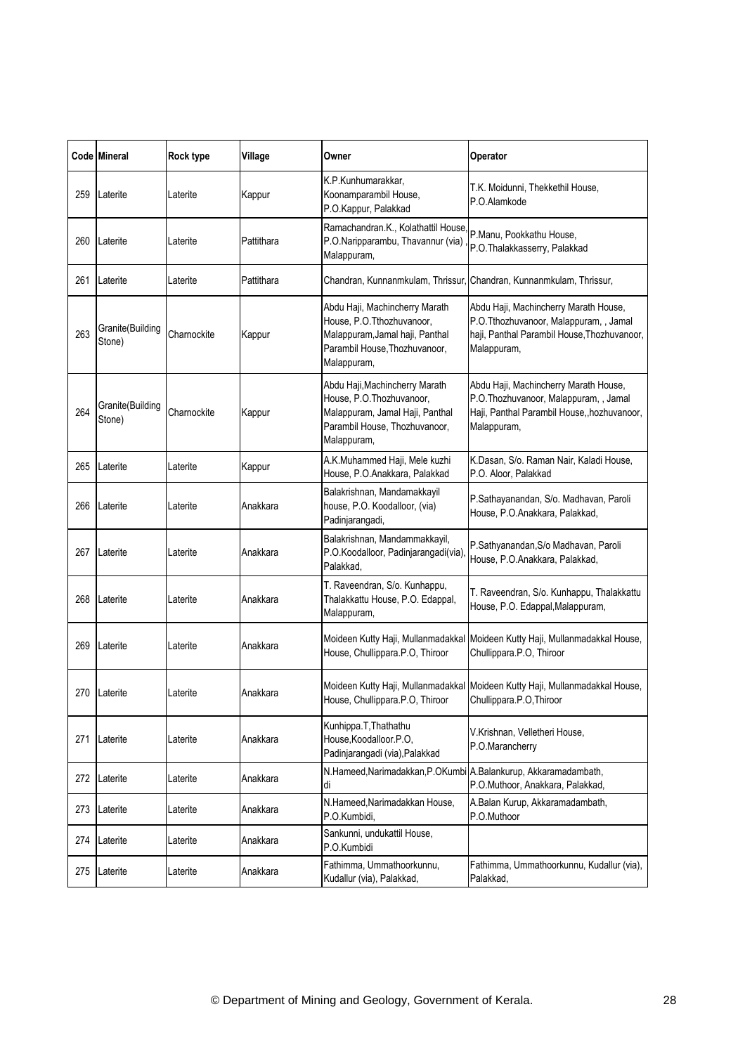| Code | Mineral | Rock type | Village | Owner | Operator |
|---|---|---|---|---|---|
| 259 | Laterite | Laterite | Kappur | K.P.Kunhumarakkar, Koonamparambil House, P.O.Kappur, Palakkad | T.K. Moidunni, Thekkethil House, P.O.Alamkode |
| 260 | Laterite | Laterite | Pattithara | Ramachandran.K., Kolathattil House, P.O.Narripparambu, Thavannur (via) , Malappuram, | P.Manu, Pookkathu House, P.O.Thalakkasserry, Palakkad |
| 261 | Laterite | Laterite | Pattithara | Chandran, Kunnanmkulam, Thrissur, | Chandran, Kunnanmkulam, Thrissur, |
| 263 | Granite(Building Stone) | Charnockite | Kappur | Abdu Haji, Machincherry Marath House, P.O.Tthozhuvanoor, Malappuram,Jamal haji, Panthal Parambil House,Thozhuvanoor, Malappuram, | Abdu Haji, Machincherry Marath House, P.O.Tthozhuvanoor, Malappuram, , Jamal haji, Panthal Parambil House,Thozhuvanoor, Malappuram, |
| 264 | Granite(Building Stone) | Charnockite | Kappur | Abdu Haji,Machincherry Marath House, P.O.Thozhuvanoor, Malappuram, Jamal Haji, Panthal Parambil House, Thozhuvanoor, Malappuram, | Abdu Haji, Machincherry Marath House, P.O.Thozhuvanoor, Malappuram, , Jamal Haji, Panthal Parambil House,,hozhuvanoor, Malappuram, |
| 265 | Laterite | Laterite | Kappur | A.K.Muhammed Haji, Mele kuzhi House, P.O.Anakkara, Palakkad | K.Dasan, S/o. Raman Nair, Kaladi House, P.O. Aloor, Palakkad |
| 266 | Laterite | Laterite | Anakkara | Balakrishnan, Mandamakkayil house, P.O. Koodalloor, (via) Padinjarangadi, | P.Sathayanandan, S/o. Madhavan, Paroli House, P.O.Anakkara, Palakkad, |
| 267 | Laterite | Laterite | Anakkara | Balakrishnan, Mandammakkayil, P.O.Koodalloor, Padinjarangadi(via), Palakkad, | P.Sathyanandan,S/o Madhavan, Paroli House, P.O.Anakkara, Palakkad, |
| 268 | Laterite | Laterite | Anakkara | T. Raveendran, S/o. Kunhappu, Thalakkattu House, P.O. Edappal, Malappuram, | T. Raveendran, S/o. Kunhappu, Thalakkattu House, P.O. Edappal,Malappuram, |
| 269 | Laterite | Laterite | Anakkara | Moideen Kutty Haji, Mullanmadakkal House, Chullippara.P.O, Thiroor | Moideen Kutty Haji, Mullanmadakkal House, Chullippara.P.O, Thiroor |
| 270 | Laterite | Laterite | Anakkara | Moideen Kutty Haji, Mullanmadakkal House, Chullippara.P.O, Thiroor | Moideen Kutty Haji, Mullanmadakkal House, Chullippara.P.O,Thiroor |
| 271 | Laterite | Laterite | Anakkara | Kunhippa.T,Thathathu House,Koodalloor.P.O, Padinjarangadi (via),Palakkad | V.Krishnan, Velletheri House, P.O.Marancherry |
| 272 | Laterite | Laterite | Anakkara | N.Hameed,Narimadakkan,P.OKumbidi | A.Balankurup, Akkaramadambath, P.O.Muthoor, Anakkara, Palakkad, |
| 273 | Laterite | Laterite | Anakkara | N.Hameed,Narimadakkan House, P.O.Kumbidi, | A.Balan Kurup, Akkaramadambath, P.O.Muthoor |
| 274 | Laterite | Laterite | Anakkara | Sankunni, undukattil House, P.O.Kumbidi | |
| 275 | Laterite | Laterite | Anakkara | Fathimma, Ummathoorkunnu, Kudallur (via), Palakkad, | Fathimma, Ummathoorkunnu, Kudallur (via), Palakkad, |

© Department of Mining and Geology, Government of Kerala.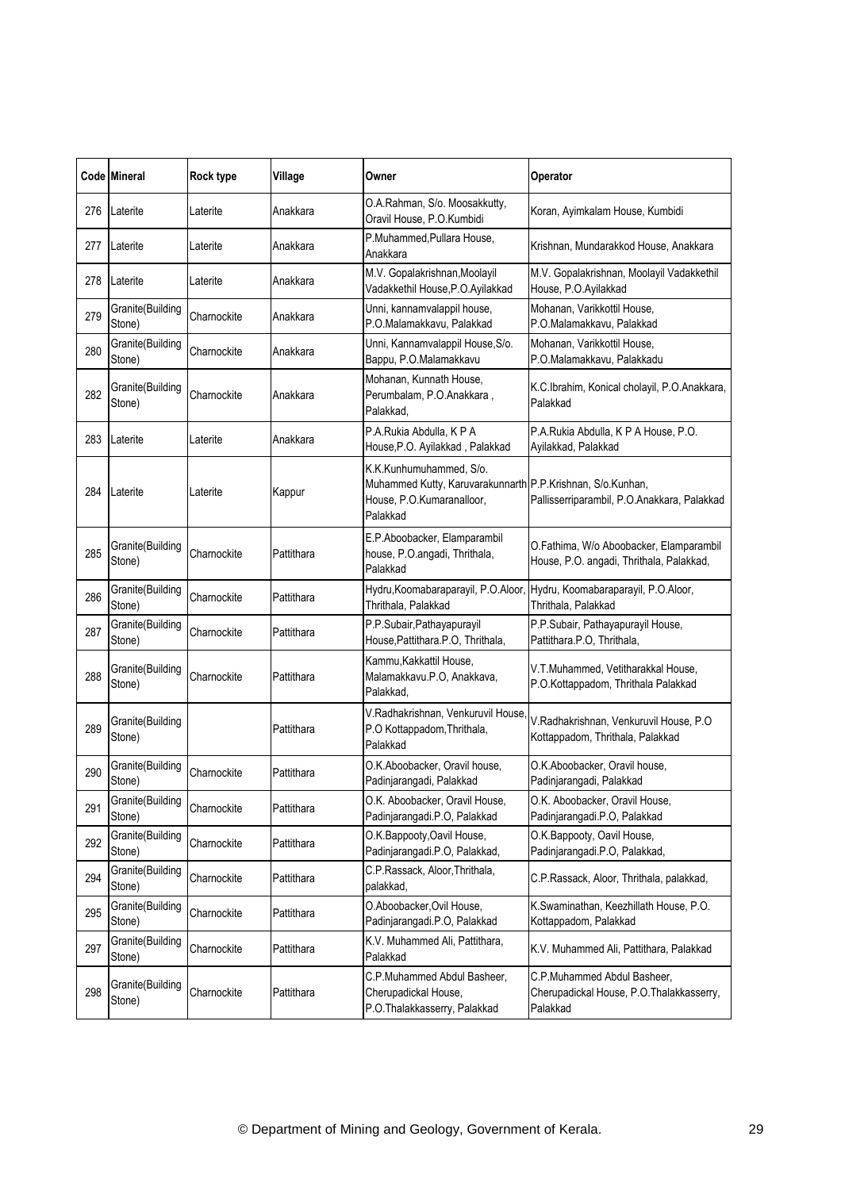| Code | Mineral | Rock type | Village | Owner | Operator |
|---|---|---|---|---|---|
| 276 | Laterite | Laterite | Anakkara | O.A.Rahman, S/o. Moosakkutty, Oravil House, P.O.Kumbidi | Koran, Ayimkalam House, Kumbidi |
| 277 | Laterite | Laterite | Anakkara | P.Muhammed,Pullara House, Anakkara | Krishnan, Mundarakkod House, Anakkara |
| 278 | Laterite | Laterite | Anakkara | M.V. Gopalakrishnan,Moolayil Vadakkethil House,P.O.Ayilakkad | M.V. Gopalakrishnan, Moolayil Vadakkethil House, P.O.Ayilakkad |
| 279 | Granite(Building Stone) | Charnockite | Anakkara | Unni, kannamvalappil house, P.O.Malamakkavu, Palakkad | Mohanan, Varikkottil House, P.O.Malamakkavu, Palakkad |
| 280 | Granite(Building Stone) | Charnockite | Anakkara | Unni, Kannamvalappil House,S/o. Bappu, P.O.Malamakkavu | Mohanan, Varikkottil House, P.O.Malamakkavu, Palakkadu |
| 282 | Granite(Building Stone) | Charnockite | Anakkara | Mohanan, Kunnath House, Perumbalam, P.O.Anakkara , Palakkad, | K.C.Ibrahim, Konical cholayil, P.O.Anakkara, Palakkad |
| 283 | Laterite | Laterite | Anakkara | P.A.Rukia Abdulla, K P A House,P.O. Ayilakkad , Palakkad | P.A.Rukia Abdulla, K P A House, P.O. Ayilakkad, Palakkad |
| 284 | Laterite | Laterite | Kappur | K.K.Kunhumuhammed, S/o. Muhammed Kutty, Karuvarakunnarth House, P.O.Kumaranalloor, Palakkad | P.P.Krishnan, S/o.Kunhan, Pallisserriparambil, P.O.Anakkara, Palakkad |
| 285 | Granite(Building Stone) | Charnockite | Pattithara | E.P.Aboobacker, Elamparambil house, P.O.angadi, Thrithala, Palakkad | O.Fathima, W/o Aboobacker, Elamparambil House, P.O. angadi, Thrithala, Palakkad, |
| 286 | Granite(Building Stone) | Charnockite | Pattithara | Hydru,Koomabaraparayil, P.O.Aloor, Thrithala, Palakkad | Hydru, Koomabaraparayil, P.O.Aloor, Thrithala, Palakkad |
| 287 | Granite(Building Stone) | Charnockite | Pattithara | P.P.Subair,Pathayapurayil House,Pattithara.P.O, Thrithala, | P.P.Subair, Pathayapurayil House, Pattithara.P.O, Thrithala, |
| 288 | Granite(Building Stone) | Charnockite | Pattithara | Kammu,Kakkattil House, Malamakkavu.P.O, Anakkava, Palakkad, | V.T.Muhammed, Vetitharakkal House, P.O.Kottappadom, Thrithala Palakkad |
| 289 | Granite(Building Stone) | | Pattithara | V.Radhakrishnan, Venkuruvil House, P.O Kottappadom,Thrithala, Palakkad | V.Radhakrishnan, Venkuruvil House, P.O Kottappadom, Thrithala, Palakkad |
| 290 | Granite(Building Stone) | Charnockite | Pattithara | O.K.Aboobacker, Oravil house, Padinjarangadi, Palakkad | O.K.Aboobacker, Oravil house, Padinjarangadi, Palakkad |
| 291 | Granite(Building Stone) | Charnockite | Pattithara | O.K. Aboobacker, Oravil House, Padinjarangadi.P.O, Palakkad | O.K. Aboobacker, Oravil House, Padinjarangadi.P.O, Palakkad |
| 292 | Granite(Building Stone) | Charnockite | Pattithara | O.K.Bappooty,Oavil House, Padinjarangadi.P.O, Palakkad, | O.K.Bappooty, Oavil House, Padinjarangadi.P.O, Palakkad, |
| 294 | Granite(Building Stone) | Charnockite | Pattithara | C.P.Rassack, Aloor,Thrithala, palakkad, | C.P.Rassack, Aloor, Thrithala, palakkad, |
| 295 | Granite(Building Stone) | Charnockite | Pattithara | O.Aboobacker,Ovil House, Padinjarangadi.P.O, Palakkad | K.Swaminathan, Keezhillath House, P.O. Kottappadom, Palakkad |
| 297 | Granite(Building Stone) | Charnockite | Pattithara | K.V. Muhammed Ali, Pattithara, Palakkad | K.V. Muhammed Ali, Pattithara, Palakkad |
| 298 | Granite(Building Stone) | Charnockite | Pattithara | C.P.Muhammed Abdul Basheer, Cherupadickal House, P.O.Thalakkasserry, Palakkad | C.P.Muhammed Abdul Basheer, Cherupadickal House, P.O.Thalakkasserry, Palakkad |

© Department of Mining and Geology, Government of Kerala.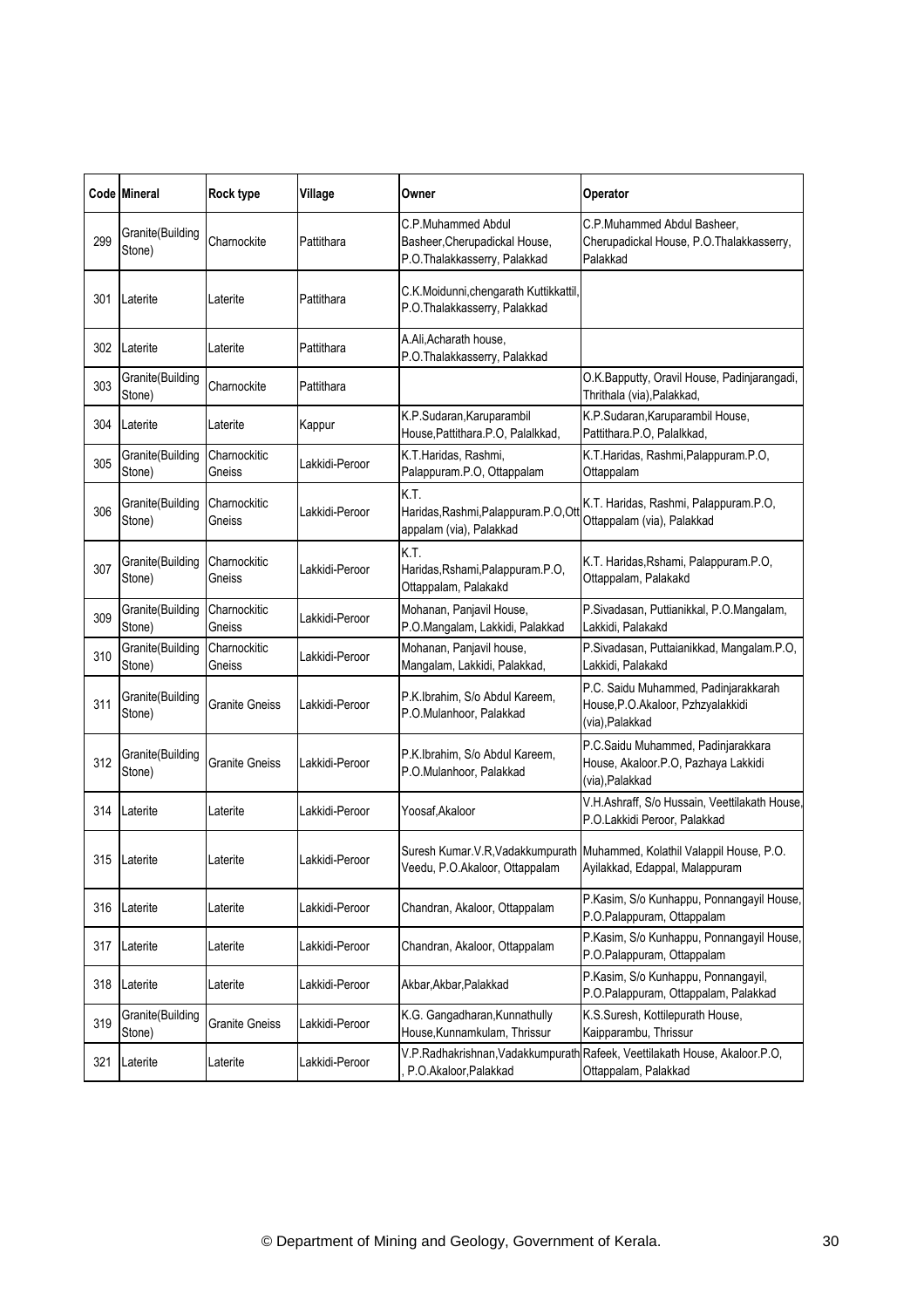| Code | Mineral | Rock type | Village | Owner | Operator |
|---|---|---|---|---|---|
| 299 | Granite(Building Stone) | Charnockite | Pattithara | C.P.Muhammed Abdul Basheer,Cherupadickal House, P.O.Thalakkasserry, Palakkad | C.P.Muhammed Abdul Basheer, Cherupadickal House, P.O.Thalakkasserry, Palakkad |
| 301 | Laterite | Laterite | Pattithara | C.K.Moidunni,chengarath Kuttikkattil, P.O.Thalakkasserry, Palakkad | |
| 302 | Laterite | Laterite | Pattithara | A.Ali,Acharath house, P.O.Thalakkasserry, Palakkad | |
| 303 | Granite(Building Stone) | Charnockite | Pattithara | | O.K.Bapputty, Oravil House, Padinjarangadi, Thrithala (via),Palakkad, |
| 304 | Laterite | Laterite | Kappur | K.P.Sudaran,Karuparambil House,Pattithara.P.O, Palalkkad, | K.P.Sudaran,Karuparambil House, Pattithara.P.O, Palalkkad, |
| 305 | Granite(Building Stone) | Charnockitic Gneiss | Lakkidi-Peroor | K.T.Haridas, Rashmi, Palappuram.P.O, Ottappalam | K.T.Haridas, Rashmi,Palappuram.P.O, Ottappalam |
| 306 | Granite(Building Stone) | Charnockitic Gneiss | Lakkidi-Peroor | K.T. Haridas,Rashmi,Palappuram.P.O,Ottappalam (via), Palakkad | K.T. Haridas, Rashmi, Palappuram.P.O, Ottappalam (via), Palakkad |
| 307 | Granite(Building Stone) | Charnockitic Gneiss | Lakkidi-Peroor | K.T. Haridas,Rshami,Palappuram.P.O, Ottappalam, Palakakd | K.T. Haridas,Rshami, Palappuram.P.O, Ottappalam, Palakakd |
| 309 | Granite(Building Stone) | Charnockitic Gneiss | Lakkidi-Peroor | Mohanan, Panjavil House, P.O.Mangalam, Lakkidi, Palakkad | P.Sivadasan, Puttianikkal, P.O.Mangalam, Lakkidi, Palakakd |
| 310 | Granite(Building Stone) | Charnockitic Gneiss | Lakkidi-Peroor | Mohanan, Panjavil house, Mangalam, Lakkidi, Palakkad, | P.Sivadasan, Puttaianikkad, Mangalam.P.O, Lakkidi, Palakakd |
| 311 | Granite(Building Stone) | Granite Gneiss | Lakkidi-Peroor | P.K.Ibrahim, S/o Abdul Kareem, P.O.Mulanhoor, Palakkad | P.C. Saidu Muhammed, Padinjarakkarah House,P.O.Akaloor, Pzhzyalakkidi (via),Palakkad |
| 312 | Granite(Building Stone) | Granite Gneiss | Lakkidi-Peroor | P.K.Ibrahim, S/o Abdul Kareem, P.O.Mulanhoor, Palakkad | P.C.Saidu Muhammed, Padinjarakkara House, Akaloor.P.O, Pazhaya Lakkidi (via),Palakkad |
| 314 | Laterite | Laterite | Lakkidi-Peroor | Yoosaf,Akaloor | V.H.Ashraff, S/o Hussain, Veettilakath House, P.O.Lakkidi Peroor, Palakkad |
| 315 | Laterite | Laterite | Lakkidi-Peroor | Suresh Kumar.V.R,Vadakkumpurath Veedu, P.O.Akaloor, Ottappalam | Muhammed, Kolathil Valappil House, P.O. Ayilakkad, Edappal, Malappuram |
| 316 | Laterite | Laterite | Lakkidi-Peroor | Chandran, Akaloor, Ottappalam | P.Kasim, S/o Kunhappu, Ponnangayil House, P.O.Palappuram, Ottappalam |
| 317 | Laterite | Laterite | Lakkidi-Peroor | Chandran, Akaloor, Ottappalam | P.Kasim, S/o Kunhappu, Ponnangayil House, P.O.Palappuram, Ottappalam |
| 318 | Laterite | Laterite | Lakkidi-Peroor | Akbar,Akbar,Palakkad | P.Kasim, S/o Kunhappu, Ponnangayil, P.O.Palappuram, Ottappalam, Palakkad |
| 319 | Granite(Building Stone) | Granite Gneiss | Lakkidi-Peroor | K.G. Gangadharan,Kunnathully House,Kunnamkulam, Thrissur | K.S.Suresh, Kottilepurath House, Kaipparambu, Thrissur |
| 321 | Laterite | Laterite | Lakkidi-Peroor | V.P.Radhakrishnan,Vadakkumpurath, P.O.Akaloor,Palakkad | Rafeek, Veettilakath House, Akaloor.P.O, Ottappalam, Palakkad |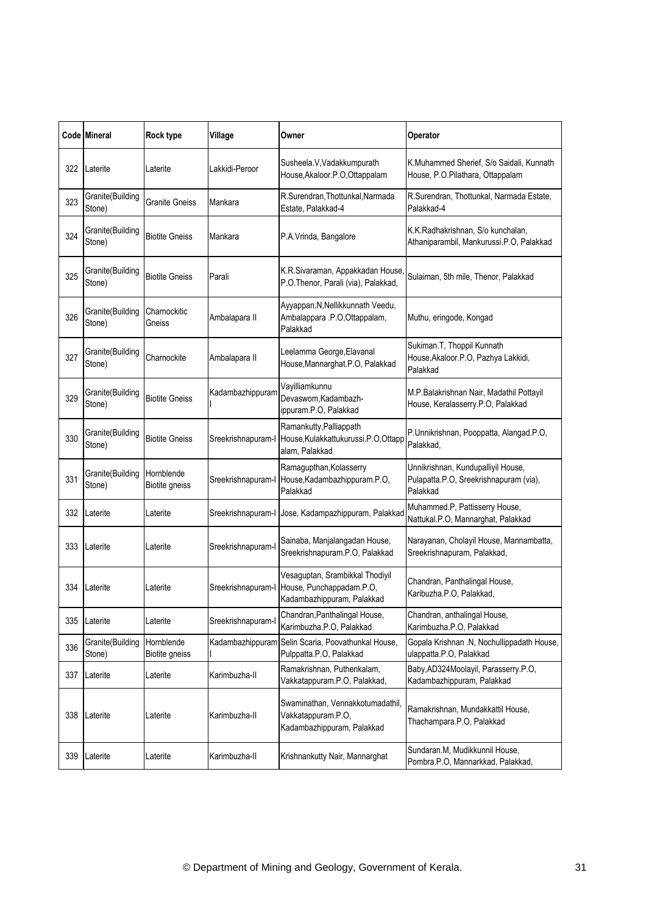| Code | Mineral | Rock type | Village | Owner | Operator |
|---|---|---|---|---|---|
| 322 | Laterite | Laterite | Lakkidi-Peroor | Susheela.V,Vadakkumpurath House,Akaloor.P.O,Ottappalam | K.Muhammed Sherief, S/o Saidali, Kunnath House, P.O.Pilathara, Ottappalam |
| 323 | Granite(Building Stone) | Granite Gneiss | Mankara | R.Surendran,Thottunkal,Narmada Estate, Palakkad-4 | R.Surendran, Thottunkal, Narmada Estate, Palakkad-4 |
| 324 | Granite(Building Stone) | Biotite Gneiss | Mankara | P.A.Vrinda, Bangalore | K.K.Radhakrishnan, S/o kunchalan, Athaniparambil, Mankurussi.P.O, Palakkad |
| 325 | Granite(Building Stone) | Biotite Gneiss | Parali | K.R.Sivaraman, Appakkadan House, P.O.Thenor, Parali (via), Palakkad, | Sulaiman, 5th mile, Thenor, Palakkad |
| 326 | Granite(Building Stone) | Charnockitic Gneiss | Ambalapara II | Ayyappan.N,Nellikkunnath Veedu, Ambalappara .P.O,Ottappalam, Palakkad | Muthu, eringode, Kongad |
| 327 | Granite(Building Stone) | Charnockite | Ambalapara II | Leelamma George,Elavanal House,Mannarghat.P.O, Palakkad | Sukiman.T, Thoppil Kunnath House,Akaloor.P.O, Pazhya Lakkidi, Palakkad |
| 329 | Granite(Building Stone) | Biotite Gneiss | Kadambazhippuram I | Vayilliamkunnu Devaswom,Kadambazh-ippuram.P.O, Palakkad | M.P.Balakrishnan Nair, Madathil Pottayil House, Keralasserry.P.O, Palakkad |
| 330 | Granite(Building Stone) | Biotite Gneiss | Sreekrishnapuram-I | Ramankutty,Palliappath House,Kulakkattukurussi.P.O,Ottappalam, Palakkad | P.Unnikrishnan, Pooppatta, Alangad.P.O, Palakkad, |
| 331 | Granite(Building Stone) | Hornblende Biotite gneiss | Sreekrishnapuram-I | Ramagupthan,Kolasserry House,Kadambazhippuram.P.O, Palakkad | Unnikrishnan, Kundupalliyil House, Pulapatta.P.O, Sreekrishnapuram (via), Palakkad |
| 332 | Laterite | Laterite | Sreekrishnapuram-I | Jose, Kadampazhippuram, Palakkad | Muhammed.P, Pattisserry House, Nattukal.P.O, Mannarghat, Palakkad |
| 333 | Laterite | Laterite | Sreekrishnapuram-I | Sainaba, Manjalangadan House, Sreekrishnapuram.P.O, Palakkad | Narayanan, Cholayil House, Mannambatta, Sreekrishnapuram, Palakkad, |
| 334 | Laterite | Laterite | Sreekrishnapuram-I | Vesaguptan, Srambikkal Thodiyil House, Punchappadam.P.O, Kadambazhippuram, Palakkad | Chandran, Panthalingal House, Karibuzha.P.O, Palakkad, |
| 335 | Laterite | Laterite | Sreekrishnapuram-I | Chandran,Panthalingal House, Karimbuzha.P.O, Palakkad | Chandran, anthalingal House, Karimbuzha.P.O, Palakkad |
| 336 | Granite(Building Stone) | Hornblende Biotite gneiss | Kadambazhippuram I | Selin Scaria, Poovathunkal House, Pulppatta.P.O, Palakkad | Gopala Krishnan .N, Nochullippadath House, ulappatta.P.O, Palakkad |
| 337 | Laterite | Laterite | Karimbuzha-II | Ramakrishnan, Puthenkalam, Vakkatappuram.P.O, Palakkad, | Baby,AD324Moolayil, Parasserry.P.O, Kadambazhippuram, Palakkad |
| 338 | Laterite | Laterite | Karimbuzha-II | Swaminathan, Vennakkotumadathil, Vakkatappuram.P.O, Kadambazhippuram, Palakkad | Ramakrishnan, Mundakkattil House, Thachampara.P.O, Palakkad |
| 339 | Laterite | Laterite | Karimbuzha-II | Krishnankutty Nair, Mannarghat | Sundaran.M, Mudikkunnil House, Pombra.P.O, Mannarkkad, Palakkad, |

© Department of Mining and Geology, Government of Kerala.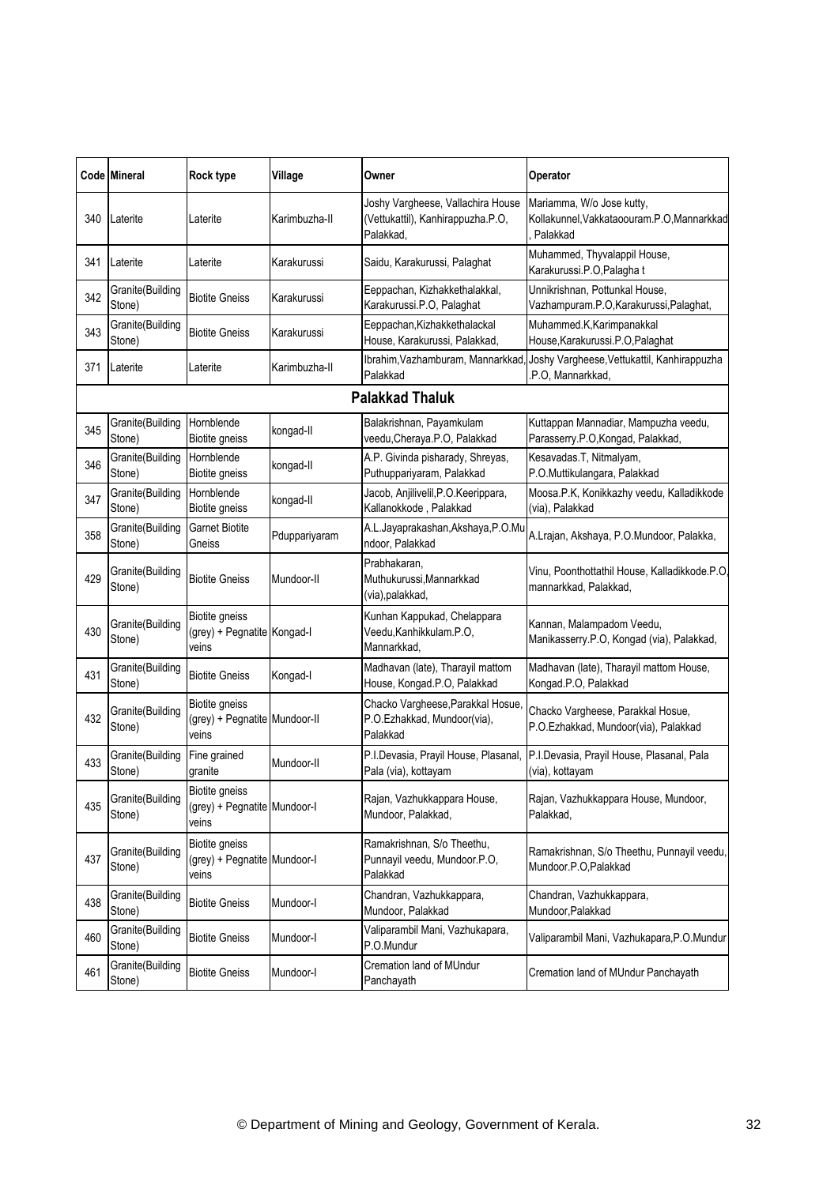| Code | Mineral | Rock type | Village | Owner | Operator |
|---|---|---|---|---|---|
| 340 | Laterite | Laterite | Karimbuzha-II | Joshy Vargheese, Vallachira House (Vettukattil), Kanhirappuzha.P.O, Palakkad, | Mariamma, W/o Jose kutty, Kollakunnel,Vakkataoouram.P.O,Mannarkkad, Palakkad |
| 341 | Laterite | Laterite | Karakurussi | Saidu, Karakurussi, Palaghat | Muhammed, Thyvalappil House, Karakurussi.P.O,Palagha t |
| 342 | Granite(Building Stone) | Biotite Gneiss | Karakurussi | Eeppachan, Kizhakkethalakkal, Karakurussi.P.O, Palaghat | Unnikrishnan, Pottunkal House, Vazhampuram.P.O,Karakurussi,Palaghat, |
| 343 | Granite(Building Stone) | Biotite Gneiss | Karakurussi | Eeppachan,Kizhakkethalackal House, Karakurussi, Palakkad, | Muhammed.K,Karimpanakkal House,Karakurussi.P.O,Palaghat |
| 371 | Laterite | Laterite | Karimbuzha-II | Ibrahim,Vazhamburam, Mannarkkad, Palakkad | Joshy Vargheese,Vettukattil, Kanhirappuzha .P.O, Mannarkkad, |
| | | | | **Palakkad Thaluk** | |
| 345 | Granite(Building Stone) | Hornblende Biotite gneiss | kongad-II | Balakrishnan, Payamkulam veedu,Cheraya.P.O, Palakkad | Kuttappan Mannadiar, Mampuzha veedu, Parasserry.P.O,Kongad, Palakkad, |
| 346 | Granite(Building Stone) | Hornblende Biotite gneiss | kongad-II | A.P. Givinda pisharady, Shreyas, Puthuppariyaram, Palakkad | Kesavadas.T, Nitmalyam, P.O.Muttikulangara, Palakkad |
| 347 | Granite(Building Stone) | Hornblende Biotite gneiss | kongad-II | Jacob, Anjilivelil,P.O.Keerippara, Kallanokkode , Palakkad | Moosa.P.K, Konikkazhy veedu, Kalladikkode (via), Palakkad |
| 358 | Granite(Building Stone) | Garnet Biotite Gneiss | Pdupppariyaram | A.L.Jayaprakashan,Akshaya,P.O.Mundoor, Palakkad | A.Lrajan, Akshaya, P.O.Mundoor, Palakka, |
| 429 | Granite(Building Stone) | Biotite Gneiss | Mundoor-II | Prabhakaran, Muthukurussi,Mannarkkad (via),palakkad, | Vinu, Poonthottathil House, Kalladikkode.P.O, mannarkkad, Palakkad, |
| 430 | Granite(Building Stone) | Biotite gneiss (grey) + Pegnatite veins | Kongad-I | Kunhan Kappukad, Chelappara Veedu,Kanhikkulam.P.O, Mannarkkad, | Kannan, Malampadom Veedu, Manikasserry.P.O, Kongad (via), Palakkad, |
| 431 | Granite(Building Stone) | Biotite Gneiss | Kongad-I | Madhavan (late), Tharayil mattom House, Kongad.P.O, Palakkad | Madhavan (late), Tharayil mattom House, Kongad.P.O, Palakkad |
| 432 | Granite(Building Stone) | Biotite gneiss (grey) + Pegnatite veins | Mundoor-II | Chacko Vargheese,Parakkal Hosue, P.O.Ezhakkad, Mundoor(via), Palakkad | Chacko Vargheese, Parakkal Hosue, P.O.Ezhakkad, Mundoor(via), Palakkad |
| 433 | Granite(Building Stone) | Fine grained granite | Mundoor-II | P.I.Devasia, Prayil House, Plasanal, Pala (via), kottayam | P.I.Devasia, Prayil House, Plasanal, Pala (via), kottayam |
| 435 | Granite(Building Stone) | Biotite gneiss (grey) + Pegnatite veins | Mundoor-I | Rajan, Vazhukkappara House, Mundoor, Palakkad, | Rajan, Vazhukkappara House, Mundoor, Palakkad, |
| 437 | Granite(Building Stone) | Biotite gneiss (grey) + Pegnatite veins | Mundoor-I | Ramakrishnan, S/o Theethu, Punnayil veedu, Mundoor.P.O, Palakkad | Ramakrishnan, S/o Theethu, Punnayil veedu, Mundoor.P.O,Palakkad |
| 438 | Granite(Building Stone) | Biotite Gneiss | Mundoor-I | Chandran, Vazhukkappara, Mundoor, Palakkad | Chandran, Vazhukkappara, Mundoor,Palakkad |
| 460 | Granite(Building Stone) | Biotite Gneiss | Mundoor-I | Valiparambil Mani, Vazhukapara, P.O.Mundur | Valiparambil Mani, Vazhukapara,P.O.Mundur |
| 461 | Granite(Building Stone) | Biotite Gneiss | Mundoor-I | Cremation land of MUndur Panchayath | Cremation land of MUndur Panchayath |

© Department of Mining and Geology, Government of Kerala.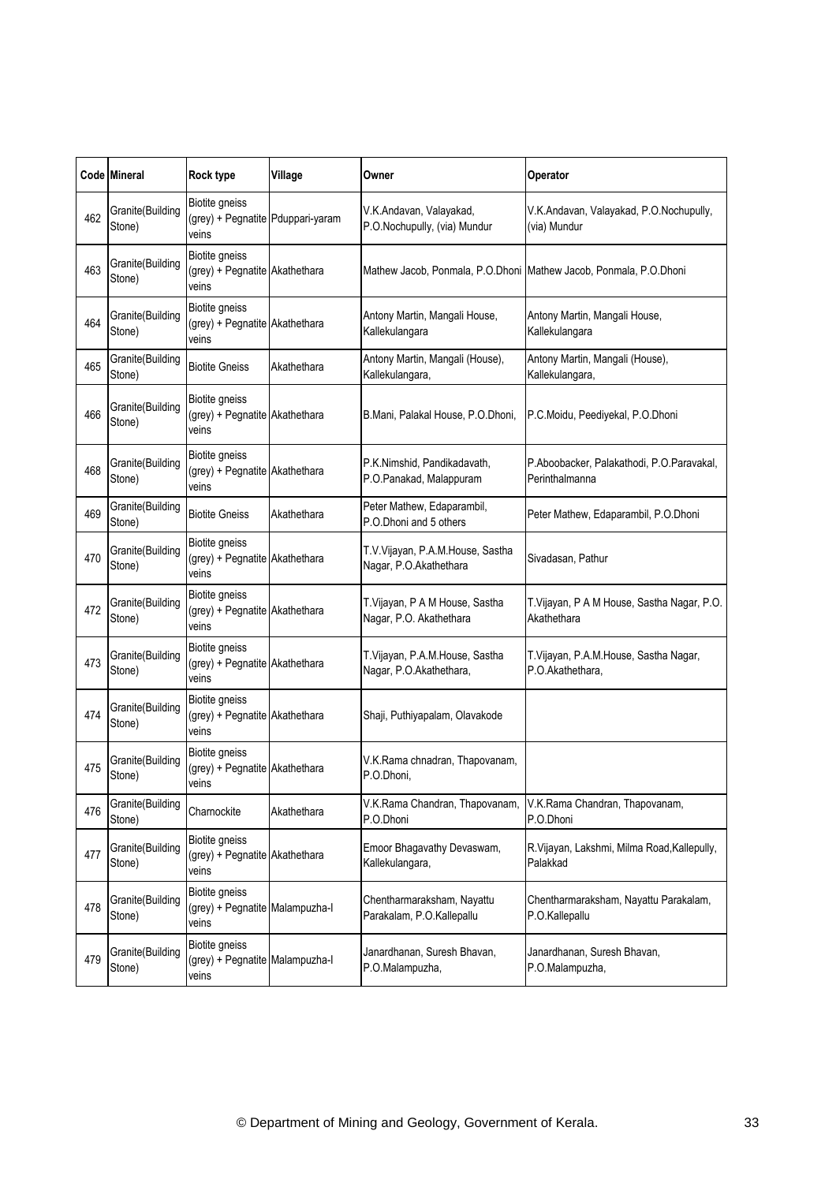| Code | Mineral | Rock type | Village | Owner | Operator |
|---|---|---|---|---|---|
| 462 | Granite(Building Stone) | Biotite gneiss (grey) + Pegnatite veins | Pduppari-yaram | V.K.Andavan, Valayakad, P.O.Nochupully, (via) Mundur | V.K.Andavan, Valayakad, P.O.Nochupully, (via) Mundur |
| 463 | Granite(Building Stone) | Biotite gneiss (grey) + Pegnatite veins | Akathethara | Mathew Jacob, Ponmala, P.O.Dhoni | Mathew Jacob, Ponmala, P.O.Dhoni |
| 464 | Granite(Building Stone) | Biotite gneiss (grey) + Pegnatite veins | Akathethara | Antony Martin, Mangali House, Kallekulangara | Antony Martin, Mangali House, Kallekulangara |
| 465 | Granite(Building Stone) | Biotite Gneiss | Akathethara | Antony Martin, Mangali (House), Kallekulangara, | Antony Martin, Mangali (House), Kallekulangara, |
| 466 | Granite(Building Stone) | Biotite gneiss (grey) + Pegnatite veins | Akathethara | B.Mani, Palakal House, P.O.Dhoni, | P.C.Moidu, Peediyekal, P.O.Dhoni |
| 468 | Granite(Building Stone) | Biotite gneiss (grey) + Pegnatite veins | Akathethara | P.K.Nimshid, Pandikadavath, P.O.Panakad, Malappuram | P.Aboobacker, Palakathodi, P.O.Paravakal, Perinthalmanna |
| 469 | Granite(Building Stone) | Biotite Gneiss | Akathethara | Peter Mathew, Edaparambil, P.O.Dhoni and 5 others | Peter Mathew, Edaparambil, P.O.Dhoni |
| 470 | Granite(Building Stone) | Biotite gneiss (grey) + Pegnatite veins | Akathethara | T.V.Vijayan, P.A.M.House, Sastha Nagar, P.O.Akathethara | Sivadasan, Pathur |
| 472 | Granite(Building Stone) | Biotite gneiss (grey) + Pegnatite veins | Akathethara | T.Vijayan, P A M House, Sastha Nagar, P.O. Akathethara | T.Vijayan, P A M House, Sastha Nagar, P.O. Akathethara |
| 473 | Granite(Building Stone) | Biotite gneiss (grey) + Pegnatite veins | Akathethara | T.Vijayan, P.A.M.House, Sastha Nagar, P.O.Akathethara, | T.Vijayan, P.A.M.House, Sastha Nagar, P.O.Akathethara, |
| 474 | Granite(Building Stone) | Biotite gneiss (grey) + Pegnatite veins | Akathethara | Shaji, Puthiyapalam, Olavakode | |
| 475 | Granite(Building Stone) | Biotite gneiss (grey) + Pegnatite veins | Akathethara | V.K.Rama chnadran, Thapovanam, P.O.Dhoni, | |
| 476 | Granite(Building Stone) | Charnockite | Akathethara | V.K.Rama Chandran, Thapovanam, P.O.Dhoni | V.K.Rama Chandran, Thapovanam, P.O.Dhoni |
| 477 | Granite(Building Stone) | Biotite gneiss (grey) + Pegnatite veins | Akathethara | Emoor Bhagavathy Devaswam, Kallekulangara, | R.Vijayan, Lakshmi, Milma Road,Kallepully, Palakkad |
| 478 | Granite(Building Stone) | Biotite gneiss (grey) + Pegnatite veins | Malampuzha-I | Chentharmaraksham, Nayattu Parakalam, P.O.Kallepallu | Chentharmaraksham, Nayattu Parakalam, P.O.Kallepallu |
| 479 | Granite(Building Stone) | Biotite gneiss (grey) + Pegnatite veins | Malampuzha-I | Janardhanan, Suresh Bhavan, P.O.Malampuzha, | Janardhanan, Suresh Bhavan, P.O.Malampuzha, |

© Department of Mining and Geology, Government of Kerala.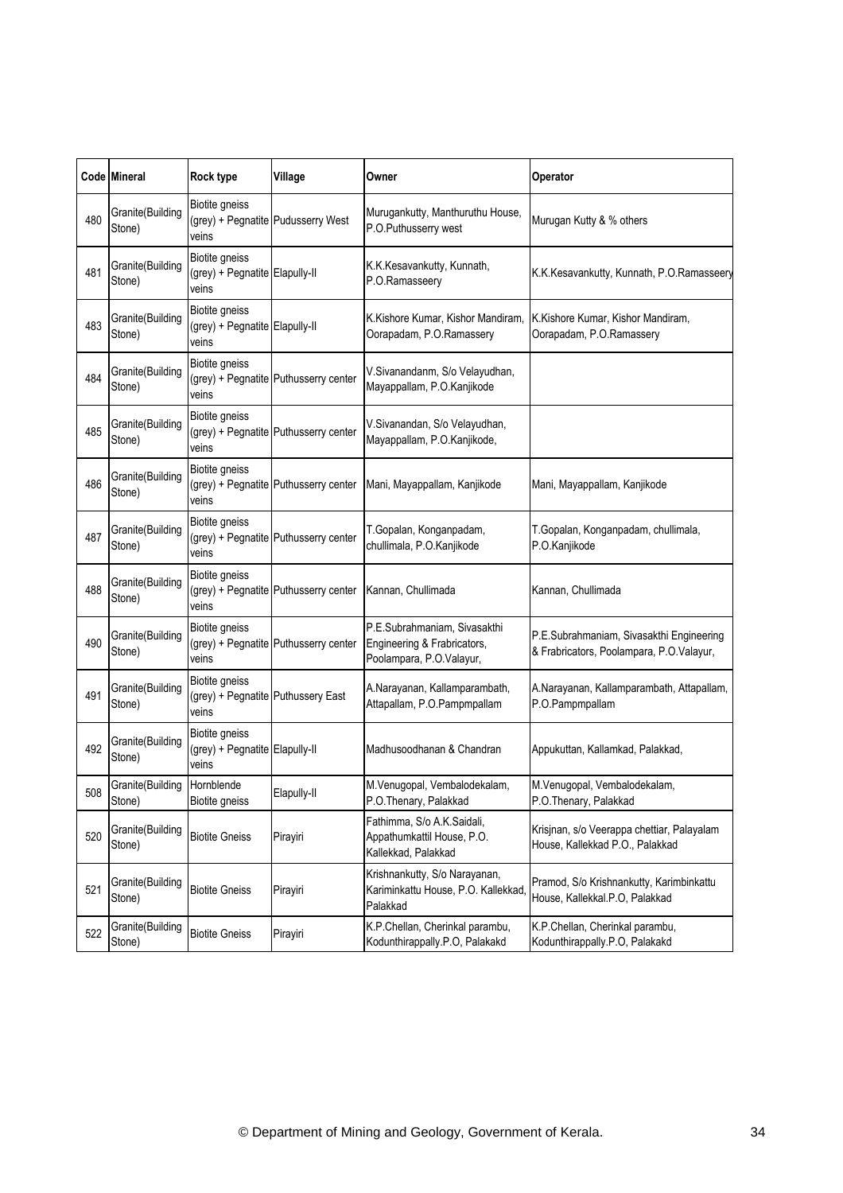| Code | Mineral | Rock type | Village | Owner | Operator |
|---|---|---|---|---|---|
| 480 | Granite(Building Stone) | Biotite gneiss (grey) + Pegnatite veins | Pudusserry West | Murugankutty, Manthuruthu House, P.O.Puthusserry west | Murugan Kutty & % others |
| 481 | Granite(Building Stone) | Biotite gneiss (grey) + Pegnatite veins | Elapully-II | K.K.Kesavankutty, Kunnath, P.O.Ramasseery | K.K.Kesavankutty, Kunnath, P.O.Ramasseery |
| 483 | Granite(Building Stone) | Biotite gneiss (grey) + Pegnatite veins | Elapully-II | K.Kishore Kumar, Kishor Mandiram, Oorapadam, P.O.Ramassery | K.Kishore Kumar, Kishor Mandiram, Oorapadam, P.O.Ramassery |
| 484 | Granite(Building Stone) | Biotite gneiss (grey) + Pegnatite veins | Puthusserry center | V.Sivanandanm, S/o Velayudhan, Mayappallam, P.O.Kanjikode | |
| 485 | Granite(Building Stone) | Biotite gneiss (grey) + Pegnatite veins | Puthusserry center | V.Sivanandan, S/o Velayudhan, Mayappallam, P.O.Kanjikode, | |
| 486 | Granite(Building Stone) | Biotite gneiss (grey) + Pegnatite veins | Puthusserry center | Mani, Mayappallam, Kanjikode | Mani, Mayappallam, Kanjikode |
| 487 | Granite(Building Stone) | Biotite gneiss (grey) + Pegnatite veins | Puthusserry center | T.Gopalan, Konganpadam, chullimala, P.O.Kanjikode | T.Gopalan, Konganpadam, chullimala, P.O.Kanjikode |
| 488 | Granite(Building Stone) | Biotite gneiss (grey) + Pegnatite veins | Puthusserry center | Kannan, Chullimada | Kannan, Chullimada |
| 490 | Granite(Building Stone) | Biotite gneiss (grey) + Pegnatite veins | Puthusserry center | P.E.Subrahmaniam, Sivasakthi Engineering & Frabricators, Poolampara, P.O.Valayur, | P.E.Subrahmaniam, Sivasakthi Engineering & Frabricators, Poolampara, P.O.Valayur, |
| 491 | Granite(Building Stone) | Biotite gneiss (grey) + Pegnatite veins | Puthussery East | A.Narayanan, Kallamparambath, Attapallam, P.O.Pampmpallam | A.Narayanan, Kallamparambath, Attapallam, P.O.Pampmpallam |
| 492 | Granite(Building Stone) | Biotite gneiss (grey) + Pegnatite veins | Elapully-II | Madhusoodhanan & Chandran | Appukuttan, Kallamkad, Palakkad, |
| 508 | Granite(Building Stone) | Hornblende Biotite gneiss | Elapully-II | M.Venugopal, Vembalodekalam, P.O.Thenary, Palakkad | M.Venugopal, Vembalodekalam, P.O.Thenary, Palakkad |
| 520 | Granite(Building Stone) | Biotite Gneiss | Pirayiri | Fathimma, S/o A.K.Saidali, Appathumkattil House, P.O. Kallekkad, Palakkad | Krisjnan, s/o Veerappa chettiar, Palayalam House, Kallekkad P.O., Palakkad |
| 521 | Granite(Building Stone) | Biotite Gneiss | Pirayiri | Krishnankutty, S/o Narayanan, Kariminkattu House, P.O. Kallekkad, Palakkad | Pramod, S/o Krishnankutty, Karimbinkattu House, Kallekkal.P.O, Palakkad |
| 522 | Granite(Building Stone) | Biotite Gneiss | Pirayiri | K.P.Chellan, Cherinkal parambu, Kodunthirappally.P.O, Palakakd | K.P.Chellan, Cherinkal parambu, Kodunthirappally.P.O, Palakakd |

© Department of Mining and Geology, Government of Kerala.